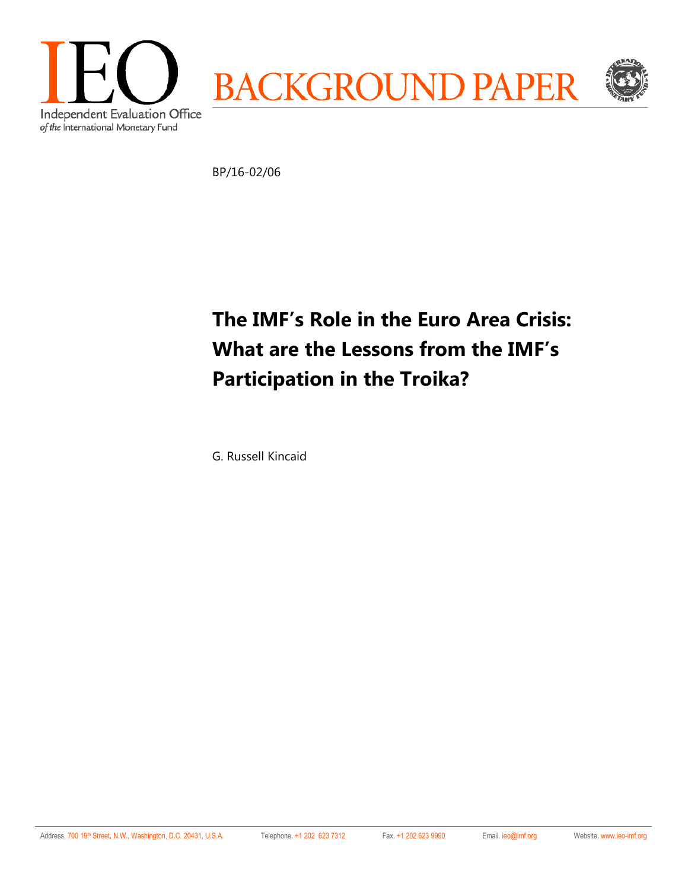IEO

Independent Evaluation Office
*of the* International Monetary Fund

BACKGROUND PAPER

BP/16-02/06

# The IMF's Role in the Euro Area Crisis: What are the Lessons from the IMF's Participation in the Troika?

G. Russell Kincaid

Address. 700 19th Street, N.W., Washington, D.C. 20431, U.S.A. Telephone. +1 202 623 7312 Fax. +1 202 623 9990 Email. ieo@imf.org Website. www.ieo-imf.org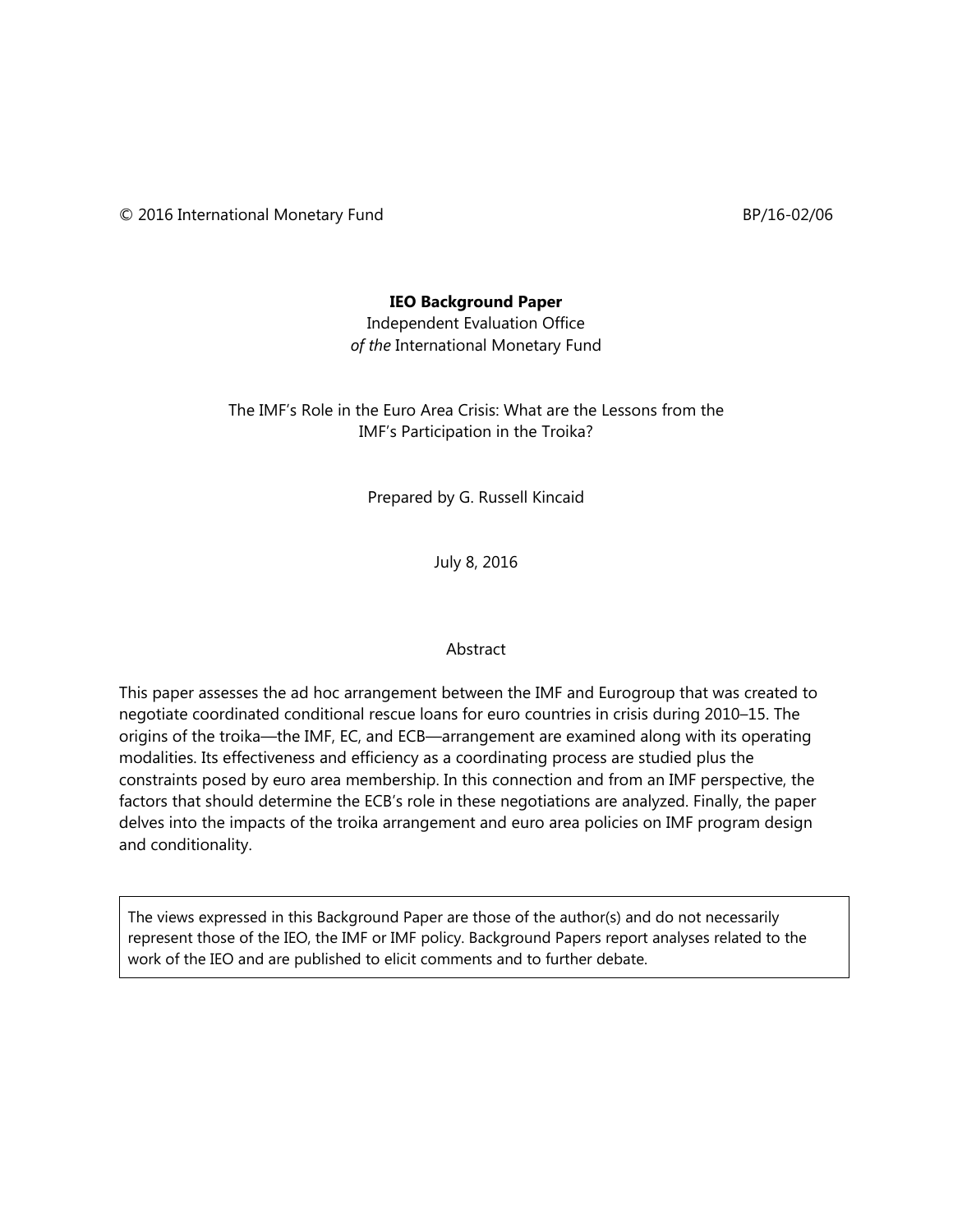© 2016 International Monetary Fund BP/16-02/06

**IEO Background Paper**

Independent Evaluation Office
*of the* International Monetary Fund

The IMF's Role in the Euro Area Crisis: What are the Lessons from the IMF's Participation in the Troika?

Prepared by G. Russell Kincaid

July 8, 2016

## Abstract

This paper assesses the ad hoc arrangement between the IMF and Eurogroup that was created to negotiate coordinated conditional rescue loans for euro countries in crisis during 2010–15. The origins of the troika—the IMF, EC, and ECB—arrangement are examined along with its operating modalities. Its effectiveness and efficiency as a coordinating process are studied plus the constraints posed by euro area membership. In this connection and from an IMF perspective, the factors that should determine the ECB's role in these negotiations are analyzed. Finally, the paper delves into the impacts of the troika arrangement and euro area policies on IMF program design and conditionality.

> The views expressed in this Background Paper are those of the author(s) and do not necessarily represent those of the IEO, the IMF or IMF policy. Background Papers report analyses related to the work of the IEO and are published to elicit comments and to further debate.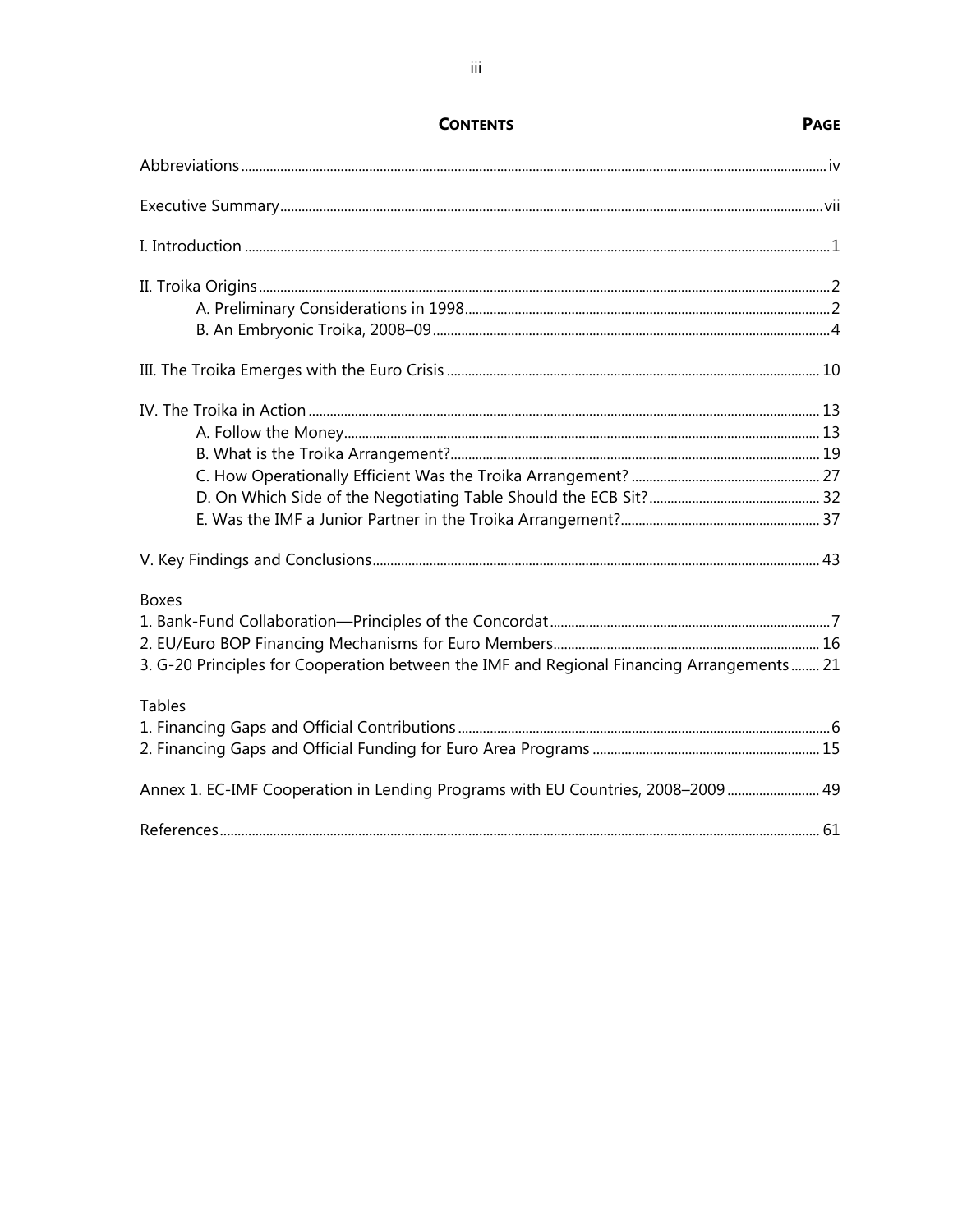# CONTENTS

| | PAGE |
|---|---|
| Abbreviations | iv |
| Executive Summary | vii |
| I. Introduction | 1 |
| II. Troika Origins | 2 |
| A. Preliminary Considerations in 1998 | 2 |
| B. An Embryonic Troika, 2008–09 | 4 |
| III. The Troika Emerges with the Euro Crisis | 10 |
| IV. The Troika in Action | 13 |
| A. Follow the Money | 13 |
| B. What is the Troika Arrangement? | 19 |
| C. How Operationally Efficient Was the Troika Arrangement? | 27 |
| D. On Which Side of the Negotiating Table Should the ECB Sit? | 32 |
| E. Was the IMF a Junior Partner in the Troika Arrangement? | 37 |
| V. Key Findings and Conclusions | 43 |

**Boxes**

| | |
|---|---|
| 1. Bank-Fund Collaboration—Principles of the Concordat | 7 |
| 2. EU/Euro BOP Financing Mechanisms for Euro Members | 16 |
| 3. G-20 Principles for Cooperation between the IMF and Regional Financing Arrangements | 21 |

**Tables**

| | |
|---|---|
| 1. Financing Gaps and Official Contributions | 6 |
| 2. Financing Gaps and Official Funding for Euro Area Programs | 15 |

| | |
|---|---|
| Annex 1. EC-IMF Cooperation in Lending Programs with EU Countries, 2008–2009 | 49 |
| References | 61 |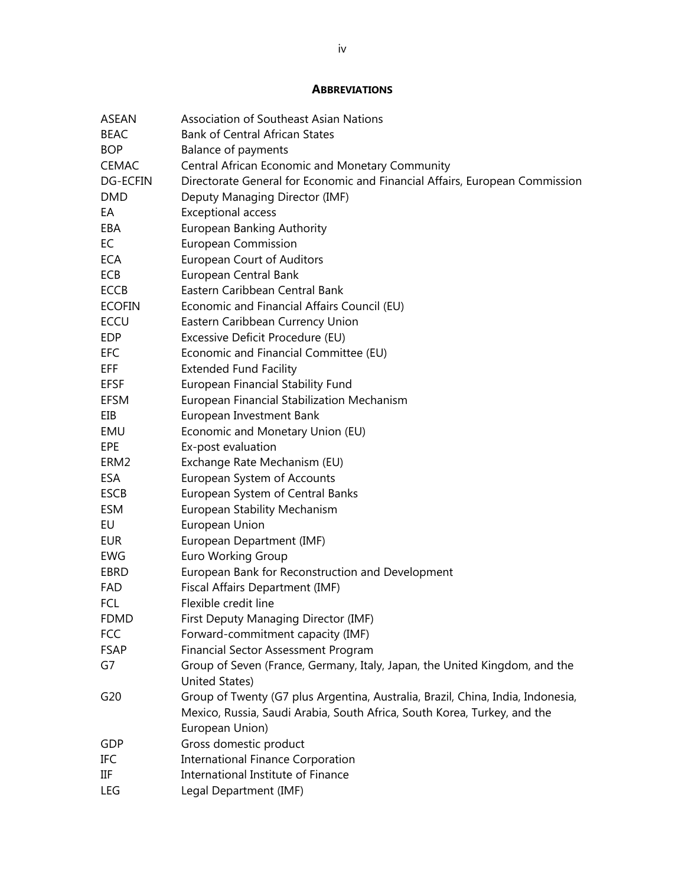## ABBREVIATIONS

| | |
|---|---|
| ASEAN | Association of Southeast Asian Nations |
| BEAC | Bank of Central African States |
| BOP | Balance of payments |
| CEMAC | Central African Economic and Monetary Community |
| DG-ECFIN | Directorate General for Economic and Financial Affairs, European Commission |
| DMD | Deputy Managing Director (IMF) |
| EA | Exceptional access |
| EBA | European Banking Authority |
| EC | European Commission |
| ECA | European Court of Auditors |
| ECB | European Central Bank |
| ECCB | Eastern Caribbean Central Bank |
| ECOFIN | Economic and Financial Affairs Council (EU) |
| ECCU | Eastern Caribbean Currency Union |
| EDP | Excessive Deficit Procedure (EU) |
| EFC | Economic and Financial Committee (EU) |
| EFF | Extended Fund Facility |
| EFSF | European Financial Stability Fund |
| EFSM | European Financial Stabilization Mechanism |
| EIB | European Investment Bank |
| EMU | Economic and Monetary Union (EU) |
| EPE | Ex-post evaluation |
| ERM2 | Exchange Rate Mechanism (EU) |
| ESA | European System of Accounts |
| ESCB | European System of Central Banks |
| ESM | European Stability Mechanism |
| EU | European Union |
| EUR | European Department (IMF) |
| EWG | Euro Working Group |
| EBRD | European Bank for Reconstruction and Development |
| FAD | Fiscal Affairs Department (IMF) |
| FCL | Flexible credit line |
| FDMD | First Deputy Managing Director (IMF) |
| FCC | Forward-commitment capacity (IMF) |
| FSAP | Financial Sector Assessment Program |
| G7 | Group of Seven (France, Germany, Italy, Japan, the United Kingdom, and the United States) |
| G20 | Group of Twenty (G7 plus Argentina, Australia, Brazil, China, India, Indonesia, Mexico, Russia, Saudi Arabia, South Africa, South Korea, Turkey, and the European Union) |
| GDP | Gross domestic product |
| IFC | International Finance Corporation |
| IIF | International Institute of Finance |
| LEG | Legal Department (IMF) |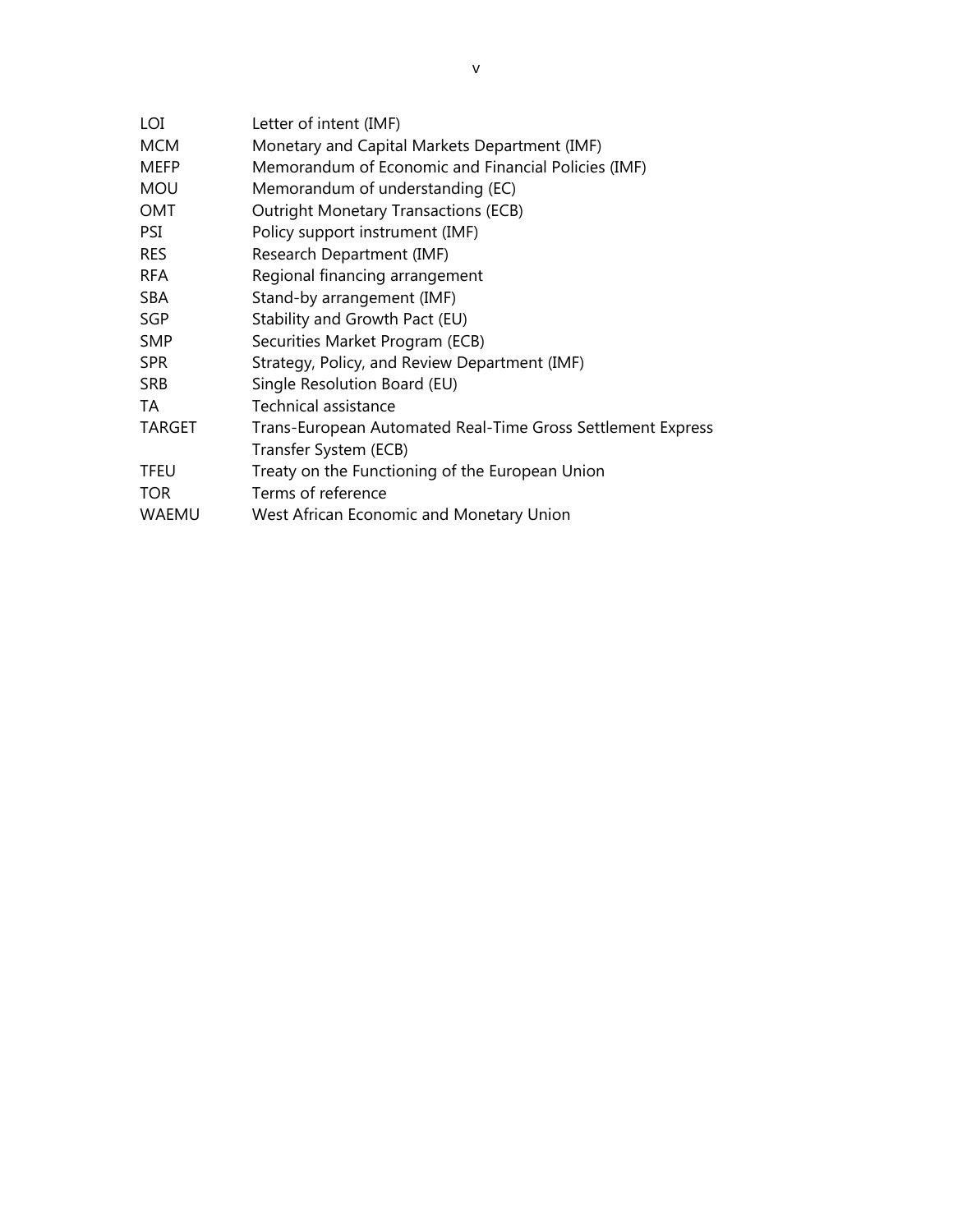| | |
|---|---|
| LOI | Letter of intent (IMF) |
| MCM | Monetary and Capital Markets Department (IMF) |
| MEFP | Memorandum of Economic and Financial Policies (IMF) |
| MOU | Memorandum of understanding (EC) |
| OMT | Outright Monetary Transactions (ECB) |
| PSI | Policy support instrument (IMF) |
| RES | Research Department (IMF) |
| RFA | Regional financing arrangement |
| SBA | Stand-by arrangement (IMF) |
| SGP | Stability and Growth Pact (EU) |
| SMP | Securities Market Program (ECB) |
| SPR | Strategy, Policy, and Review Department (IMF) |
| SRB | Single Resolution Board (EU) |
| TA | Technical assistance |
| TARGET | Trans-European Automated Real-Time Gross Settlement Express Transfer System (ECB) |
| TFEU | Treaty on the Functioning of the European Union |
| TOR | Terms of reference |
| WAEMU | West African Economic and Monetary Union |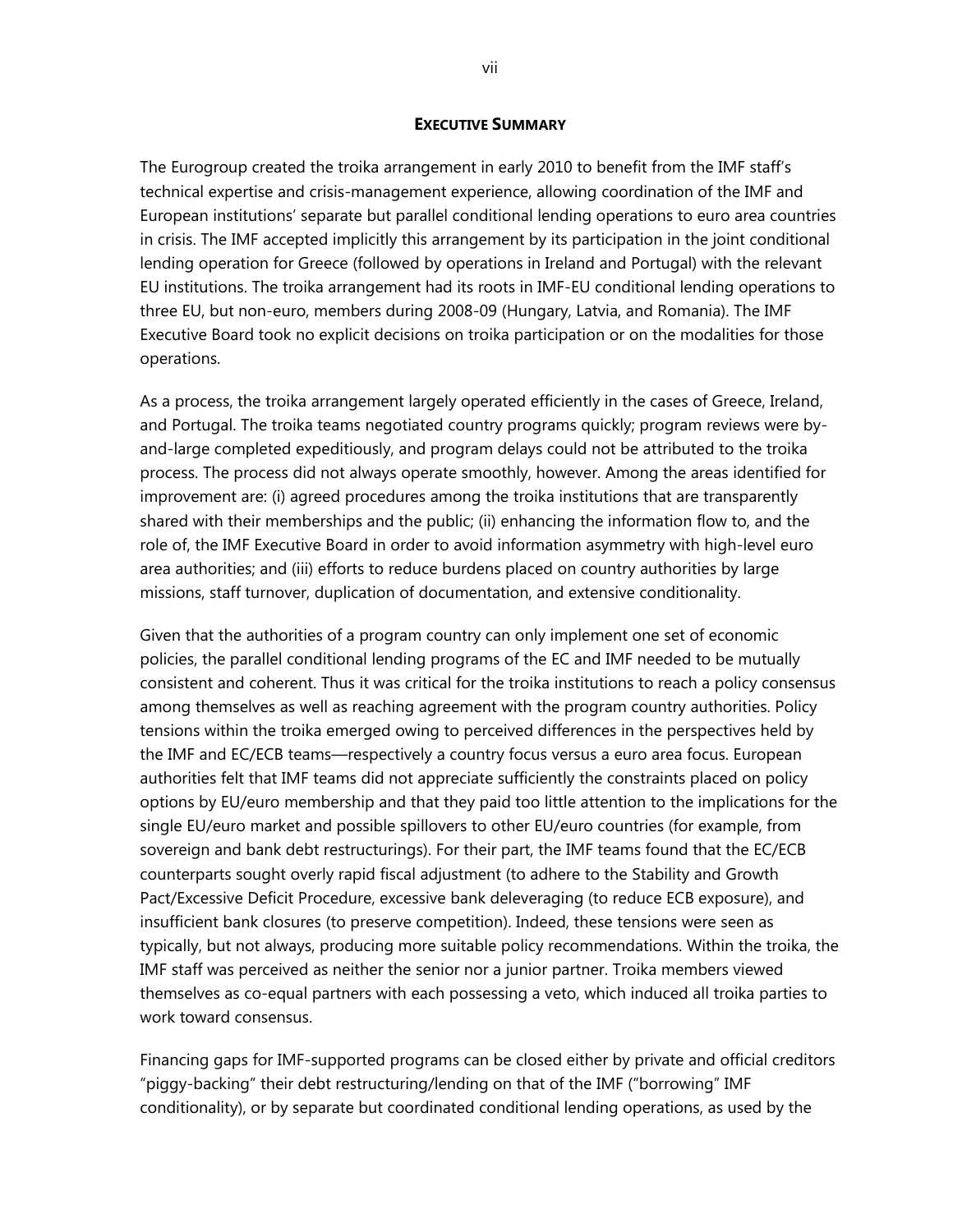## EXECUTIVE SUMMARY

The Eurogroup created the troika arrangement in early 2010 to benefit from the IMF staff's technical expertise and crisis-management experience, allowing coordination of the IMF and European institutions' separate but parallel conditional lending operations to euro area countries in crisis. The IMF accepted implicitly this arrangement by its participation in the joint conditional lending operation for Greece (followed by operations in Ireland and Portugal) with the relevant EU institutions. The troika arrangement had its roots in IMF-EU conditional lending operations to three EU, but non-euro, members during 2008-09 (Hungary, Latvia, and Romania). The IMF Executive Board took no explicit decisions on troika participation or on the modalities for those operations.

As a process, the troika arrangement largely operated efficiently in the cases of Greece, Ireland, and Portugal. The troika teams negotiated country programs quickly; program reviews were by-and-large completed expeditiously, and program delays could not be attributed to the troika process. The process did not always operate smoothly, however. Among the areas identified for improvement are: (i) agreed procedures among the troika institutions that are transparently shared with their memberships and the public; (ii) enhancing the information flow to, and the role of, the IMF Executive Board in order to avoid information asymmetry with high-level euro area authorities; and (iii) efforts to reduce burdens placed on country authorities by large missions, staff turnover, duplication of documentation, and extensive conditionality.

Given that the authorities of a program country can only implement one set of economic policies, the parallel conditional lending programs of the EC and IMF needed to be mutually consistent and coherent. Thus it was critical for the troika institutions to reach a policy consensus among themselves as well as reaching agreement with the program country authorities. Policy tensions within the troika emerged owing to perceived differences in the perspectives held by the IMF and EC/ECB teams—respectively a country focus versus a euro area focus. European authorities felt that IMF teams did not appreciate sufficiently the constraints placed on policy options by EU/euro membership and that they paid too little attention to the implications for the single EU/euro market and possible spillovers to other EU/euro countries (for example, from sovereign and bank debt restructurings). For their part, the IMF teams found that the EC/ECB counterparts sought overly rapid fiscal adjustment (to adhere to the Stability and Growth Pact/Excessive Deficit Procedure, excessive bank deleveraging (to reduce ECB exposure), and insufficient bank closures (to preserve competition). Indeed, these tensions were seen as typically, but not always, producing more suitable policy recommendations. Within the troika, the IMF staff was perceived as neither the senior nor a junior partner. Troika members viewed themselves as co-equal partners with each possessing a veto, which induced all troika parties to work toward consensus.

Financing gaps for IMF-supported programs can be closed either by private and official creditors "piggy-backing" their debt restructuring/lending on that of the IMF ("borrowing" IMF conditionality), or by separate but coordinated conditional lending operations, as used by the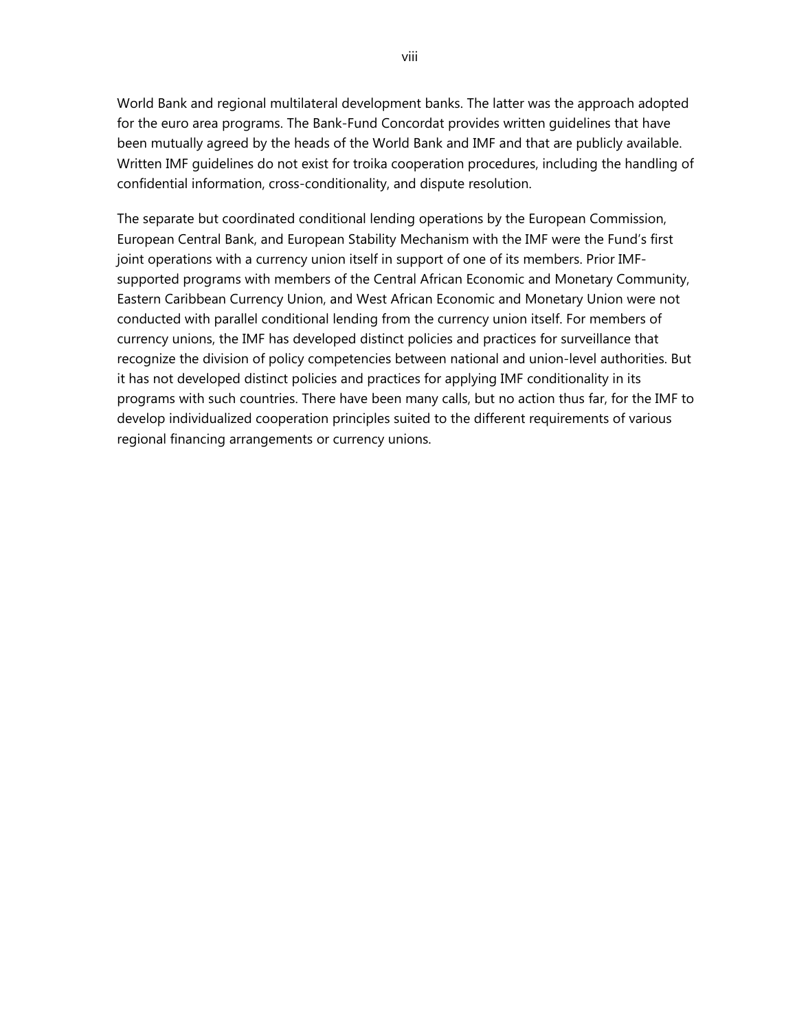World Bank and regional multilateral development banks. The latter was the approach adopted for the euro area programs. The Bank-Fund Concordat provides written guidelines that have been mutually agreed by the heads of the World Bank and IMF and that are publicly available. Written IMF guidelines do not exist for troika cooperation procedures, including the handling of confidential information, cross-conditionality, and dispute resolution.

The separate but coordinated conditional lending operations by the European Commission, European Central Bank, and European Stability Mechanism with the IMF were the Fund's first joint operations with a currency union itself in support of one of its members. Prior IMF-supported programs with members of the Central African Economic and Monetary Community, Eastern Caribbean Currency Union, and West African Economic and Monetary Union were not conducted with parallel conditional lending from the currency union itself. For members of currency unions, the IMF has developed distinct policies and practices for surveillance that recognize the division of policy competencies between national and union-level authorities. But it has not developed distinct policies and practices for applying IMF conditionality in its programs with such countries. There have been many calls, but no action thus far, for the IMF to develop individualized cooperation principles suited to the different requirements of various regional financing arrangements or currency unions.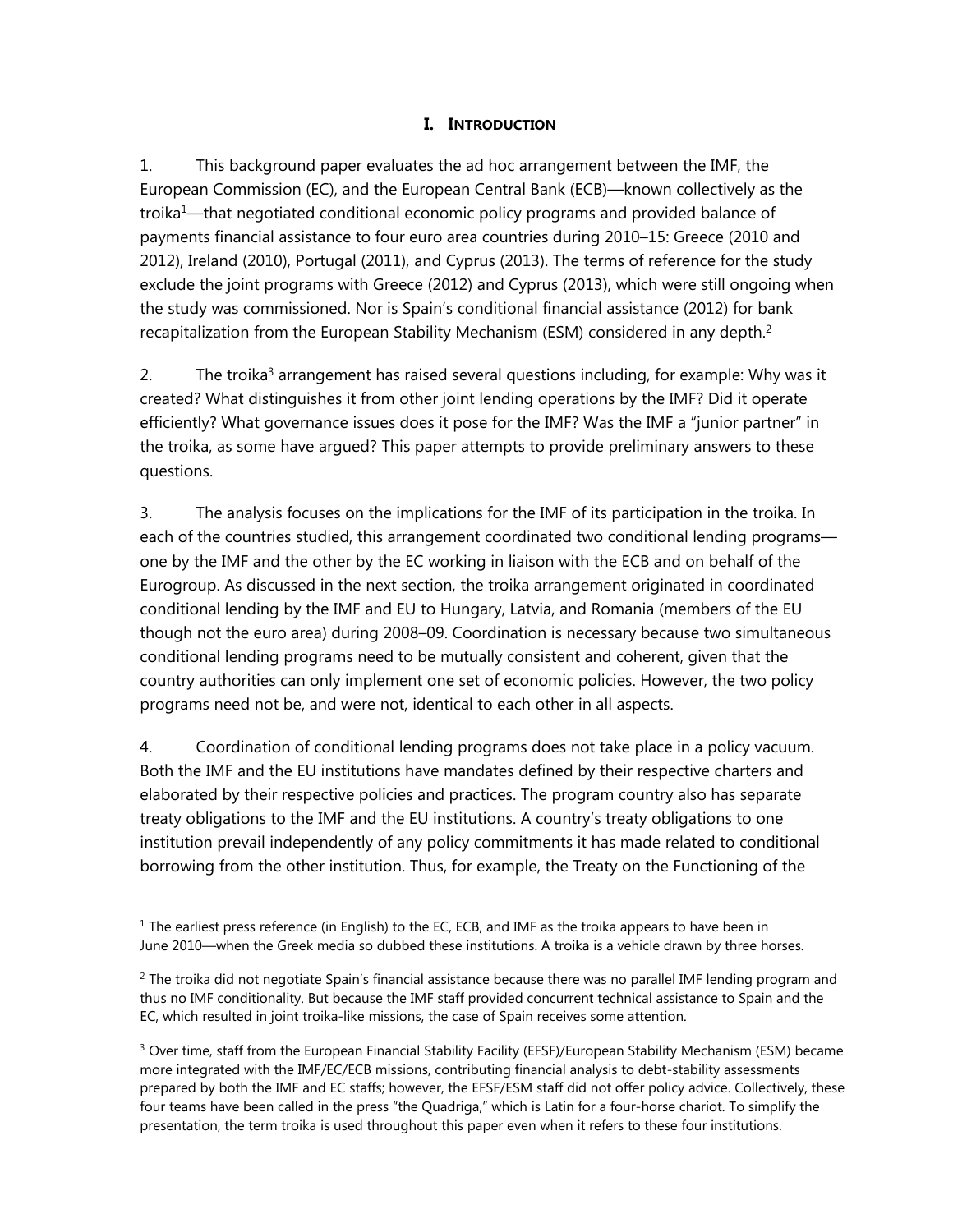# I. INTRODUCTION

1. This background paper evaluates the ad hoc arrangement between the IMF, the European Commission (EC), and the European Central Bank (ECB)—known collectively as the troika[1]—that negotiated conditional economic policy programs and provided balance of payments financial assistance to four euro area countries during 2010–15: Greece (2010 and 2012), Ireland (2010), Portugal (2011), and Cyprus (2013). The terms of reference for the study exclude the joint programs with Greece (2012) and Cyprus (2013), which were still ongoing when the study was commissioned. Nor is Spain's conditional financial assistance (2012) for bank recapitalization from the European Stability Mechanism (ESM) considered in any depth.[2]

2. The troika[3] arrangement has raised several questions including, for example: Why was it created? What distinguishes it from other joint lending operations by the IMF? Did it operate efficiently? What governance issues does it pose for the IMF? Was the IMF a "junior partner" in the troika, as some have argued? This paper attempts to provide preliminary answers to these questions.

3. The analysis focuses on the implications for the IMF of its participation in the troika. In each of the countries studied, this arrangement coordinated two conditional lending programs—one by the IMF and the other by the EC working in liaison with the ECB and on behalf of the Eurogroup. As discussed in the next section, the troika arrangement originated in coordinated conditional lending by the IMF and EU to Hungary, Latvia, and Romania (members of the EU though not the euro area) during 2008–09. Coordination is necessary because two simultaneous conditional lending programs need to be mutually consistent and coherent, given that the country authorities can only implement one set of economic policies. However, the two policy programs need not be, and were not, identical to each other in all aspects.

4. Coordination of conditional lending programs does not take place in a policy vacuum. Both the IMF and the EU institutions have mandates defined by their respective charters and elaborated by their respective policies and practices. The program country also has separate treaty obligations to the IMF and the EU institutions. A country's treaty obligations to one institution prevail independently of any policy commitments it has made related to conditional borrowing from the other institution. Thus, for example, the Treaty on the Functioning of the

---

[1] The earliest press reference (in English) to the EC, ECB, and IMF as the troika appears to have been in June 2010—when the Greek media so dubbed these institutions. A troika is a vehicle drawn by three horses.

[2] The troika did not negotiate Spain's financial assistance because there was no parallel IMF lending program and thus no IMF conditionality. But because the IMF staff provided concurrent technical assistance to Spain and the EC, which resulted in joint troika-like missions, the case of Spain receives some attention.

[3] Over time, staff from the European Financial Stability Facility (EFSF)/European Stability Mechanism (ESM) became more integrated with the IMF/EC/ECB missions, contributing financial analysis to debt-stability assessments prepared by both the IMF and EC staffs; however, the EFSF/ESM staff did not offer policy advice. Collectively, these four teams have been called in the press "the Quadriga," which is Latin for a four-horse chariot. To simplify the presentation, the term troika is used throughout this paper even when it refers to these four institutions.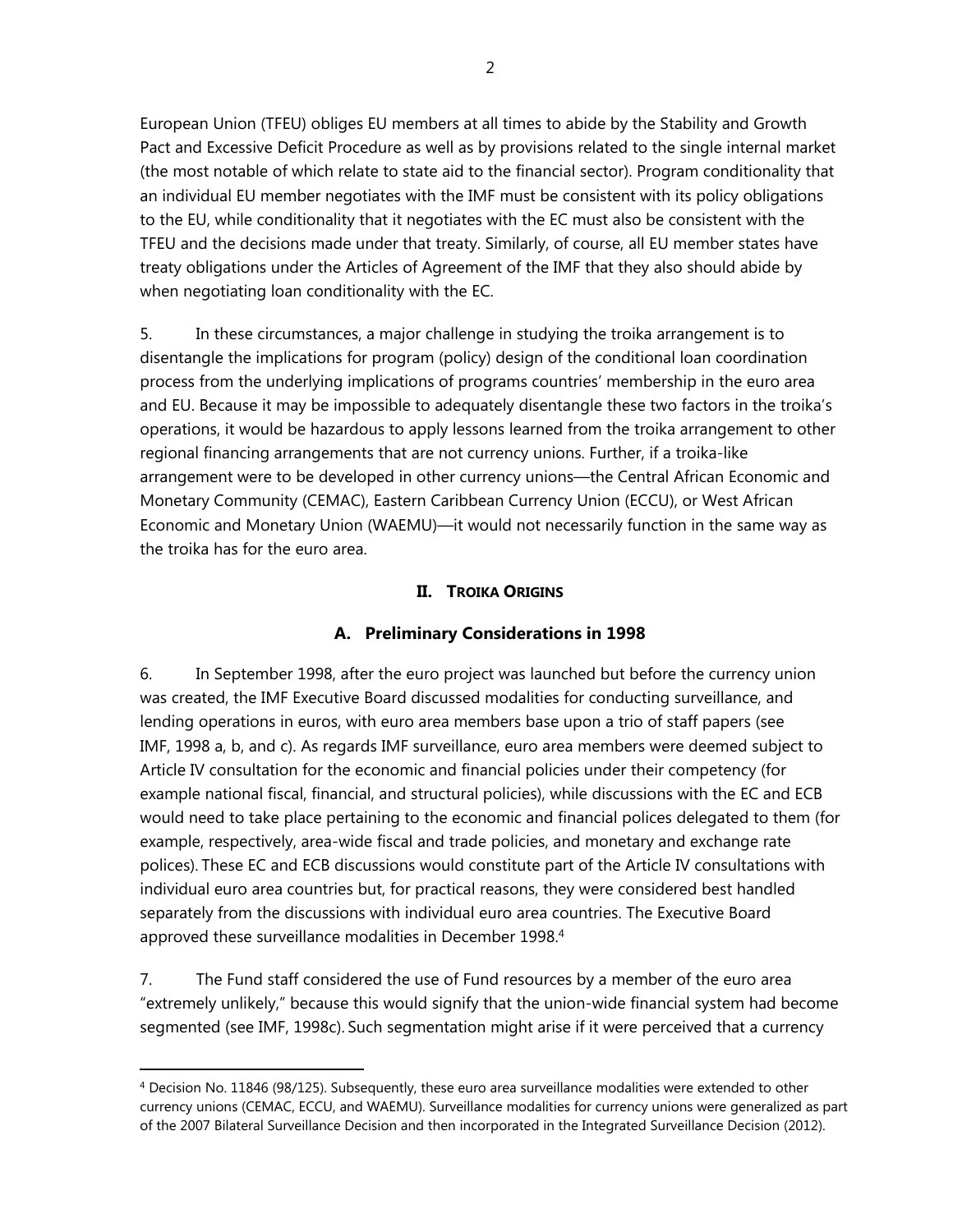European Union (TFEU) obliges EU members at all times to abide by the Stability and Growth Pact and Excessive Deficit Procedure as well as by provisions related to the single internal market (the most notable of which relate to state aid to the financial sector). Program conditionality that an individual EU member negotiates with the IMF must be consistent with its policy obligations to the EU, while conditionality that it negotiates with the EC must also be consistent with the TFEU and the decisions made under that treaty. Similarly, of course, all EU member states have treaty obligations under the Articles of Agreement of the IMF that they also should abide by when negotiating loan conditionality with the EC.

5. In these circumstances, a major challenge in studying the troika arrangement is to disentangle the implications for program (policy) design of the conditional loan coordination process from the underlying implications of programs countries' membership in the euro area and EU. Because it may be impossible to adequately disentangle these two factors in the troika's operations, it would be hazardous to apply lessons learned from the troika arrangement to other regional financing arrangements that are not currency unions. Further, if a troika-like arrangement were to be developed in other currency unions—the Central African Economic and Monetary Community (CEMAC), Eastern Caribbean Currency Union (ECCU), or West African Economic and Monetary Union (WAEMU)—it would not necessarily function in the same way as the troika has for the euro area.

## II. TROIKA ORIGINS

### A. Preliminary Considerations in 1998

6. In September 1998, after the euro project was launched but before the currency union was created, the IMF Executive Board discussed modalities for conducting surveillance, and lending operations in euros, with euro area members base upon a trio of staff papers (see IMF, 1998 a, b, and c). As regards IMF surveillance, euro area members were deemed subject to Article IV consultation for the economic and financial policies under their competency (for example national fiscal, financial, and structural policies), while discussions with the EC and ECB would need to take place pertaining to the economic and financial polices delegated to them (for example, respectively, area-wide fiscal and trade policies, and monetary and exchange rate polices). These EC and ECB discussions would constitute part of the Article IV consultations with individual euro area countries but, for practical reasons, they were considered best handled separately from the discussions with individual euro area countries. The Executive Board approved these surveillance modalities in December 1998.[4]

7. The Fund staff considered the use of Fund resources by a member of the euro area "extremely unlikely," because this would signify that the union-wide financial system had become segmented (see IMF, 1998c). Such segmentation might arise if it were perceived that a currency

[4] Decision No. 11846 (98/125). Subsequently, these euro area surveillance modalities were extended to other currency unions (CEMAC, ECCU, and WAEMU). Surveillance modalities for currency unions were generalized as part of the 2007 Bilateral Surveillance Decision and then incorporated in the Integrated Surveillance Decision (2012).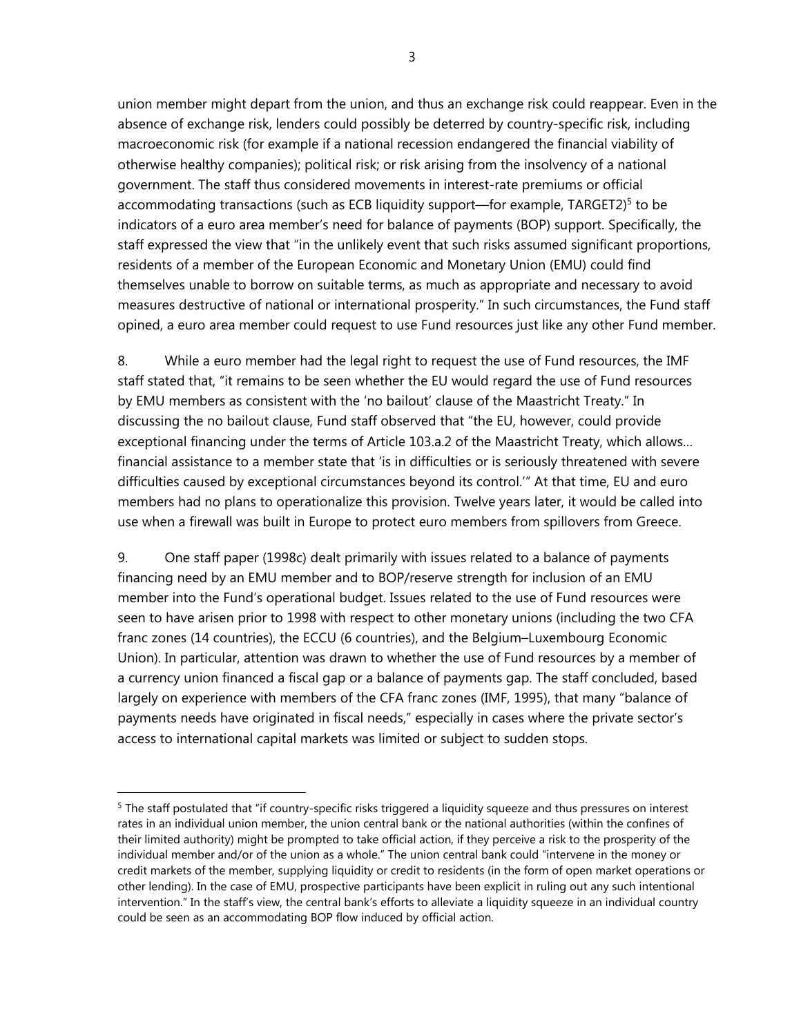union member might depart from the union, and thus an exchange risk could reappear. Even in the absence of exchange risk, lenders could possibly be deterred by country-specific risk, including macroeconomic risk (for example if a national recession endangered the financial viability of otherwise healthy companies); political risk; or risk arising from the insolvency of a national government. The staff thus considered movements in interest-rate premiums or official accommodating transactions (such as ECB liquidity support—for example, TARGET2)[5] to be indicators of a euro area member's need for balance of payments (BOP) support. Specifically, the staff expressed the view that "in the unlikely event that such risks assumed significant proportions, residents of a member of the European Economic and Monetary Union (EMU) could find themselves unable to borrow on suitable terms, as much as appropriate and necessary to avoid measures destructive of national or international prosperity." In such circumstances, the Fund staff opined, a euro area member could request to use Fund resources just like any other Fund member.

8. While a euro member had the legal right to request the use of Fund resources, the IMF staff stated that, "it remains to be seen whether the EU would regard the use of Fund resources by EMU members as consistent with the 'no bailout' clause of the Maastricht Treaty." In discussing the no bailout clause, Fund staff observed that "the EU, however, could provide exceptional financing under the terms of Article 103.a.2 of the Maastricht Treaty, which allows… financial assistance to a member state that 'is in difficulties or is seriously threatened with severe difficulties caused by exceptional circumstances beyond its control.'" At that time, EU and euro members had no plans to operationalize this provision. Twelve years later, it would be called into use when a firewall was built in Europe to protect euro members from spillovers from Greece.

9. One staff paper (1998c) dealt primarily with issues related to a balance of payments financing need by an EMU member and to BOP/reserve strength for inclusion of an EMU member into the Fund's operational budget. Issues related to the use of Fund resources were seen to have arisen prior to 1998 with respect to other monetary unions (including the two CFA franc zones (14 countries), the ECCU (6 countries), and the Belgium–Luxembourg Economic Union). In particular, attention was drawn to whether the use of Fund resources by a member of a currency union financed a fiscal gap or a balance of payments gap. The staff concluded, based largely on experience with members of the CFA franc zones (IMF, 1995), that many "balance of payments needs have originated in fiscal needs," especially in cases where the private sector's access to international capital markets was limited or subject to sudden stops.

---

[5] The staff postulated that "if country-specific risks triggered a liquidity squeeze and thus pressures on interest rates in an individual union member, the union central bank or the national authorities (within the confines of their limited authority) might be prompted to take official action, if they perceive a risk to the prosperity of the individual member and/or of the union as a whole." The union central bank could "intervene in the money or credit markets of the member, supplying liquidity or credit to residents (in the form of open market operations or other lending). In the case of EMU, prospective participants have been explicit in ruling out any such intentional intervention." In the staff's view, the central bank's efforts to alleviate a liquidity squeeze in an individual country could be seen as an accommodating BOP flow induced by official action.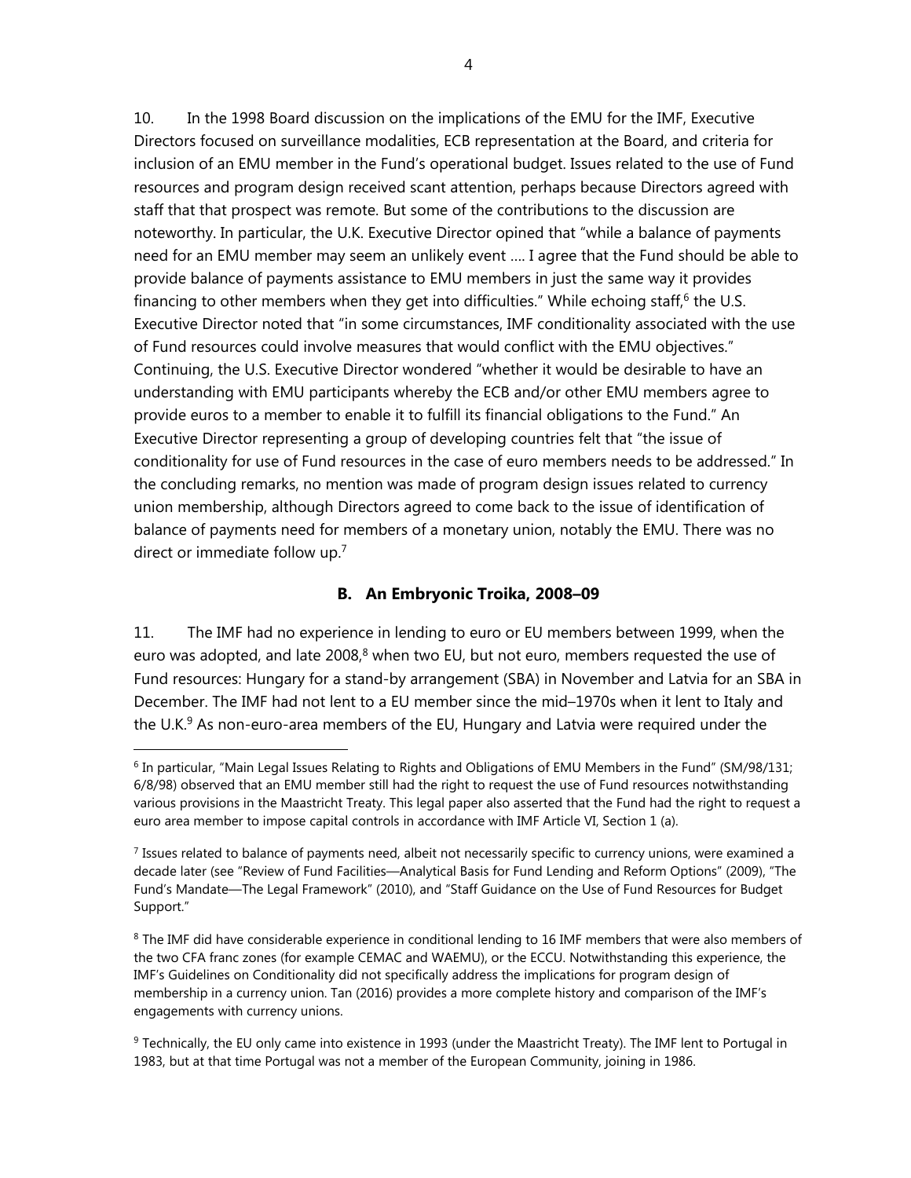10. In the 1998 Board discussion on the implications of the EMU for the IMF, Executive Directors focused on surveillance modalities, ECB representation at the Board, and criteria for inclusion of an EMU member in the Fund's operational budget. Issues related to the use of Fund resources and program design received scant attention, perhaps because Directors agreed with staff that that prospect was remote. But some of the contributions to the discussion are noteworthy. In particular, the U.K. Executive Director opined that "while a balance of payments need for an EMU member may seem an unlikely event .... I agree that the Fund should be able to provide balance of payments assistance to EMU members in just the same way it provides financing to other members when they get into difficulties." While echoing staff,[6] the U.S. Executive Director noted that "in some circumstances, IMF conditionality associated with the use of Fund resources could involve measures that would conflict with the EMU objectives." Continuing, the U.S. Executive Director wondered "whether it would be desirable to have an understanding with EMU participants whereby the ECB and/or other EMU members agree to provide euros to a member to enable it to fulfill its financial obligations to the Fund." An Executive Director representing a group of developing countries felt that "the issue of conditionality for use of Fund resources in the case of euro members needs to be addressed." In the concluding remarks, no mention was made of program design issues related to currency union membership, although Directors agreed to come back to the issue of identification of balance of payments need for members of a monetary union, notably the EMU. There was no direct or immediate follow up.[7]

### B. An Embryonic Troika, 2008–09

11. The IMF had no experience in lending to euro or EU members between 1999, when the euro was adopted, and late 2008,[8] when two EU, but not euro, members requested the use of Fund resources: Hungary for a stand-by arrangement (SBA) in November and Latvia for an SBA in December. The IMF had not lent to a EU member since the mid–1970s when it lent to Italy and the U.K.[9] As non-euro-area members of the EU, Hungary and Latvia were required under the

---

[6] In particular, "Main Legal Issues Relating to Rights and Obligations of EMU Members in the Fund" (SM/98/131; 6/8/98) observed that an EMU member still had the right to request the use of Fund resources notwithstanding various provisions in the Maastricht Treaty. This legal paper also asserted that the Fund had the right to request a euro area member to impose capital controls in accordance with IMF Article VI, Section 1 (a).

[7] Issues related to balance of payments need, albeit not necessarily specific to currency unions, were examined a decade later (see "Review of Fund Facilities—Analytical Basis for Fund Lending and Reform Options" (2009), "The Fund's Mandate—The Legal Framework" (2010), and "Staff Guidance on the Use of Fund Resources for Budget Support."

[8] The IMF did have considerable experience in conditional lending to 16 IMF members that were also members of the two CFA franc zones (for example CEMAC and WAEMU), or the ECCU. Notwithstanding this experience, the IMF's Guidelines on Conditionality did not specifically address the implications for program design of membership in a currency union. Tan (2016) provides a more complete history and comparison of the IMF's engagements with currency unions.

[9] Technically, the EU only came into existence in 1993 (under the Maastricht Treaty). The IMF lent to Portugal in 1983, but at that time Portugal was not a member of the European Community, joining in 1986.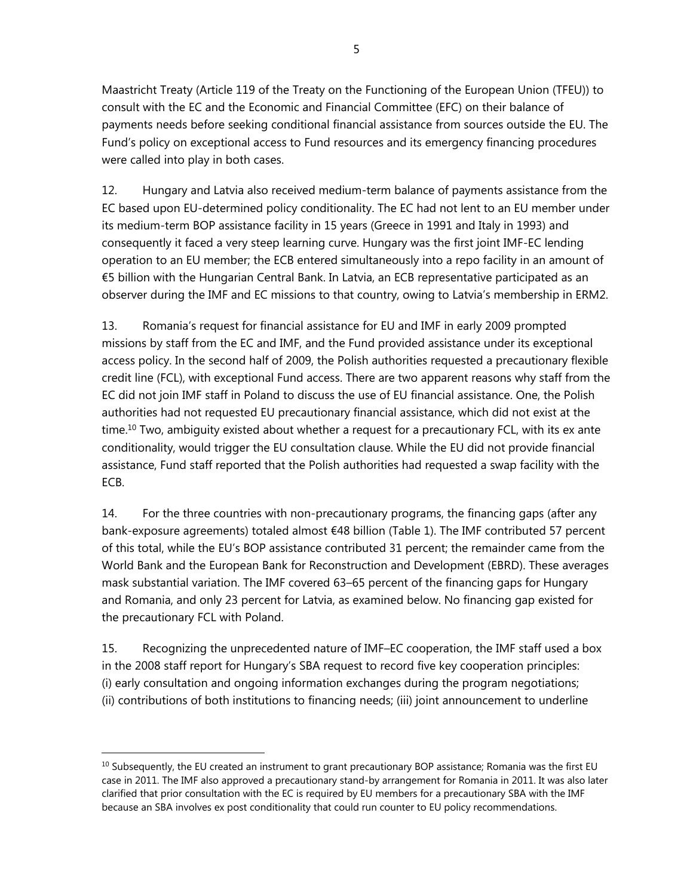Maastricht Treaty (Article 119 of the Treaty on the Functioning of the European Union (TFEU)) to consult with the EC and the Economic and Financial Committee (EFC) on their balance of payments needs before seeking conditional financial assistance from sources outside the EU. The Fund's policy on exceptional access to Fund resources and its emergency financing procedures were called into play in both cases.

12. Hungary and Latvia also received medium-term balance of payments assistance from the EC based upon EU-determined policy conditionality. The EC had not lent to an EU member under its medium-term BOP assistance facility in 15 years (Greece in 1991 and Italy in 1993) and consequently it faced a very steep learning curve. Hungary was the first joint IMF-EC lending operation to an EU member; the ECB entered simultaneously into a repo facility in an amount of €5 billion with the Hungarian Central Bank. In Latvia, an ECB representative participated as an observer during the IMF and EC missions to that country, owing to Latvia's membership in ERM2.

13. Romania's request for financial assistance for EU and IMF in early 2009 prompted missions by staff from the EC and IMF, and the Fund provided assistance under its exceptional access policy. In the second half of 2009, the Polish authorities requested a precautionary flexible credit line (FCL), with exceptional Fund access. There are two apparent reasons why staff from the EC did not join IMF staff in Poland to discuss the use of EU financial assistance. One, the Polish authorities had not requested EU precautionary financial assistance, which did not exist at the time.[10] Two, ambiguity existed about whether a request for a precautionary FCL, with its ex ante conditionality, would trigger the EU consultation clause. While the EU did not provide financial assistance, Fund staff reported that the Polish authorities had requested a swap facility with the ECB.

14. For the three countries with non-precautionary programs, the financing gaps (after any bank-exposure agreements) totaled almost €48 billion (Table 1). The IMF contributed 57 percent of this total, while the EU's BOP assistance contributed 31 percent; the remainder came from the World Bank and the European Bank for Reconstruction and Development (EBRD). These averages mask substantial variation. The IMF covered 63–65 percent of the financing gaps for Hungary and Romania, and only 23 percent for Latvia, as examined below. No financing gap existed for the precautionary FCL with Poland.

15. Recognizing the unprecedented nature of IMF–EC cooperation, the IMF staff used a box in the 2008 staff report for Hungary's SBA request to record five key cooperation principles: (i) early consultation and ongoing information exchanges during the program negotiations; (ii) contributions of both institutions to financing needs; (iii) joint announcement to underline

[10] Subsequently, the EU created an instrument to grant precautionary BOP assistance; Romania was the first EU case in 2011. The IMF also approved a precautionary stand-by arrangement for Romania in 2011. It was also later clarified that prior consultation with the EC is required by EU members for a precautionary SBA with the IMF because an SBA involves ex post conditionality that could run counter to EU policy recommendations.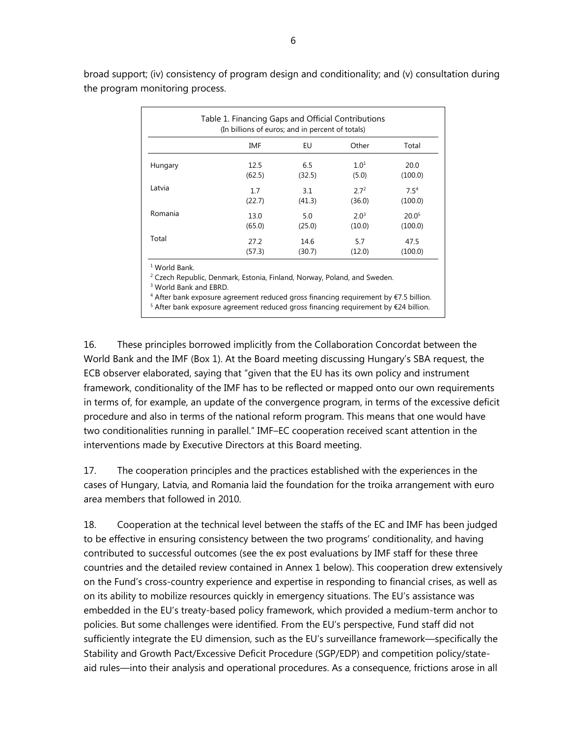broad support; (iv) consistency of program design and conditionality; and (v) consultation during the program monitoring process.

Table 1. Financing Gaps and Official Contributions
(In billions of euros; and in percent of totals)

| | IMF | EU | Other | Total |
|---|---|---|---|---|
| Hungary | 12.5<br>(62.5) | 6.5<br>(32.5) | 1.0[1]<br>(5.0) | 20.0<br>(100.0) |
| Latvia | 1.7<br>(22.7) | 3.1<br>(41.3) | 2.7[2]<br>(36.0) | 7.5[4]<br>(100.0) |
| Romania | 13.0<br>(65.0) | 5.0<br>(25.0) | 2.0[3]<br>(10.0) | 20.0[5]<br>(100.0) |
| Total | 27.2<br>(57.3) | 14.6<br>(30.7) | 5.7<br>(12.0) | 47.5<br>(100.0) |

[1] World Bank.
[2] Czech Republic, Denmark, Estonia, Finland, Norway, Poland, and Sweden.
[3] World Bank and EBRD.
[4] After bank exposure agreement reduced gross financing requirement by €7.5 billion.
[5] After bank exposure agreement reduced gross financing requirement by €24 billion.

16. These principles borrowed implicitly from the Collaboration Concordat between the World Bank and the IMF (Box 1). At the Board meeting discussing Hungary's SBA request, the ECB observer elaborated, saying that "given that the EU has its own policy and instrument framework, conditionality of the IMF has to be reflected or mapped onto our own requirements in terms of, for example, an update of the convergence program, in terms of the excessive deficit procedure and also in terms of the national reform program. This means that one would have two conditionalities running in parallel." IMF–EC cooperation received scant attention in the interventions made by Executive Directors at this Board meeting.

17. The cooperation principles and the practices established with the experiences in the cases of Hungary, Latvia, and Romania laid the foundation for the troika arrangement with euro area members that followed in 2010.

18. Cooperation at the technical level between the staffs of the EC and IMF has been judged to be effective in ensuring consistency between the two programs' conditionality, and having contributed to successful outcomes (see the ex post evaluations by IMF staff for these three countries and the detailed review contained in Annex 1 below). This cooperation drew extensively on the Fund's cross-country experience and expertise in responding to financial crises, as well as on its ability to mobilize resources quickly in emergency situations. The EU's assistance was embedded in the EU's treaty-based policy framework, which provided a medium-term anchor to policies. But some challenges were identified. From the EU's perspective, Fund staff did not sufficiently integrate the EU dimension, such as the EU's surveillance framework—specifically the Stability and Growth Pact/Excessive Deficit Procedure (SGP/EDP) and competition policy/state-aid rules—into their analysis and operational procedures. As a consequence, frictions arose in all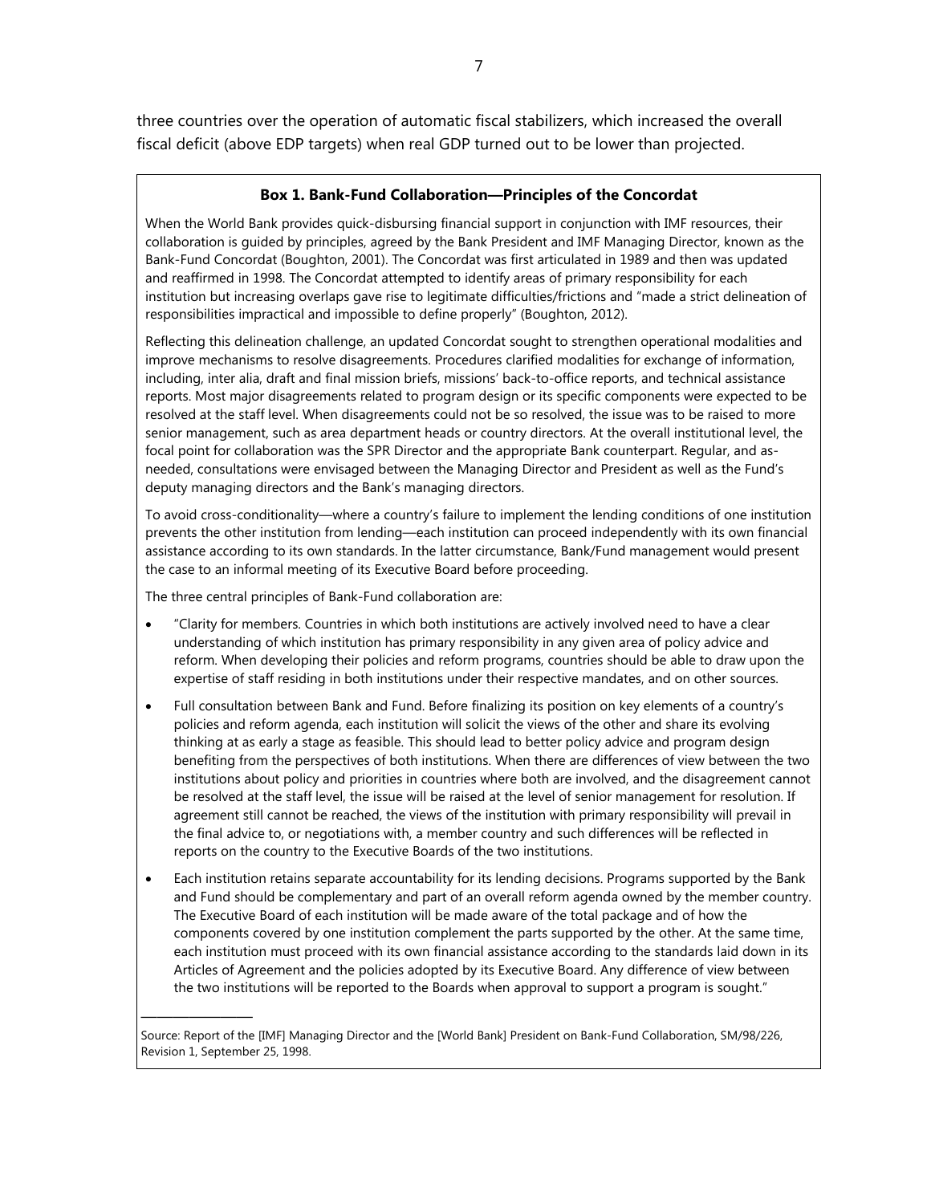three countries over the operation of automatic fiscal stabilizers, which increased the overall fiscal deficit (above EDP targets) when real GDP turned out to be lower than projected.

### Box 1. Bank-Fund Collaboration—Principles of the Concordat

When the World Bank provides quick-disbursing financial support in conjunction with IMF resources, their collaboration is guided by principles, agreed by the Bank President and IMF Managing Director, known as the Bank-Fund Concordat (Boughton, 2001). The Concordat was first articulated in 1989 and then was updated and reaffirmed in 1998. The Concordat attempted to identify areas of primary responsibility for each institution but increasing overlaps gave rise to legitimate difficulties/frictions and "made a strict delineation of responsibilities impractical and impossible to define properly" (Boughton, 2012).

Reflecting this delineation challenge, an updated Concordat sought to strengthen operational modalities and improve mechanisms to resolve disagreements. Procedures clarified modalities for exchange of information, including, inter alia, draft and final mission briefs, missions' back-to-office reports, and technical assistance reports. Most major disagreements related to program design or its specific components were expected to be resolved at the staff level. When disagreements could not be so resolved, the issue was to be raised to more senior management, such as area department heads or country directors. At the overall institutional level, the focal point for collaboration was the SPR Director and the appropriate Bank counterpart. Regular, and as-needed, consultations were envisaged between the Managing Director and President as well as the Fund's deputy managing directors and the Bank's managing directors.

To avoid cross-conditionality—where a country's failure to implement the lending conditions of one institution prevents the other institution from lending—each institution can proceed independently with its own financial assistance according to its own standards. In the latter circumstance, Bank/Fund management would present the case to an informal meeting of its Executive Board before proceeding.

The three central principles of Bank-Fund collaboration are:

- "Clarity for members. Countries in which both institutions are actively involved need to have a clear understanding of which institution has primary responsibility in any given area of policy advice and reform. When developing their policies and reform programs, countries should be able to draw upon the expertise of staff residing in both institutions under their respective mandates, and on other sources.
- Full consultation between Bank and Fund. Before finalizing its position on key elements of a country's policies and reform agenda, each institution will solicit the views of the other and share its evolving thinking at as early a stage as feasible. This should lead to better policy advice and program design benefiting from the perspectives of both institutions. When there are differences of view between the two institutions about policy and priorities in countries where both are involved, and the disagreement cannot be resolved at the staff level, the issue will be raised at the level of senior management for resolution. If agreement still cannot be reached, the views of the institution with primary responsibility will prevail in the final advice to, or negotiations with, a member country and such differences will be reflected in reports on the country to the Executive Boards of the two institutions.
- Each institution retains separate accountability for its lending decisions. Programs supported by the Bank and Fund should be complementary and part of an overall reform agenda owned by the member country. The Executive Board of each institution will be made aware of the total package and of how the components covered by one institution complement the parts supported by the other. At the same time, each institution must proceed with its own financial assistance according to the standards laid down in its Articles of Agreement and the policies adopted by its Executive Board. Any difference of view between the two institutions will be reported to the Boards when approval to support a program is sought."

---

Source: Report of the [IMF] Managing Director and the [World Bank] President on Bank-Fund Collaboration, SM/98/226, Revision 1, September 25, 1998.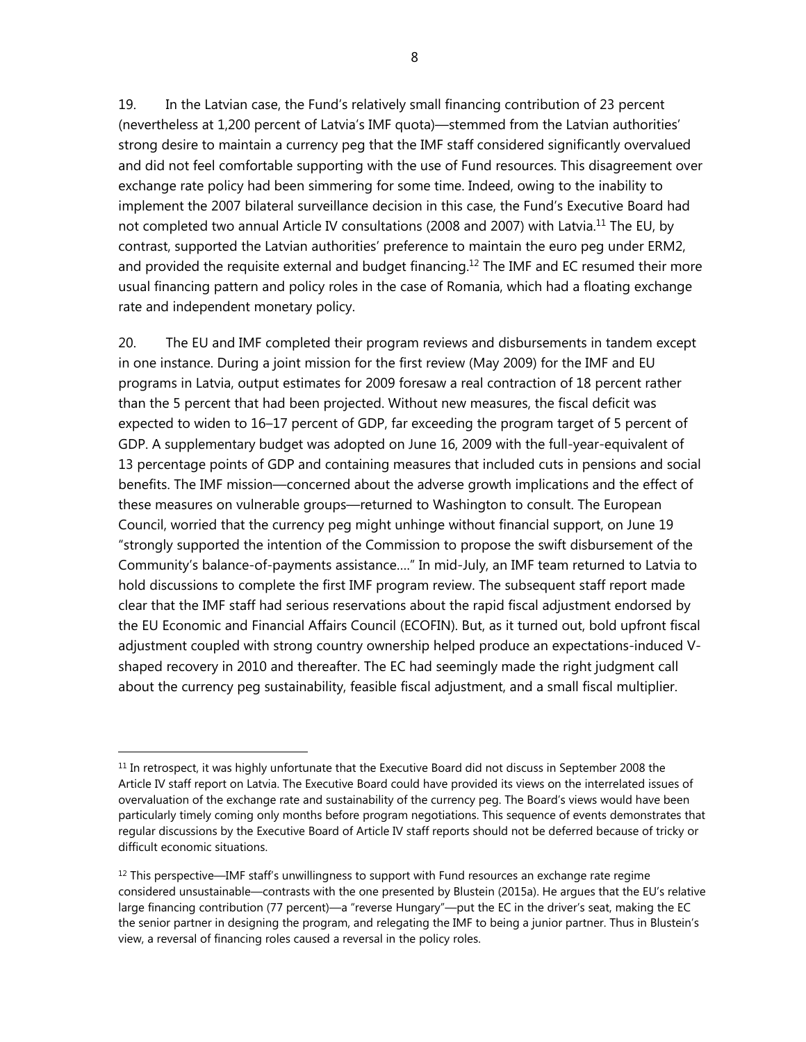19. In the Latvian case, the Fund's relatively small financing contribution of 23 percent (nevertheless at 1,200 percent of Latvia's IMF quota)—stemmed from the Latvian authorities' strong desire to maintain a currency peg that the IMF staff considered significantly overvalued and did not feel comfortable supporting with the use of Fund resources. This disagreement over exchange rate policy had been simmering for some time. Indeed, owing to the inability to implement the 2007 bilateral surveillance decision in this case, the Fund's Executive Board had not completed two annual Article IV consultations (2008 and 2007) with Latvia.[11] The EU, by contrast, supported the Latvian authorities' preference to maintain the euro peg under ERM2, and provided the requisite external and budget financing.[12] The IMF and EC resumed their more usual financing pattern and policy roles in the case of Romania, which had a floating exchange rate and independent monetary policy.

20. The EU and IMF completed their program reviews and disbursements in tandem except in one instance. During a joint mission for the first review (May 2009) for the IMF and EU programs in Latvia, output estimates for 2009 foresaw a real contraction of 18 percent rather than the 5 percent that had been projected. Without new measures, the fiscal deficit was expected to widen to 16–17 percent of GDP, far exceeding the program target of 5 percent of GDP. A supplementary budget was adopted on June 16, 2009 with the full-year-equivalent of 13 percentage points of GDP and containing measures that included cuts in pensions and social benefits. The IMF mission—concerned about the adverse growth implications and the effect of these measures on vulnerable groups—returned to Washington to consult. The European Council, worried that the currency peg might unhinge without financial support, on June 19 "strongly supported the intention of the Commission to propose the swift disbursement of the Community's balance-of-payments assistance…." In mid-July, an IMF team returned to Latvia to hold discussions to complete the first IMF program review. The subsequent staff report made clear that the IMF staff had serious reservations about the rapid fiscal adjustment endorsed by the EU Economic and Financial Affairs Council (ECOFIN). But, as it turned out, bold upfront fiscal adjustment coupled with strong country ownership helped produce an expectations-induced V-shaped recovery in 2010 and thereafter. The EC had seemingly made the right judgment call about the currency peg sustainability, feasible fiscal adjustment, and a small fiscal multiplier.

---

[11] In retrospect, it was highly unfortunate that the Executive Board did not discuss in September 2008 the Article IV staff report on Latvia. The Executive Board could have provided its views on the interrelated issues of overvaluation of the exchange rate and sustainability of the currency peg. The Board's views would have been particularly timely coming only months before program negotiations. This sequence of events demonstrates that regular discussions by the Executive Board of Article IV staff reports should not be deferred because of tricky or difficult economic situations.

[12] This perspective—IMF staff's unwillingness to support with Fund resources an exchange rate regime considered unsustainable—contrasts with the one presented by Blustein (2015a). He argues that the EU's relative large financing contribution (77 percent)—a "reverse Hungary"—put the EC in the driver's seat, making the EC the senior partner in designing the program, and relegating the IMF to being a junior partner. Thus in Blustein's view, a reversal of financing roles caused a reversal in the policy roles.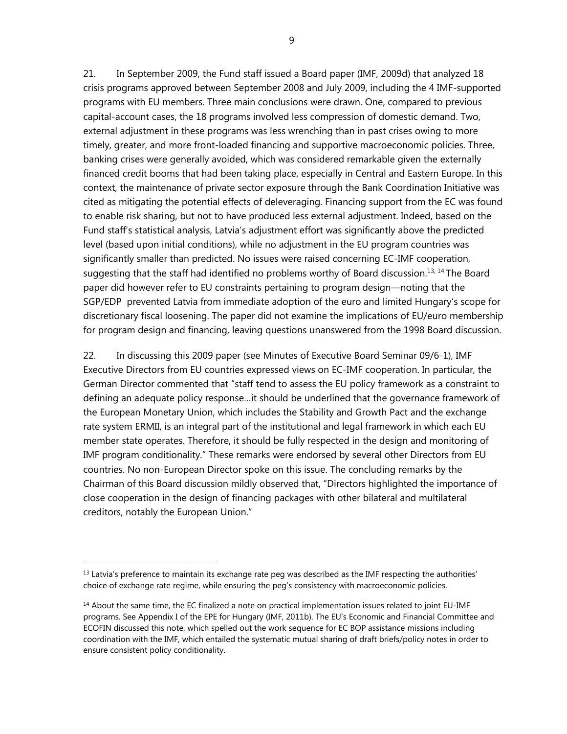21. In September 2009, the Fund staff issued a Board paper (IMF, 2009d) that analyzed 18 crisis programs approved between September 2008 and July 2009, including the 4 IMF-supported programs with EU members. Three main conclusions were drawn. One, compared to previous capital-account cases, the 18 programs involved less compression of domestic demand. Two, external adjustment in these programs was less wrenching than in past crises owing to more timely, greater, and more front-loaded financing and supportive macroeconomic policies. Three, banking crises were generally avoided, which was considered remarkable given the externally financed credit booms that had been taking place, especially in Central and Eastern Europe. In this context, the maintenance of private sector exposure through the Bank Coordination Initiative was cited as mitigating the potential effects of deleveraging. Financing support from the EC was found to enable risk sharing, but not to have produced less external adjustment. Indeed, based on the Fund staff's statistical analysis, Latvia's adjustment effort was significantly above the predicted level (based upon initial conditions), while no adjustment in the EU program countries was significantly smaller than predicted. No issues were raised concerning EC-IMF cooperation, suggesting that the staff had identified no problems worthy of Board discussion.[13, 14] The Board paper did however refer to EU constraints pertaining to program design—noting that the SGP/EDP prevented Latvia from immediate adoption of the euro and limited Hungary's scope for discretionary fiscal loosening. The paper did not examine the implications of EU/euro membership for program design and financing, leaving questions unanswered from the 1998 Board discussion.

22. In discussing this 2009 paper (see Minutes of Executive Board Seminar 09/6-1), IMF Executive Directors from EU countries expressed views on EC-IMF cooperation. In particular, the German Director commented that "staff tend to assess the EU policy framework as a constraint to defining an adequate policy response…it should be underlined that the governance framework of the European Monetary Union, which includes the Stability and Growth Pact and the exchange rate system ERMII, is an integral part of the institutional and legal framework in which each EU member state operates. Therefore, it should be fully respected in the design and monitoring of IMF program conditionality." These remarks were endorsed by several other Directors from EU countries. No non-European Director spoke on this issue. The concluding remarks by the Chairman of this Board discussion mildly observed that, "Directors highlighted the importance of close cooperation in the design of financing packages with other bilateral and multilateral creditors, notably the European Union."

---

[13] Latvia's preference to maintain its exchange rate peg was described as the IMF respecting the authorities' choice of exchange rate regime, while ensuring the peg's consistency with macroeconomic policies.

[14] About the same time, the EC finalized a note on practical implementation issues related to joint EU-IMF programs. See Appendix I of the EPE for Hungary (IMF, 2011b). The EU's Economic and Financial Committee and ECOFIN discussed this note, which spelled out the work sequence for EC BOP assistance missions including coordination with the IMF, which entailed the systematic mutual sharing of draft briefs/policy notes in order to ensure consistent policy conditionality.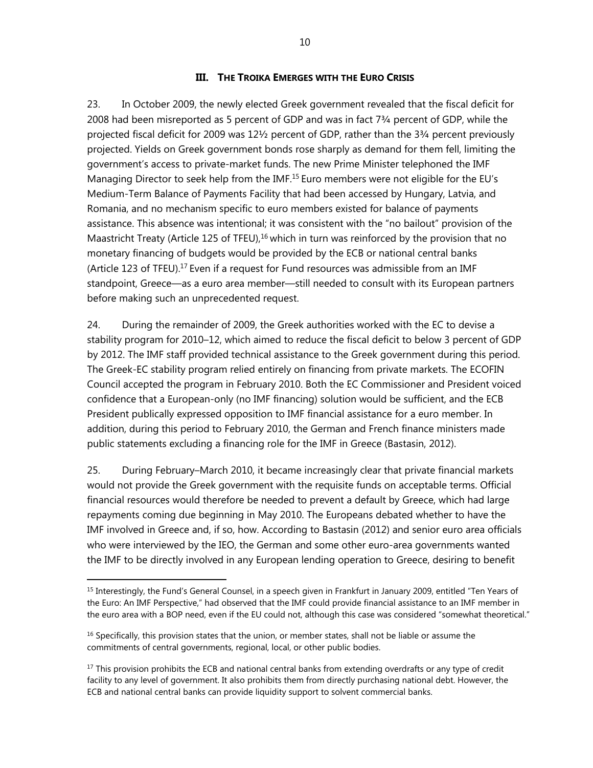## III. THE TROIKA EMERGES WITH THE EURO CRISIS

23. In October 2009, the newly elected Greek government revealed that the fiscal deficit for 2008 had been misreported as 5 percent of GDP and was in fact 7¾ percent of GDP, while the projected fiscal deficit for 2009 was 12½ percent of GDP, rather than the 3¾ percent previously projected. Yields on Greek government bonds rose sharply as demand for them fell, limiting the government's access to private-market funds. The new Prime Minister telephoned the IMF Managing Director to seek help from the IMF.[15] Euro members were not eligible for the EU's Medium-Term Balance of Payments Facility that had been accessed by Hungary, Latvia, and Romania, and no mechanism specific to euro members existed for balance of payments assistance. This absence was intentional; it was consistent with the "no bailout" provision of the Maastricht Treaty (Article 125 of TFEU),[16] which in turn was reinforced by the provision that no monetary financing of budgets would be provided by the ECB or national central banks (Article 123 of TFEU).[17] Even if a request for Fund resources was admissible from an IMF standpoint, Greece—as a euro area member—still needed to consult with its European partners before making such an unprecedented request.

24. During the remainder of 2009, the Greek authorities worked with the EC to devise a stability program for 2010–12, which aimed to reduce the fiscal deficit to below 3 percent of GDP by 2012. The IMF staff provided technical assistance to the Greek government during this period. The Greek-EC stability program relied entirely on financing from private markets. The ECOFIN Council accepted the program in February 2010. Both the EC Commissioner and President voiced confidence that a European-only (no IMF financing) solution would be sufficient, and the ECB President publically expressed opposition to IMF financial assistance for a euro member. In addition, during this period to February 2010, the German and French finance ministers made public statements excluding a financing role for the IMF in Greece (Bastasin, 2012).

25. During February–March 2010, it became increasingly clear that private financial markets would not provide the Greek government with the requisite funds on acceptable terms. Official financial resources would therefore be needed to prevent a default by Greece, which had large repayments coming due beginning in May 2010. The Europeans debated whether to have the IMF involved in Greece and, if so, how. According to Bastasin (2012) and senior euro area officials who were interviewed by the IEO, the German and some other euro-area governments wanted the IMF to be directly involved in any European lending operation to Greece, desiring to benefit

[15] Interestingly, the Fund's General Counsel, in a speech given in Frankfurt in January 2009, entitled "Ten Years of the Euro: An IMF Perspective," had observed that the IMF could provide financial assistance to an IMF member in the euro area with a BOP need, even if the EU could not, although this case was considered "somewhat theoretical."

[16] Specifically, this provision states that the union, or member states, shall not be liable or assume the commitments of central governments, regional, local, or other public bodies.

[17] This provision prohibits the ECB and national central banks from extending overdrafts or any type of credit facility to any level of government. It also prohibits them from directly purchasing national debt. However, the ECB and national central banks can provide liquidity support to solvent commercial banks.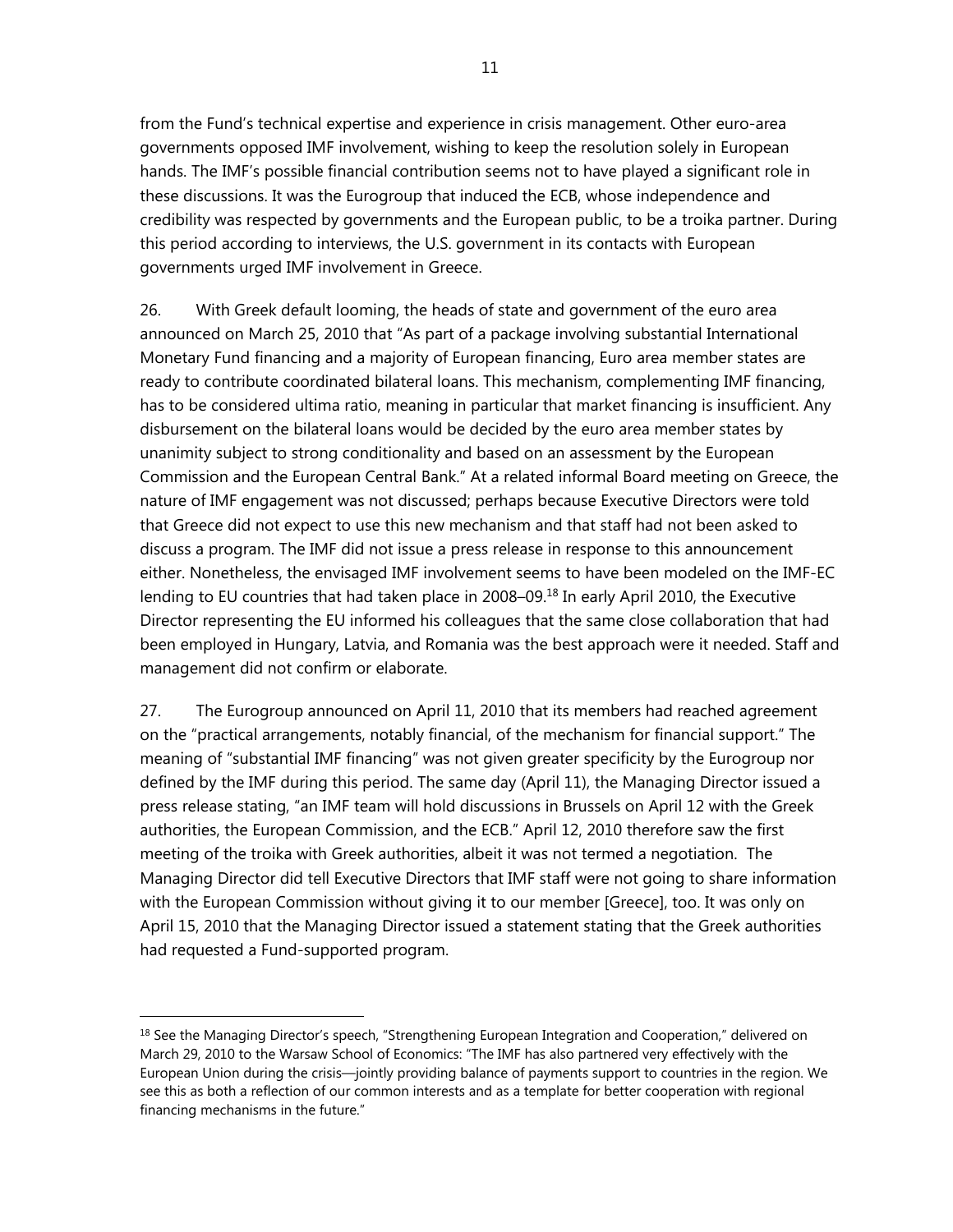from the Fund's technical expertise and experience in crisis management. Other euro-area governments opposed IMF involvement, wishing to keep the resolution solely in European hands. The IMF's possible financial contribution seems not to have played a significant role in these discussions. It was the Eurogroup that induced the ECB, whose independence and credibility was respected by governments and the European public, to be a troika partner. During this period according to interviews, the U.S. government in its contacts with European governments urged IMF involvement in Greece.

26. With Greek default looming, the heads of state and government of the euro area announced on March 25, 2010 that "As part of a package involving substantial International Monetary Fund financing and a majority of European financing, Euro area member states are ready to contribute coordinated bilateral loans. This mechanism, complementing IMF financing, has to be considered ultima ratio, meaning in particular that market financing is insufficient. Any disbursement on the bilateral loans would be decided by the euro area member states by unanimity subject to strong conditionality and based on an assessment by the European Commission and the European Central Bank." At a related informal Board meeting on Greece, the nature of IMF engagement was not discussed; perhaps because Executive Directors were told that Greece did not expect to use this new mechanism and that staff had not been asked to discuss a program. The IMF did not issue a press release in response to this announcement either. Nonetheless, the envisaged IMF involvement seems to have been modeled on the IMF-EC lending to EU countries that had taken place in 2008–09.[18] In early April 2010, the Executive Director representing the EU informed his colleagues that the same close collaboration that had been employed in Hungary, Latvia, and Romania was the best approach were it needed. Staff and management did not confirm or elaborate.

27. The Eurogroup announced on April 11, 2010 that its members had reached agreement on the "practical arrangements, notably financial, of the mechanism for financial support." The meaning of "substantial IMF financing" was not given greater specificity by the Eurogroup nor defined by the IMF during this period. The same day (April 11), the Managing Director issued a press release stating, "an IMF team will hold discussions in Brussels on April 12 with the Greek authorities, the European Commission, and the ECB." April 12, 2010 therefore saw the first meeting of the troika with Greek authorities, albeit it was not termed a negotiation. The Managing Director did tell Executive Directors that IMF staff were not going to share information with the European Commission without giving it to our member [Greece], too. It was only on April 15, 2010 that the Managing Director issued a statement stating that the Greek authorities had requested a Fund-supported program.

---

[18] See the Managing Director's speech, "Strengthening European Integration and Cooperation," delivered on March 29, 2010 to the Warsaw School of Economics: "The IMF has also partnered very effectively with the European Union during the crisis—jointly providing balance of payments support to countries in the region. We see this as both a reflection of our common interests and as a template for better cooperation with regional financing mechanisms in the future."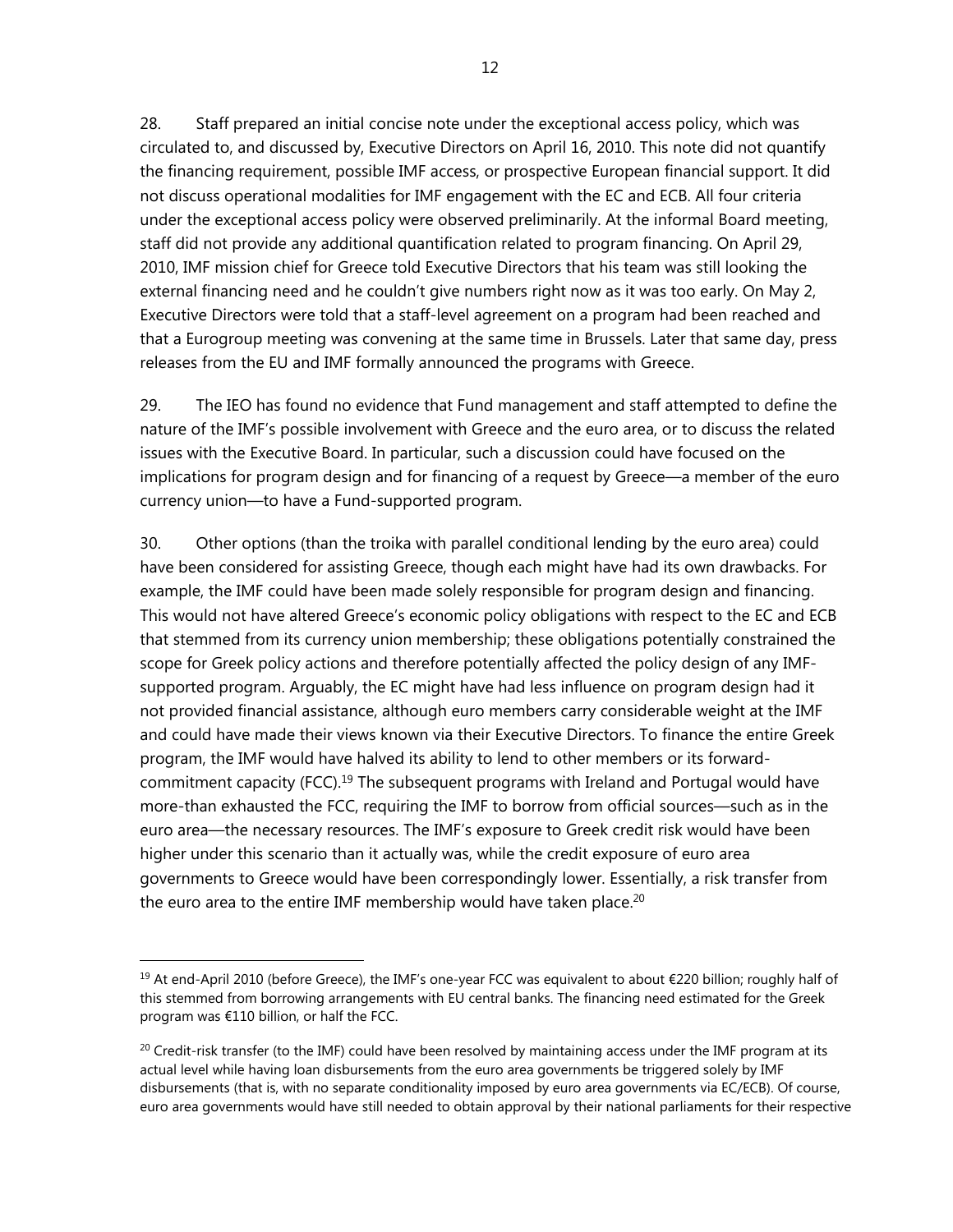28. Staff prepared an initial concise note under the exceptional access policy, which was circulated to, and discussed by, Executive Directors on April 16, 2010. This note did not quantify the financing requirement, possible IMF access, or prospective European financial support. It did not discuss operational modalities for IMF engagement with the EC and ECB. All four criteria under the exceptional access policy were observed preliminarily. At the informal Board meeting, staff did not provide any additional quantification related to program financing. On April 29, 2010, IMF mission chief for Greece told Executive Directors that his team was still looking the external financing need and he couldn't give numbers right now as it was too early. On May 2, Executive Directors were told that a staff-level agreement on a program had been reached and that a Eurogroup meeting was convening at the same time in Brussels. Later that same day, press releases from the EU and IMF formally announced the programs with Greece.

29. The IEO has found no evidence that Fund management and staff attempted to define the nature of the IMF's possible involvement with Greece and the euro area, or to discuss the related issues with the Executive Board. In particular, such a discussion could have focused on the implications for program design and for financing of a request by Greece—a member of the euro currency union—to have a Fund-supported program.

30. Other options (than the troika with parallel conditional lending by the euro area) could have been considered for assisting Greece, though each might have had its own drawbacks. For example, the IMF could have been made solely responsible for program design and financing. This would not have altered Greece's economic policy obligations with respect to the EC and ECB that stemmed from its currency union membership; these obligations potentially constrained the scope for Greek policy actions and therefore potentially affected the policy design of any IMF-supported program. Arguably, the EC might have had less influence on program design had it not provided financial assistance, although euro members carry considerable weight at the IMF and could have made their views known via their Executive Directors. To finance the entire Greek program, the IMF would have halved its ability to lend to other members or its forward-commitment capacity (FCC).[19] The subsequent programs with Ireland and Portugal would have more-than exhausted the FCC, requiring the IMF to borrow from official sources—such as in the euro area—the necessary resources. The IMF's exposure to Greek credit risk would have been higher under this scenario than it actually was, while the credit exposure of euro area governments to Greece would have been correspondingly lower. Essentially, a risk transfer from the euro area to the entire IMF membership would have taken place.[20]

---

[19] At end-April 2010 (before Greece), the IMF's one-year FCC was equivalent to about €220 billion; roughly half of this stemmed from borrowing arrangements with EU central banks. The financing need estimated for the Greek program was €110 billion, or half the FCC.

[20] Credit-risk transfer (to the IMF) could have been resolved by maintaining access under the IMF program at its actual level while having loan disbursements from the euro area governments be triggered solely by IMF disbursements (that is, with no separate conditionality imposed by euro area governments via EC/ECB). Of course, euro area governments would have still needed to obtain approval by their national parliaments for their respective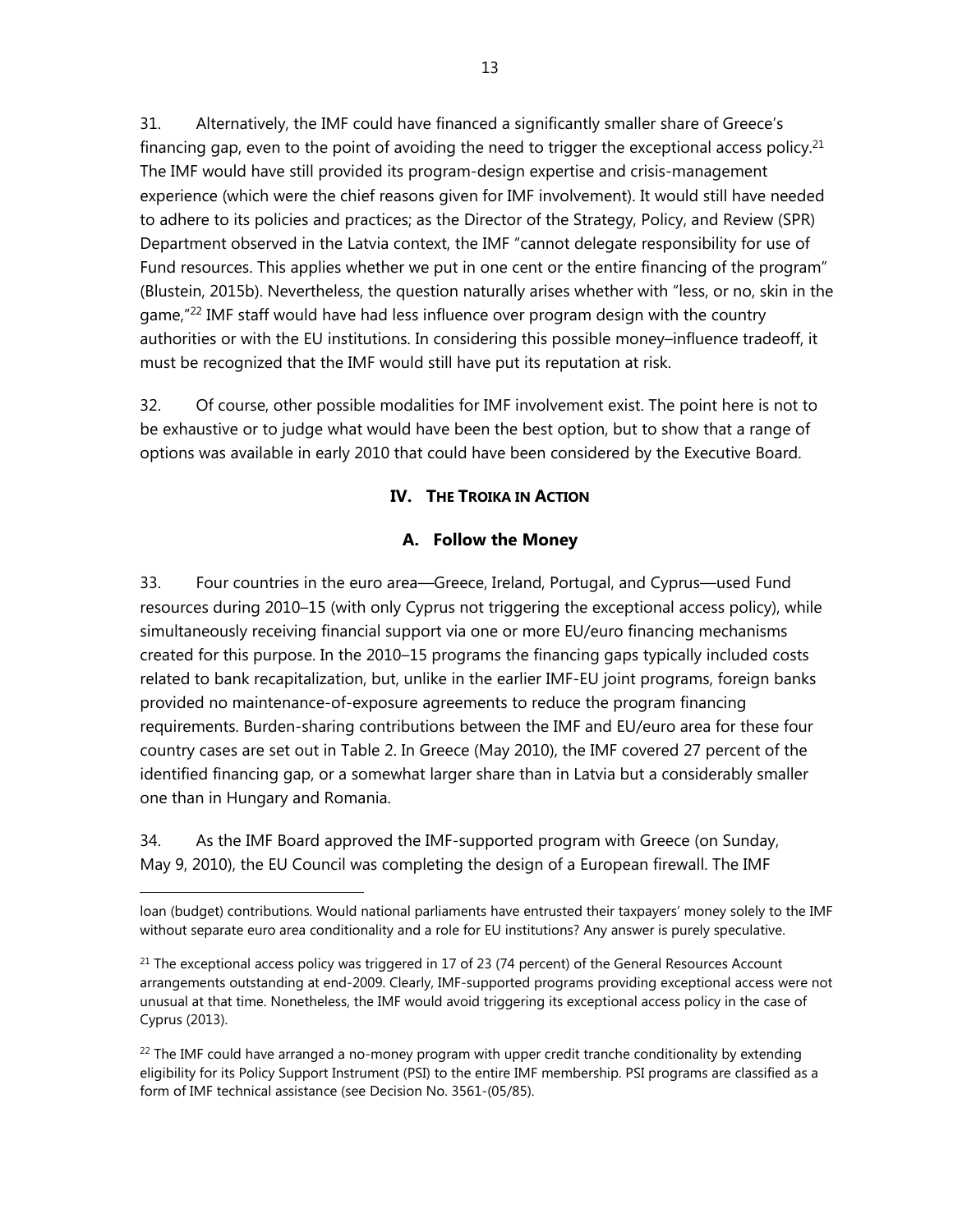31. Alternatively, the IMF could have financed a significantly smaller share of Greece's financing gap, even to the point of avoiding the need to trigger the exceptional access policy.[21] The IMF would have still provided its program-design expertise and crisis-management experience (which were the chief reasons given for IMF involvement). It would still have needed to adhere to its policies and practices; as the Director of the Strategy, Policy, and Review (SPR) Department observed in the Latvia context, the IMF "cannot delegate responsibility for use of Fund resources. This applies whether we put in one cent or the entire financing of the program" (Blustein, 2015b). Nevertheless, the question naturally arises whether with "less, or no, skin in the game,"[22] IMF staff would have had less influence over program design with the country authorities or with the EU institutions. In considering this possible money–influence tradeoff, it must be recognized that the IMF would still have put its reputation at risk.

32. Of course, other possible modalities for IMF involvement exist. The point here is not to be exhaustive or to judge what would have been the best option, but to show that a range of options was available in early 2010 that could have been considered by the Executive Board.

## IV. THE TROIKA IN ACTION

### A. Follow the Money

33. Four countries in the euro area—Greece, Ireland, Portugal, and Cyprus—used Fund resources during 2010–15 (with only Cyprus not triggering the exceptional access policy), while simultaneously receiving financial support via one or more EU/euro financing mechanisms created for this purpose. In the 2010–15 programs the financing gaps typically included costs related to bank recapitalization, but, unlike in the earlier IMF-EU joint programs, foreign banks provided no maintenance-of-exposure agreements to reduce the program financing requirements. Burden-sharing contributions between the IMF and EU/euro area for these four country cases are set out in Table 2. In Greece (May 2010), the IMF covered 27 percent of the identified financing gap, or a somewhat larger share than in Latvia but a considerably smaller one than in Hungary and Romania.

34. As the IMF Board approved the IMF-supported program with Greece (on Sunday, May 9, 2010), the EU Council was completing the design of a European firewall. The IMF

---

loan (budget) contributions. Would national parliaments have entrusted their taxpayers' money solely to the IMF without separate euro area conditionality and a role for EU institutions? Any answer is purely speculative.

[21] The exceptional access policy was triggered in 17 of 23 (74 percent) of the General Resources Account arrangements outstanding at end-2009. Clearly, IMF-supported programs providing exceptional access were not unusual at that time. Nonetheless, the IMF would avoid triggering its exceptional access policy in the case of Cyprus (2013).

[22] The IMF could have arranged a no-money program with upper credit tranche conditionality by extending eligibility for its Policy Support Instrument (PSI) to the entire IMF membership. PSI programs are classified as a form of IMF technical assistance (see Decision No. 3561-(05/85).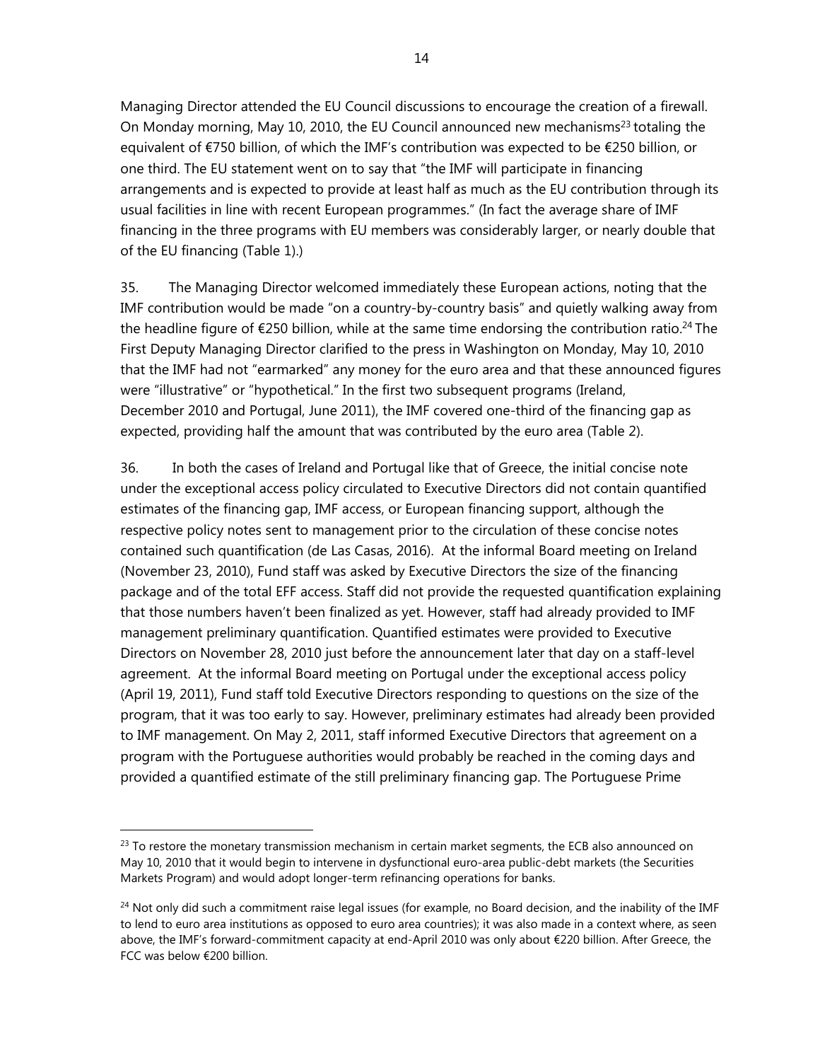Managing Director attended the EU Council discussions to encourage the creation of a firewall. On Monday morning, May 10, 2010, the EU Council announced new mechanisms[23] totaling the equivalent of €750 billion, of which the IMF's contribution was expected to be €250 billion, or one third. The EU statement went on to say that "the IMF will participate in financing arrangements and is expected to provide at least half as much as the EU contribution through its usual facilities in line with recent European programmes." (In fact the average share of IMF financing in the three programs with EU members was considerably larger, or nearly double that of the EU financing (Table 1).)

35. The Managing Director welcomed immediately these European actions, noting that the IMF contribution would be made "on a country-by-country basis" and quietly walking away from the headline figure of €250 billion, while at the same time endorsing the contribution ratio.[24] The First Deputy Managing Director clarified to the press in Washington on Monday, May 10, 2010 that the IMF had not "earmarked" any money for the euro area and that these announced figures were "illustrative" or "hypothetical." In the first two subsequent programs (Ireland, December 2010 and Portugal, June 2011), the IMF covered one-third of the financing gap as expected, providing half the amount that was contributed by the euro area (Table 2).

36. In both the cases of Ireland and Portugal like that of Greece, the initial concise note under the exceptional access policy circulated to Executive Directors did not contain quantified estimates of the financing gap, IMF access, or European financing support, although the respective policy notes sent to management prior to the circulation of these concise notes contained such quantification (de Las Casas, 2016). At the informal Board meeting on Ireland (November 23, 2010), Fund staff was asked by Executive Directors the size of the financing package and of the total EFF access. Staff did not provide the requested quantification explaining that those numbers haven't been finalized as yet. However, staff had already provided to IMF management preliminary quantification. Quantified estimates were provided to Executive Directors on November 28, 2010 just before the announcement later that day on a staff-level agreement. At the informal Board meeting on Portugal under the exceptional access policy (April 19, 2011), Fund staff told Executive Directors responding to questions on the size of the program, that it was too early to say. However, preliminary estimates had already been provided to IMF management. On May 2, 2011, staff informed Executive Directors that agreement on a program with the Portuguese authorities would probably be reached in the coming days and provided a quantified estimate of the still preliminary financing gap. The Portuguese Prime

[23] To restore the monetary transmission mechanism in certain market segments, the ECB also announced on May 10, 2010 that it would begin to intervene in dysfunctional euro-area public-debt markets (the Securities Markets Program) and would adopt longer-term refinancing operations for banks.

[24] Not only did such a commitment raise legal issues (for example, no Board decision, and the inability of the IMF to lend to euro area institutions as opposed to euro area countries); it was also made in a context where, as seen above, the IMF's forward-commitment capacity at end-April 2010 was only about €220 billion. After Greece, the FCC was below €200 billion.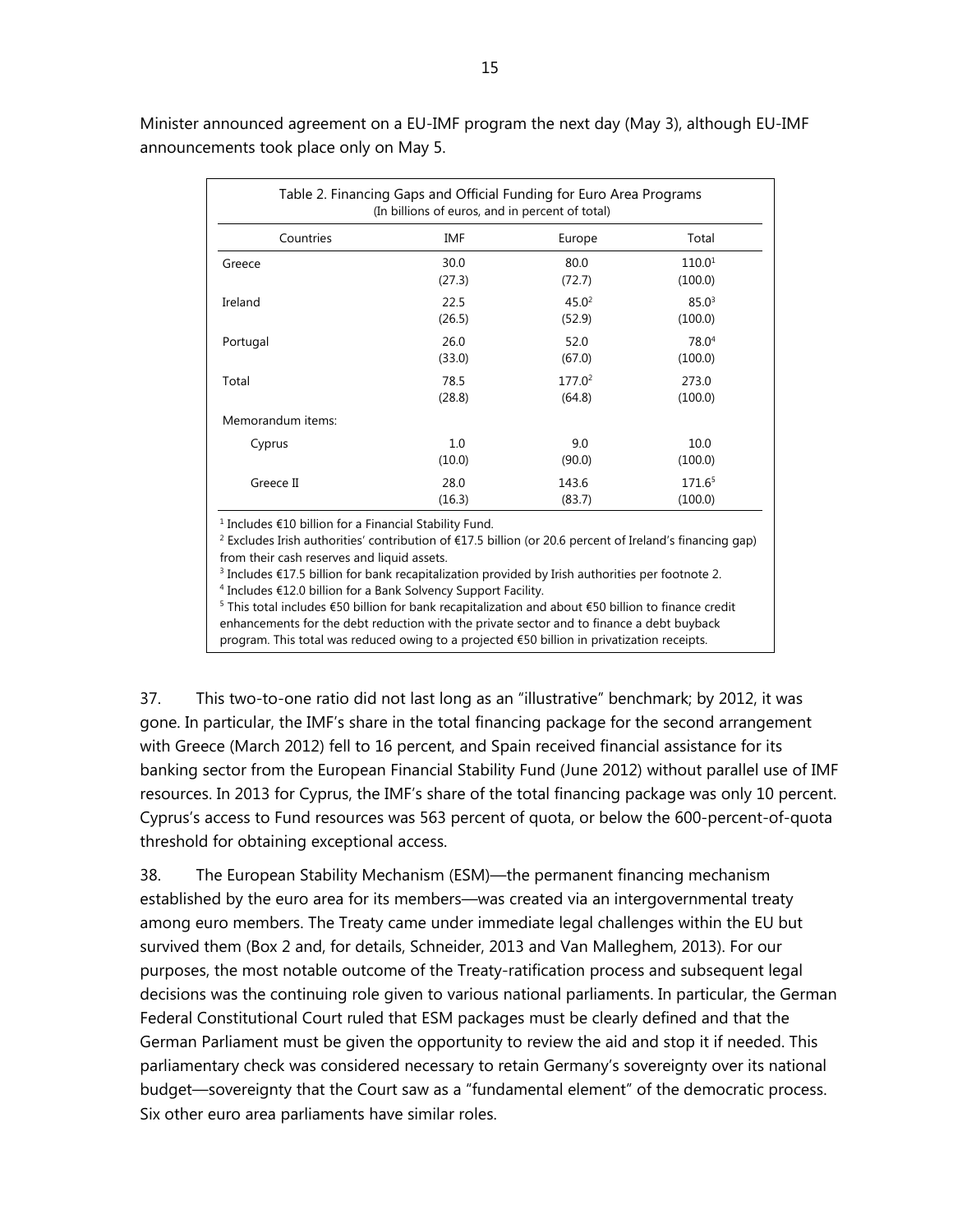Minister announced agreement on a EU-IMF program the next day (May 3), although EU-IMF announcements took place only on May 5.

Table 2. Financing Gaps and Official Funding for Euro Area Programs
(In billions of euros, and in percent of total)

| Countries | IMF | Europe | Total |
|---|---|---|---|
| Greece | 30.0 | 80.0 | 110.0[1] |
| | (27.3) | (72.7) | (100.0) |
| Ireland | 22.5 | 45.0[2] | 85.0[3] |
| | (26.5) | (52.9) | (100.0) |
| Portugal | 26.0 | 52.0 | 78.0[4] |
| | (33.0) | (67.0) | (100.0) |
| Total | 78.5 | 177.0[2] | 273.0 |
| | (28.8) | (64.8) | (100.0) |
| Memorandum items: | | | |
| Cyprus | 1.0 | 9.0 | 10.0 |
| | (10.0) | (90.0) | (100.0) |
| Greece II | 28.0 | 143.6 | 171.6[5] |
| | (16.3) | (83.7) | (100.0) |

[1] Includes €10 billion for a Financial Stability Fund.
[2] Excludes Irish authorities' contribution of €17.5 billion (or 20.6 percent of Ireland's financing gap) from their cash reserves and liquid assets.
[3] Includes €17.5 billion for bank recapitalization provided by Irish authorities per footnote 2.
[4] Includes €12.0 billion for a Bank Solvency Support Facility.
[5] This total includes €50 billion for bank recapitalization and about €50 billion to finance credit enhancements for the debt reduction with the private sector and to finance a debt buyback program. This total was reduced owing to a projected €50 billion in privatization receipts.

37. This two-to-one ratio did not last long as an "illustrative" benchmark; by 2012, it was gone. In particular, the IMF's share in the total financing package for the second arrangement with Greece (March 2012) fell to 16 percent, and Spain received financial assistance for its banking sector from the European Financial Stability Fund (June 2012) without parallel use of IMF resources. In 2013 for Cyprus, the IMF's share of the total financing package was only 10 percent. Cyprus's access to Fund resources was 563 percent of quota, or below the 600-percent-of-quota threshold for obtaining exceptional access.

38. The European Stability Mechanism (ESM)—the permanent financing mechanism established by the euro area for its members—was created via an intergovernmental treaty among euro members. The Treaty came under immediate legal challenges within the EU but survived them (Box 2 and, for details, Schneider, 2013 and Van Malleghem, 2013). For our purposes, the most notable outcome of the Treaty-ratification process and subsequent legal decisions was the continuing role given to various national parliaments. In particular, the German Federal Constitutional Court ruled that ESM packages must be clearly defined and that the German Parliament must be given the opportunity to review the aid and stop it if needed. This parliamentary check was considered necessary to retain Germany's sovereignty over its national budget—sovereignty that the Court saw as a "fundamental element" of the democratic process. Six other euro area parliaments have similar roles.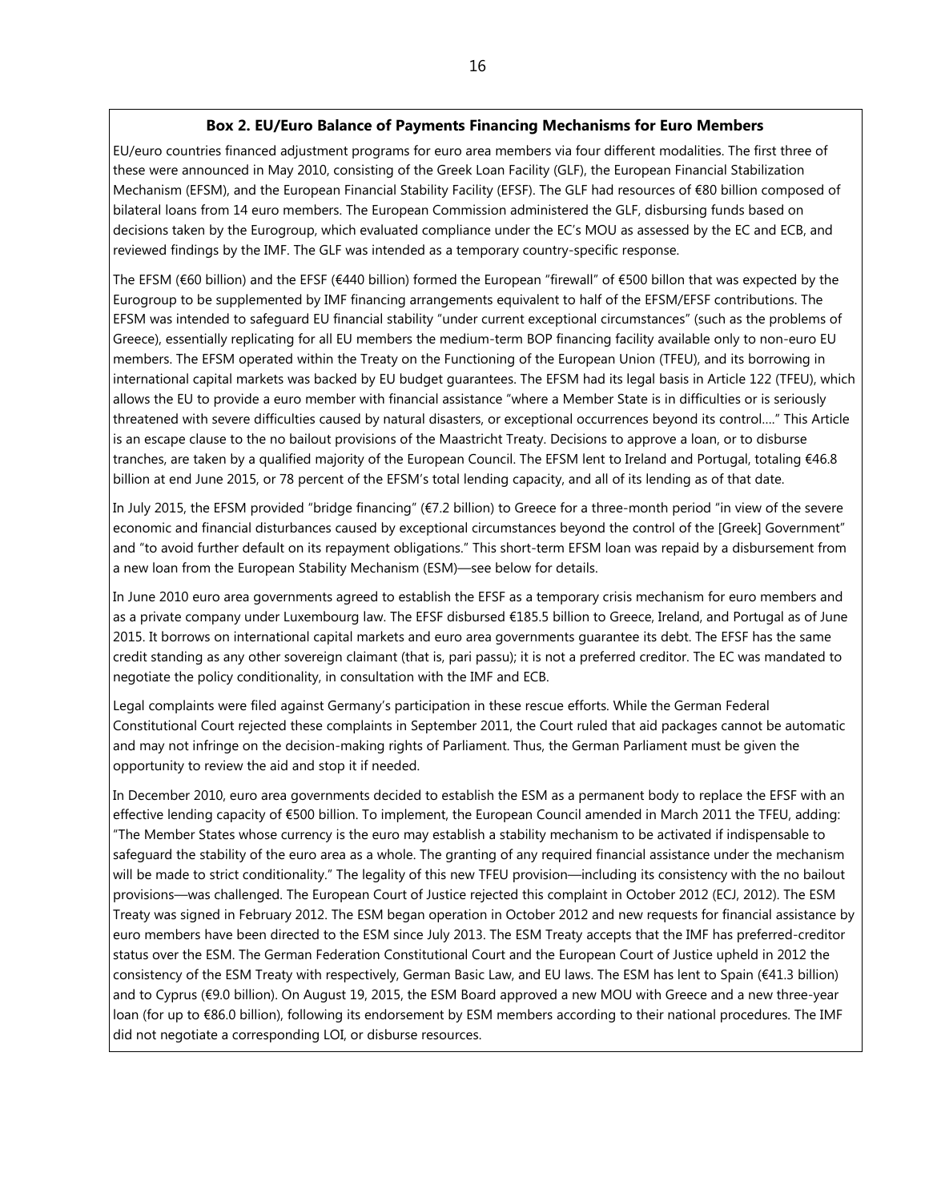### Box 2. EU/Euro Balance of Payments Financing Mechanisms for Euro Members

EU/euro countries financed adjustment programs for euro area members via four different modalities. The first three of these were announced in May 2010, consisting of the Greek Loan Facility (GLF), the European Financial Stabilization Mechanism (EFSM), and the European Financial Stability Facility (EFSF). The GLF had resources of €80 billion composed of bilateral loans from 14 euro members. The European Commission administered the GLF, disbursing funds based on decisions taken by the Eurogroup, which evaluated compliance under the EC's MOU as assessed by the EC and ECB, and reviewed findings by the IMF. The GLF was intended as a temporary country-specific response.

The EFSM (€60 billion) and the EFSF (€440 billion) formed the European "firewall" of €500 billon that was expected by the Eurogroup to be supplemented by IMF financing arrangements equivalent to half of the EFSM/EFSF contributions. The EFSM was intended to safeguard EU financial stability "under current exceptional circumstances" (such as the problems of Greece), essentially replicating for all EU members the medium-term BOP financing facility available only to non-euro EU members. The EFSM operated within the Treaty on the Functioning of the European Union (TFEU), and its borrowing in international capital markets was backed by EU budget guarantees. The EFSM had its legal basis in Article 122 (TFEU), which allows the EU to provide a euro member with financial assistance "where a Member State is in difficulties or is seriously threatened with severe difficulties caused by natural disasters, or exceptional occurrences beyond its control…." This Article is an escape clause to the no bailout provisions of the Maastricht Treaty. Decisions to approve a loan, or to disburse tranches, are taken by a qualified majority of the European Council. The EFSM lent to Ireland and Portugal, totaling €46.8 billion at end June 2015, or 78 percent of the EFSM's total lending capacity, and all of its lending as of that date.

In July 2015, the EFSM provided "bridge financing" (€7.2 billion) to Greece for a three-month period "in view of the severe economic and financial disturbances caused by exceptional circumstances beyond the control of the [Greek] Government" and "to avoid further default on its repayment obligations." This short-term EFSM loan was repaid by a disbursement from a new loan from the European Stability Mechanism (ESM)—see below for details.

In June 2010 euro area governments agreed to establish the EFSF as a temporary crisis mechanism for euro members and as a private company under Luxembourg law. The EFSF disbursed €185.5 billion to Greece, Ireland, and Portugal as of June 2015. It borrows on international capital markets and euro area governments guarantee its debt. The EFSF has the same credit standing as any other sovereign claimant (that is, pari passu); it is not a preferred creditor. The EC was mandated to negotiate the policy conditionality, in consultation with the IMF and ECB.

Legal complaints were filed against Germany's participation in these rescue efforts. While the German Federal Constitutional Court rejected these complaints in September 2011, the Court ruled that aid packages cannot be automatic and may not infringe on the decision-making rights of Parliament. Thus, the German Parliament must be given the opportunity to review the aid and stop it if needed.

In December 2010, euro area governments decided to establish the ESM as a permanent body to replace the EFSF with an effective lending capacity of €500 billion. To implement, the European Council amended in March 2011 the TFEU, adding: "The Member States whose currency is the euro may establish a stability mechanism to be activated if indispensable to safeguard the stability of the euro area as a whole. The granting of any required financial assistance under the mechanism will be made to strict conditionality." The legality of this new TFEU provision—including its consistency with the no bailout provisions—was challenged. The European Court of Justice rejected this complaint in October 2012 (ECJ, 2012). The ESM Treaty was signed in February 2012. The ESM began operation in October 2012 and new requests for financial assistance by euro members have been directed to the ESM since July 2013. The ESM Treaty accepts that the IMF has preferred-creditor status over the ESM. The German Federation Constitutional Court and the European Court of Justice upheld in 2012 the consistency of the ESM Treaty with respectively, German Basic Law, and EU laws. The ESM has lent to Spain (€41.3 billion) and to Cyprus (€9.0 billion). On August 19, 2015, the ESM Board approved a new MOU with Greece and a new three-year loan (for up to €86.0 billion), following its endorsement by ESM members according to their national procedures. The IMF did not negotiate a corresponding LOI, or disburse resources.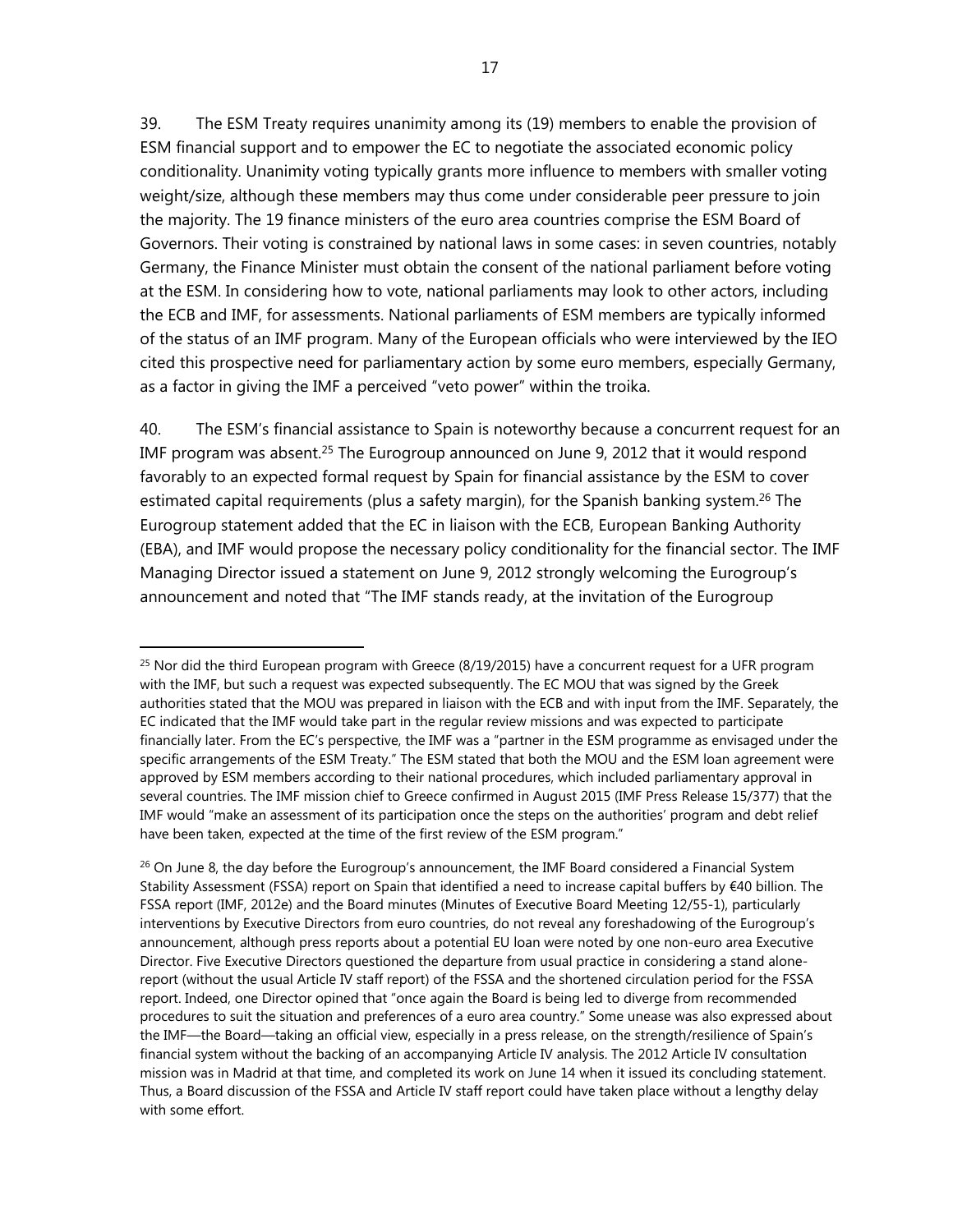39. The ESM Treaty requires unanimity among its (19) members to enable the provision of ESM financial support and to empower the EC to negotiate the associated economic policy conditionality. Unanimity voting typically grants more influence to members with smaller voting weight/size, although these members may thus come under considerable peer pressure to join the majority. The 19 finance ministers of the euro area countries comprise the ESM Board of Governors. Their voting is constrained by national laws in some cases: in seven countries, notably Germany, the Finance Minister must obtain the consent of the national parliament before voting at the ESM. In considering how to vote, national parliaments may look to other actors, including the ECB and IMF, for assessments. National parliaments of ESM members are typically informed of the status of an IMF program. Many of the European officials who were interviewed by the IEO cited this prospective need for parliamentary action by some euro members, especially Germany, as a factor in giving the IMF a perceived "veto power" within the troika.

40. The ESM's financial assistance to Spain is noteworthy because a concurrent request for an IMF program was absent.[25] The Eurogroup announced on June 9, 2012 that it would respond favorably to an expected formal request by Spain for financial assistance by the ESM to cover estimated capital requirements (plus a safety margin), for the Spanish banking system.[26] The Eurogroup statement added that the EC in liaison with the ECB, European Banking Authority (EBA), and IMF would propose the necessary policy conditionality for the financial sector. The IMF Managing Director issued a statement on June 9, 2012 strongly welcoming the Eurogroup's announcement and noted that "The IMF stands ready, at the invitation of the Eurogroup

---

[25] Nor did the third European program with Greece (8/19/2015) have a concurrent request for a UFR program with the IMF, but such a request was expected subsequently. The EC MOU that was signed by the Greek authorities stated that the MOU was prepared in liaison with the ECB and with input from the IMF. Separately, the EC indicated that the IMF would take part in the regular review missions and was expected to participate financially later. From the EC's perspective, the IMF was a "partner in the ESM programme as envisaged under the specific arrangements of the ESM Treaty." The ESM stated that both the MOU and the ESM loan agreement were approved by ESM members according to their national procedures, which included parliamentary approval in several countries. The IMF mission chief to Greece confirmed in August 2015 (IMF Press Release 15/377) that the IMF would "make an assessment of its participation once the steps on the authorities' program and debt relief have been taken, expected at the time of the first review of the ESM program."

[26] On June 8, the day before the Eurogroup's announcement, the IMF Board considered a Financial System Stability Assessment (FSSA) report on Spain that identified a need to increase capital buffers by €40 billion. The FSSA report (IMF, 2012e) and the Board minutes (Minutes of Executive Board Meeting 12/55-1), particularly interventions by Executive Directors from euro countries, do not reveal any foreshadowing of the Eurogroup's announcement, although press reports about a potential EU loan were noted by one non-euro area Executive Director. Five Executive Directors questioned the departure from usual practice in considering a stand alone-report (without the usual Article IV staff report) of the FSSA and the shortened circulation period for the FSSA report. Indeed, one Director opined that "once again the Board is being led to diverge from recommended procedures to suit the situation and preferences of a euro area country." Some unease was also expressed about the IMF—the Board—taking an official view, especially in a press release, on the strength/resilience of Spain's financial system without the backing of an accompanying Article IV analysis. The 2012 Article IV consultation mission was in Madrid at that time, and completed its work on June 14 when it issued its concluding statement. Thus, a Board discussion of the FSSA and Article IV staff report could have taken place without a lengthy delay with some effort.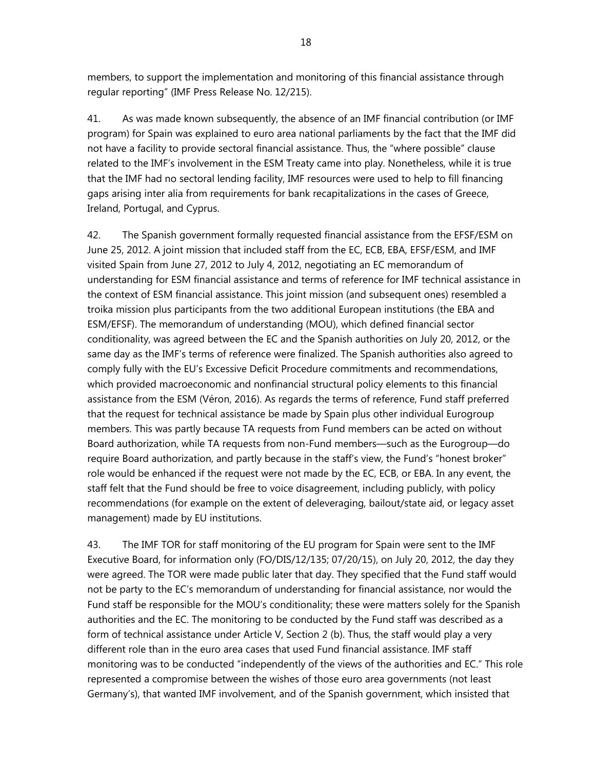members, to support the implementation and monitoring of this financial assistance through regular reporting" (IMF Press Release No. 12/215).

41. As was made known subsequently, the absence of an IMF financial contribution (or IMF program) for Spain was explained to euro area national parliaments by the fact that the IMF did not have a facility to provide sectoral financial assistance. Thus, the "where possible" clause related to the IMF's involvement in the ESM Treaty came into play. Nonetheless, while it is true that the IMF had no sectoral lending facility, IMF resources were used to help to fill financing gaps arising inter alia from requirements for bank recapitalizations in the cases of Greece, Ireland, Portugal, and Cyprus.

42. The Spanish government formally requested financial assistance from the EFSF/ESM on June 25, 2012. A joint mission that included staff from the EC, ECB, EBA, EFSF/ESM, and IMF visited Spain from June 27, 2012 to July 4, 2012, negotiating an EC memorandum of understanding for ESM financial assistance and terms of reference for IMF technical assistance in the context of ESM financial assistance. This joint mission (and subsequent ones) resembled a troika mission plus participants from the two additional European institutions (the EBA and ESM/EFSF). The memorandum of understanding (MOU), which defined financial sector conditionality, was agreed between the EC and the Spanish authorities on July 20, 2012, or the same day as the IMF's terms of reference were finalized. The Spanish authorities also agreed to comply fully with the EU's Excessive Deficit Procedure commitments and recommendations, which provided macroeconomic and nonfinancial structural policy elements to this financial assistance from the ESM (Véron, 2016). As regards the terms of reference, Fund staff preferred that the request for technical assistance be made by Spain plus other individual Eurogroup members. This was partly because TA requests from Fund members can be acted on without Board authorization, while TA requests from non-Fund members—such as the Eurogroup—do require Board authorization, and partly because in the staff's view, the Fund's "honest broker" role would be enhanced if the request were not made by the EC, ECB, or EBA. In any event, the staff felt that the Fund should be free to voice disagreement, including publicly, with policy recommendations (for example on the extent of deleveraging, bailout/state aid, or legacy asset management) made by EU institutions.

43. The IMF TOR for staff monitoring of the EU program for Spain were sent to the IMF Executive Board, for information only (FO/DIS/12/135; 07/20/15), on July 20, 2012, the day they were agreed. The TOR were made public later that day. They specified that the Fund staff would not be party to the EC's memorandum of understanding for financial assistance, nor would the Fund staff be responsible for the MOU's conditionality; these were matters solely for the Spanish authorities and the EC. The monitoring to be conducted by the Fund staff was described as a form of technical assistance under Article V, Section 2 (b). Thus, the staff would play a very different role than in the euro area cases that used Fund financial assistance. IMF staff monitoring was to be conducted "independently of the views of the authorities and EC." This role represented a compromise between the wishes of those euro area governments (not least Germany's), that wanted IMF involvement, and of the Spanish government, which insisted that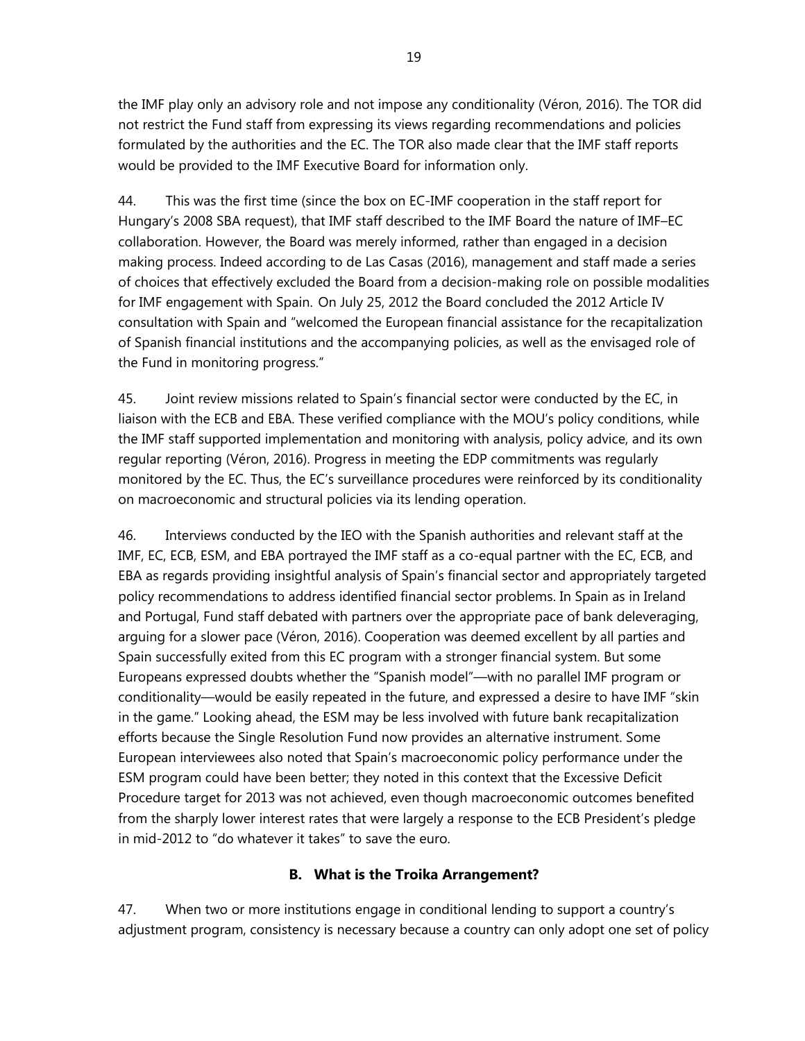the IMF play only an advisory role and not impose any conditionality (Véron, 2016). The TOR did not restrict the Fund staff from expressing its views regarding recommendations and policies formulated by the authorities and the EC. The TOR also made clear that the IMF staff reports would be provided to the IMF Executive Board for information only.

44. This was the first time (since the box on EC-IMF cooperation in the staff report for Hungary's 2008 SBA request), that IMF staff described to the IMF Board the nature of IMF–EC collaboration. However, the Board was merely informed, rather than engaged in a decision making process. Indeed according to de Las Casas (2016), management and staff made a series of choices that effectively excluded the Board from a decision-making role on possible modalities for IMF engagement with Spain. On July 25, 2012 the Board concluded the 2012 Article IV consultation with Spain and "welcomed the European financial assistance for the recapitalization of Spanish financial institutions and the accompanying policies, as well as the envisaged role of the Fund in monitoring progress."

45. Joint review missions related to Spain's financial sector were conducted by the EC, in liaison with the ECB and EBA. These verified compliance with the MOU's policy conditions, while the IMF staff supported implementation and monitoring with analysis, policy advice, and its own regular reporting (Véron, 2016). Progress in meeting the EDP commitments was regularly monitored by the EC. Thus, the EC's surveillance procedures were reinforced by its conditionality on macroeconomic and structural policies via its lending operation.

46. Interviews conducted by the IEO with the Spanish authorities and relevant staff at the IMF, EC, ECB, ESM, and EBA portrayed the IMF staff as a co-equal partner with the EC, ECB, and EBA as regards providing insightful analysis of Spain's financial sector and appropriately targeted policy recommendations to address identified financial sector problems. In Spain as in Ireland and Portugal, Fund staff debated with partners over the appropriate pace of bank deleveraging, arguing for a slower pace (Véron, 2016). Cooperation was deemed excellent by all parties and Spain successfully exited from this EC program with a stronger financial system. But some Europeans expressed doubts whether the "Spanish model"—with no parallel IMF program or conditionality—would be easily repeated in the future, and expressed a desire to have IMF "skin in the game." Looking ahead, the ESM may be less involved with future bank recapitalization efforts because the Single Resolution Fund now provides an alternative instrument. Some European interviewees also noted that Spain's macroeconomic policy performance under the ESM program could have been better; they noted in this context that the Excessive Deficit Procedure target for 2013 was not achieved, even though macroeconomic outcomes benefited from the sharply lower interest rates that were largely a response to the ECB President's pledge in mid-2012 to "do whatever it takes" to save the euro.

## B. What is the Troika Arrangement?

47. When two or more institutions engage in conditional lending to support a country's adjustment program, consistency is necessary because a country can only adopt one set of policy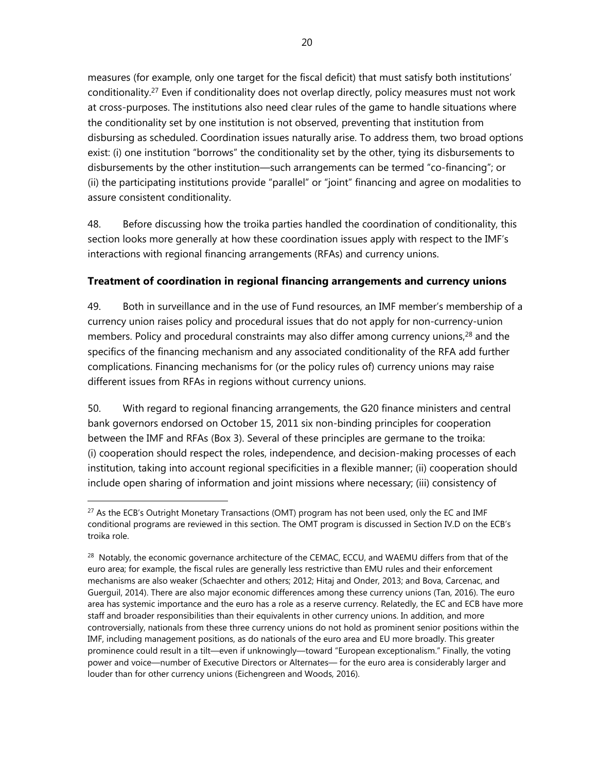measures (for example, only one target for the fiscal deficit) that must satisfy both institutions' conditionality.[27] Even if conditionality does not overlap directly, policy measures must not work at cross-purposes. The institutions also need clear rules of the game to handle situations where the conditionality set by one institution is not observed, preventing that institution from disbursing as scheduled. Coordination issues naturally arise. To address them, two broad options exist: (i) one institution "borrows" the conditionality set by the other, tying its disbursements to disbursements by the other institution—such arrangements can be termed "co-financing"; or (ii) the participating institutions provide "parallel" or "joint" financing and agree on modalities to assure consistent conditionality.

48. Before discussing how the troika parties handled the coordination of conditionality, this section looks more generally at how these coordination issues apply with respect to the IMF's interactions with regional financing arrangements (RFAs) and currency unions.

### Treatment of coordination in regional financing arrangements and currency unions

49. Both in surveillance and in the use of Fund resources, an IMF member's membership of a currency union raises policy and procedural issues that do not apply for non-currency-union members. Policy and procedural constraints may also differ among currency unions,[28] and the specifics of the financing mechanism and any associated conditionality of the RFA add further complications. Financing mechanisms for (or the policy rules of) currency unions may raise different issues from RFAs in regions without currency unions.

50. With regard to regional financing arrangements, the G20 finance ministers and central bank governors endorsed on October 15, 2011 six non-binding principles for cooperation between the IMF and RFAs (Box 3). Several of these principles are germane to the troika: (i) cooperation should respect the roles, independence, and decision-making processes of each institution, taking into account regional specificities in a flexible manner; (ii) cooperation should include open sharing of information and joint missions where necessary; (iii) consistency of

---

[27] As the ECB's Outright Monetary Transactions (OMT) program has not been used, only the EC and IMF conditional programs are reviewed in this section. The OMT program is discussed in Section IV.D on the ECB's troika role.

[28] Notably, the economic governance architecture of the CEMAC, ECCU, and WAEMU differs from that of the euro area; for example, the fiscal rules are generally less restrictive than EMU rules and their enforcement mechanisms are also weaker (Schaechter and others; 2012; Hitaj and Onder, 2013; and Bova, Carcenac, and Guerguil, 2014). There are also major economic differences among these currency unions (Tan, 2016). The euro area has systemic importance and the euro has a role as a reserve currency. Relatedly, the EC and ECB have more staff and broader responsibilities than their equivalents in other currency unions. In addition, and more controversially, nationals from these three currency unions do not hold as prominent senior positions within the IMF, including management positions, as do nationals of the euro area and EU more broadly. This greater prominence could result in a tilt—even if unknowingly—toward "European exceptionalism." Finally, the voting power and voice—number of Executive Directors or Alternates— for the euro area is considerably larger and louder than for other currency unions (Eichengreen and Woods, 2016).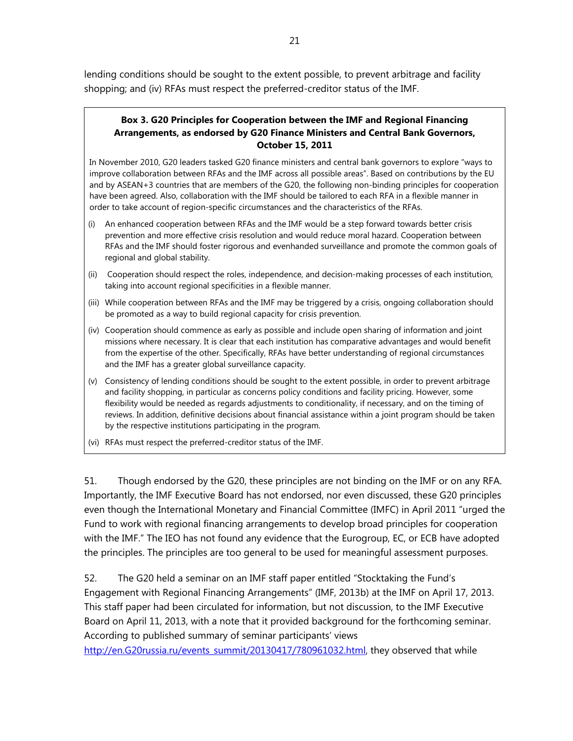lending conditions should be sought to the extent possible, to prevent arbitrage and facility shopping; and (iv) RFAs must respect the preferred-creditor status of the IMF.

> **Box 3. G20 Principles for Cooperation between the IMF and Regional Financing Arrangements, as endorsed by G20 Finance Ministers and Central Bank Governors, October 15, 2011**
>
> In November 2010, G20 leaders tasked G20 finance ministers and central bank governors to explore "ways to improve collaboration between RFAs and the IMF across all possible areas". Based on contributions by the EU and by ASEAN+3 countries that are members of the G20, the following non-binding principles for cooperation have been agreed. Also, collaboration with the IMF should be tailored to each RFA in a flexible manner in order to take account of region-specific circumstances and the characteristics of the RFAs.
>
> (i) An enhanced cooperation between RFAs and the IMF would be a step forward towards better crisis prevention and more effective crisis resolution and would reduce moral hazard. Cooperation between RFAs and the IMF should foster rigorous and evenhanded surveillance and promote the common goals of regional and global stability.
>
> (ii) Cooperation should respect the roles, independence, and decision-making processes of each institution, taking into account regional specificities in a flexible manner.
>
> (iii) While cooperation between RFAs and the IMF may be triggered by a crisis, ongoing collaboration should be promoted as a way to build regional capacity for crisis prevention.
>
> (iv) Cooperation should commence as early as possible and include open sharing of information and joint missions where necessary. It is clear that each institution has comparative advantages and would benefit from the expertise of the other. Specifically, RFAs have better understanding of regional circumstances and the IMF has a greater global surveillance capacity.
>
> (v) Consistency of lending conditions should be sought to the extent possible, in order to prevent arbitrage and facility shopping, in particular as concerns policy conditions and facility pricing. However, some flexibility would be needed as regards adjustments to conditionality, if necessary, and on the timing of reviews. In addition, definitive decisions about financial assistance within a joint program should be taken by the respective institutions participating in the program.
>
> (vi) RFAs must respect the preferred-creditor status of the IMF.

51. Though endorsed by the G20, these principles are not binding on the IMF or on any RFA. Importantly, the IMF Executive Board has not endorsed, nor even discussed, these G20 principles even though the International Monetary and Financial Committee (IMFC) in April 2011 "urged the Fund to work with regional financing arrangements to develop broad principles for cooperation with the IMF." The IEO has not found any evidence that the Eurogroup, EC, or ECB have adopted the principles. The principles are too general to be used for meaningful assessment purposes.

52. The G20 held a seminar on an IMF staff paper entitled "Stocktaking the Fund's Engagement with Regional Financing Arrangements" (IMF, 2013b) at the IMF on April 17, 2013. This staff paper had been circulated for information, but not discussion, to the IMF Executive Board on April 11, 2013, with a note that it provided background for the forthcoming seminar. According to published summary of seminar participants' views http://en.G20russia.ru/events_summit/20130417/780961032.html, they observed that while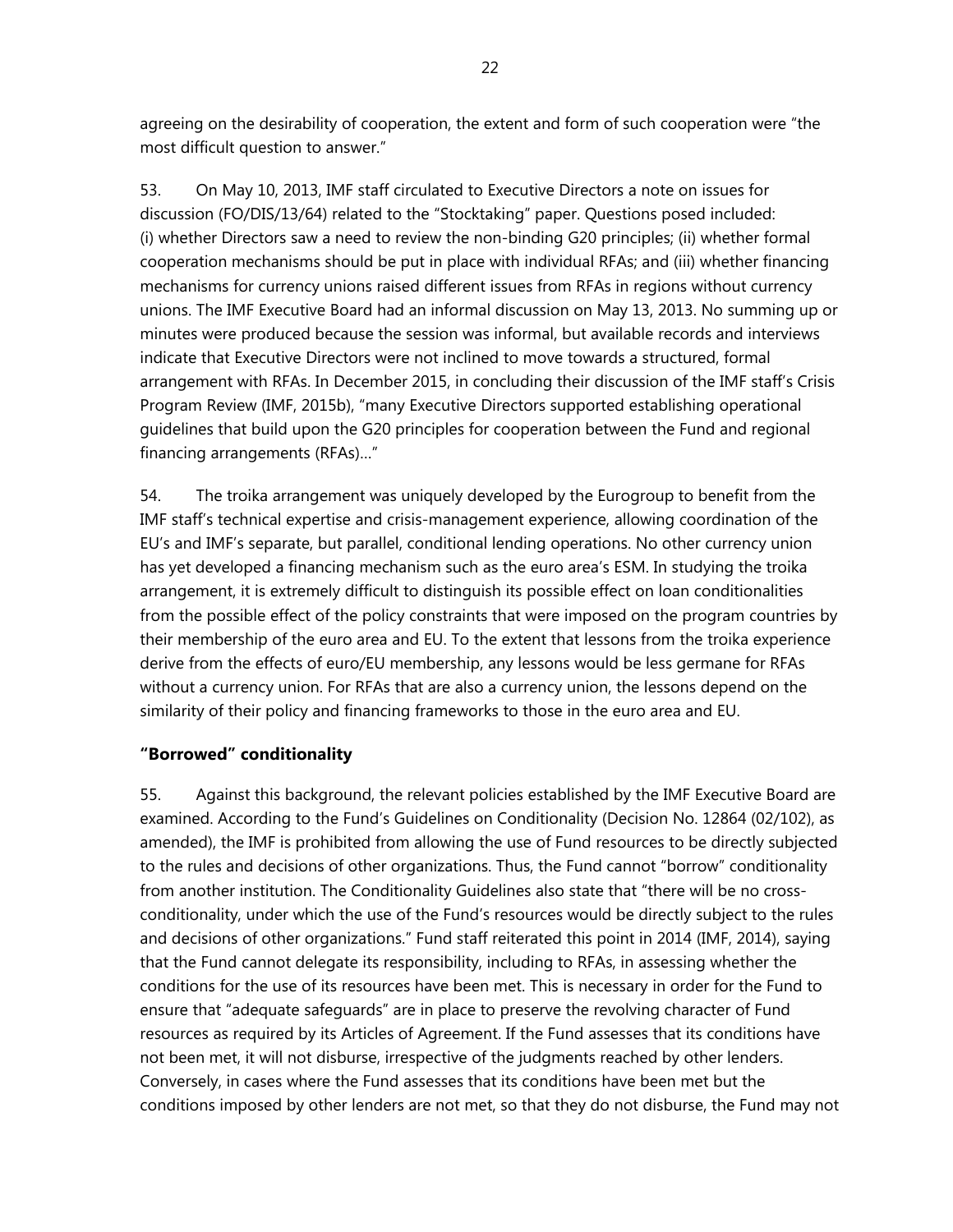agreeing on the desirability of cooperation, the extent and form of such cooperation were "the most difficult question to answer."

53. On May 10, 2013, IMF staff circulated to Executive Directors a note on issues for discussion (FO/DIS/13/64) related to the "Stocktaking" paper. Questions posed included: (i) whether Directors saw a need to review the non-binding G20 principles; (ii) whether formal cooperation mechanisms should be put in place with individual RFAs; and (iii) whether financing mechanisms for currency unions raised different issues from RFAs in regions without currency unions. The IMF Executive Board had an informal discussion on May 13, 2013. No summing up or minutes were produced because the session was informal, but available records and interviews indicate that Executive Directors were not inclined to move towards a structured, formal arrangement with RFAs. In December 2015, in concluding their discussion of the IMF staff's Crisis Program Review (IMF, 2015b), "many Executive Directors supported establishing operational guidelines that build upon the G20 principles for cooperation between the Fund and regional financing arrangements (RFAs)..."

54. The troika arrangement was uniquely developed by the Eurogroup to benefit from the IMF staff's technical expertise and crisis-management experience, allowing coordination of the EU's and IMF's separate, but parallel, conditional lending operations. No other currency union has yet developed a financing mechanism such as the euro area's ESM. In studying the troika arrangement, it is extremely difficult to distinguish its possible effect on loan conditionalities from the possible effect of the policy constraints that were imposed on the program countries by their membership of the euro area and EU. To the extent that lessons from the troika experience derive from the effects of euro/EU membership, any lessons would be less germane for RFAs without a currency union. For RFAs that are also a currency union, the lessons depend on the similarity of their policy and financing frameworks to those in the euro area and EU.

### "Borrowed" conditionality

55. Against this background, the relevant policies established by the IMF Executive Board are examined. According to the Fund's Guidelines on Conditionality (Decision No. 12864 (02/102), as amended), the IMF is prohibited from allowing the use of Fund resources to be directly subjected to the rules and decisions of other organizations. Thus, the Fund cannot "borrow" conditionality from another institution. The Conditionality Guidelines also state that "there will be no cross-conditionality, under which the use of the Fund's resources would be directly subject to the rules and decisions of other organizations." Fund staff reiterated this point in 2014 (IMF, 2014), saying that the Fund cannot delegate its responsibility, including to RFAs, in assessing whether the conditions for the use of its resources have been met. This is necessary in order for the Fund to ensure that "adequate safeguards" are in place to preserve the revolving character of Fund resources as required by its Articles of Agreement. If the Fund assesses that its conditions have not been met, it will not disburse, irrespective of the judgments reached by other lenders. Conversely, in cases where the Fund assesses that its conditions have been met but the conditions imposed by other lenders are not met, so that they do not disburse, the Fund may not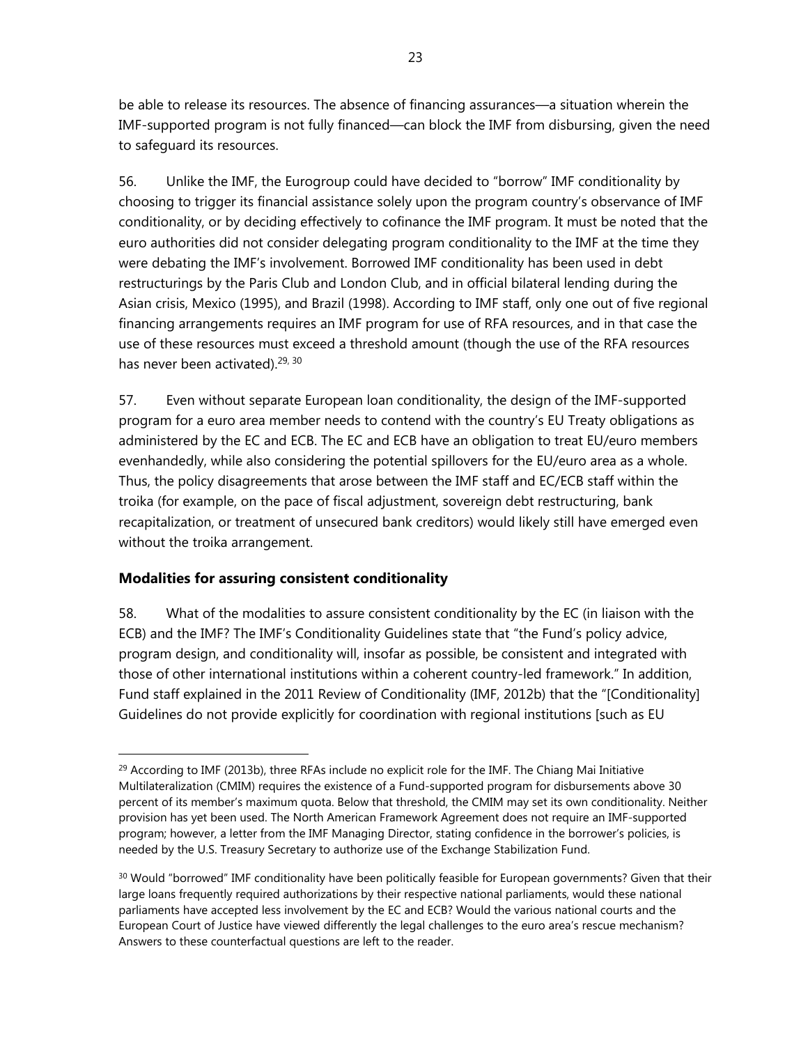be able to release its resources. The absence of financing assurances—a situation wherein the IMF-supported program is not fully financed—can block the IMF from disbursing, given the need to safeguard its resources.

56. Unlike the IMF, the Eurogroup could have decided to "borrow" IMF conditionality by choosing to trigger its financial assistance solely upon the program country's observance of IMF conditionality, or by deciding effectively to cofinance the IMF program. It must be noted that the euro authorities did not consider delegating program conditionality to the IMF at the time they were debating the IMF's involvement. Borrowed IMF conditionality has been used in debt restructurings by the Paris Club and London Club, and in official bilateral lending during the Asian crisis, Mexico (1995), and Brazil (1998). According to IMF staff, only one out of five regional financing arrangements requires an IMF program for use of RFA resources, and in that case the use of these resources must exceed a threshold amount (though the use of the RFA resources has never been activated).[29, 30]

57. Even without separate European loan conditionality, the design of the IMF-supported program for a euro area member needs to contend with the country's EU Treaty obligations as administered by the EC and ECB. The EC and ECB have an obligation to treat EU/euro members evenhandedly, while also considering the potential spillovers for the EU/euro area as a whole. Thus, the policy disagreements that arose between the IMF staff and EC/ECB staff within the troika (for example, on the pace of fiscal adjustment, sovereign debt restructuring, bank recapitalization, or treatment of unsecured bank creditors) would likely still have emerged even without the troika arrangement.

### Modalities for assuring consistent conditionality

58. What of the modalities to assure consistent conditionality by the EC (in liaison with the ECB) and the IMF? The IMF's Conditionality Guidelines state that "the Fund's policy advice, program design, and conditionality will, insofar as possible, be consistent and integrated with those of other international institutions within a coherent country-led framework." In addition, Fund staff explained in the 2011 Review of Conditionality (IMF, 2012b) that the "[Conditionality] Guidelines do not provide explicitly for coordination with regional institutions [such as EU

---

[29] According to IMF (2013b), three RFAs include no explicit role for the IMF. The Chiang Mai Initiative Multilateralization (CMIM) requires the existence of a Fund-supported program for disbursements above 30 percent of its member's maximum quota. Below that threshold, the CMIM may set its own conditionality. Neither provision has yet been used. The North American Framework Agreement does not require an IMF-supported program; however, a letter from the IMF Managing Director, stating confidence in the borrower's policies, is needed by the U.S. Treasury Secretary to authorize use of the Exchange Stabilization Fund.

[30] Would "borrowed" IMF conditionality have been politically feasible for European governments? Given that their large loans frequently required authorizations by their respective national parliaments, would these national parliaments have accepted less involvement by the EC and ECB? Would the various national courts and the European Court of Justice have viewed differently the legal challenges to the euro area's rescue mechanism? Answers to these counterfactual questions are left to the reader.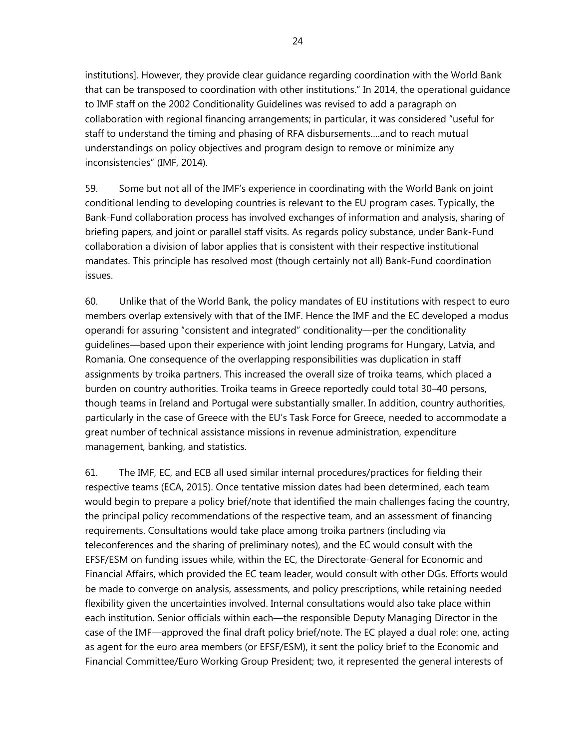institutions]. However, they provide clear guidance regarding coordination with the World Bank that can be transposed to coordination with other institutions." In 2014, the operational guidance to IMF staff on the 2002 Conditionality Guidelines was revised to add a paragraph on collaboration with regional financing arrangements; in particular, it was considered "useful for staff to understand the timing and phasing of RFA disbursements....and to reach mutual understandings on policy objectives and program design to remove or minimize any inconsistencies" (IMF, 2014).

59. Some but not all of the IMF's experience in coordinating with the World Bank on joint conditional lending to developing countries is relevant to the EU program cases. Typically, the Bank-Fund collaboration process has involved exchanges of information and analysis, sharing of briefing papers, and joint or parallel staff visits. As regards policy substance, under Bank-Fund collaboration a division of labor applies that is consistent with their respective institutional mandates. This principle has resolved most (though certainly not all) Bank-Fund coordination issues.

60. Unlike that of the World Bank, the policy mandates of EU institutions with respect to euro members overlap extensively with that of the IMF. Hence the IMF and the EC developed a modus operandi for assuring "consistent and integrated" conditionality—per the conditionality guidelines—based upon their experience with joint lending programs for Hungary, Latvia, and Romania. One consequence of the overlapping responsibilities was duplication in staff assignments by troika partners. This increased the overall size of troika teams, which placed a burden on country authorities. Troika teams in Greece reportedly could total 30–40 persons, though teams in Ireland and Portugal were substantially smaller. In addition, country authorities, particularly in the case of Greece with the EU's Task Force for Greece, needed to accommodate a great number of technical assistance missions in revenue administration, expenditure management, banking, and statistics.

61. The IMF, EC, and ECB all used similar internal procedures/practices for fielding their respective teams (ECA, 2015). Once tentative mission dates had been determined, each team would begin to prepare a policy brief/note that identified the main challenges facing the country, the principal policy recommendations of the respective team, and an assessment of financing requirements. Consultations would take place among troika partners (including via teleconferences and the sharing of preliminary notes), and the EC would consult with the EFSF/ESM on funding issues while, within the EC, the Directorate-General for Economic and Financial Affairs, which provided the EC team leader, would consult with other DGs. Efforts would be made to converge on analysis, assessments, and policy prescriptions, while retaining needed flexibility given the uncertainties involved. Internal consultations would also take place within each institution. Senior officials within each—the responsible Deputy Managing Director in the case of the IMF—approved the final draft policy brief/note. The EC played a dual role: one, acting as agent for the euro area members (or EFSF/ESM), it sent the policy brief to the Economic and Financial Committee/Euro Working Group President; two, it represented the general interests of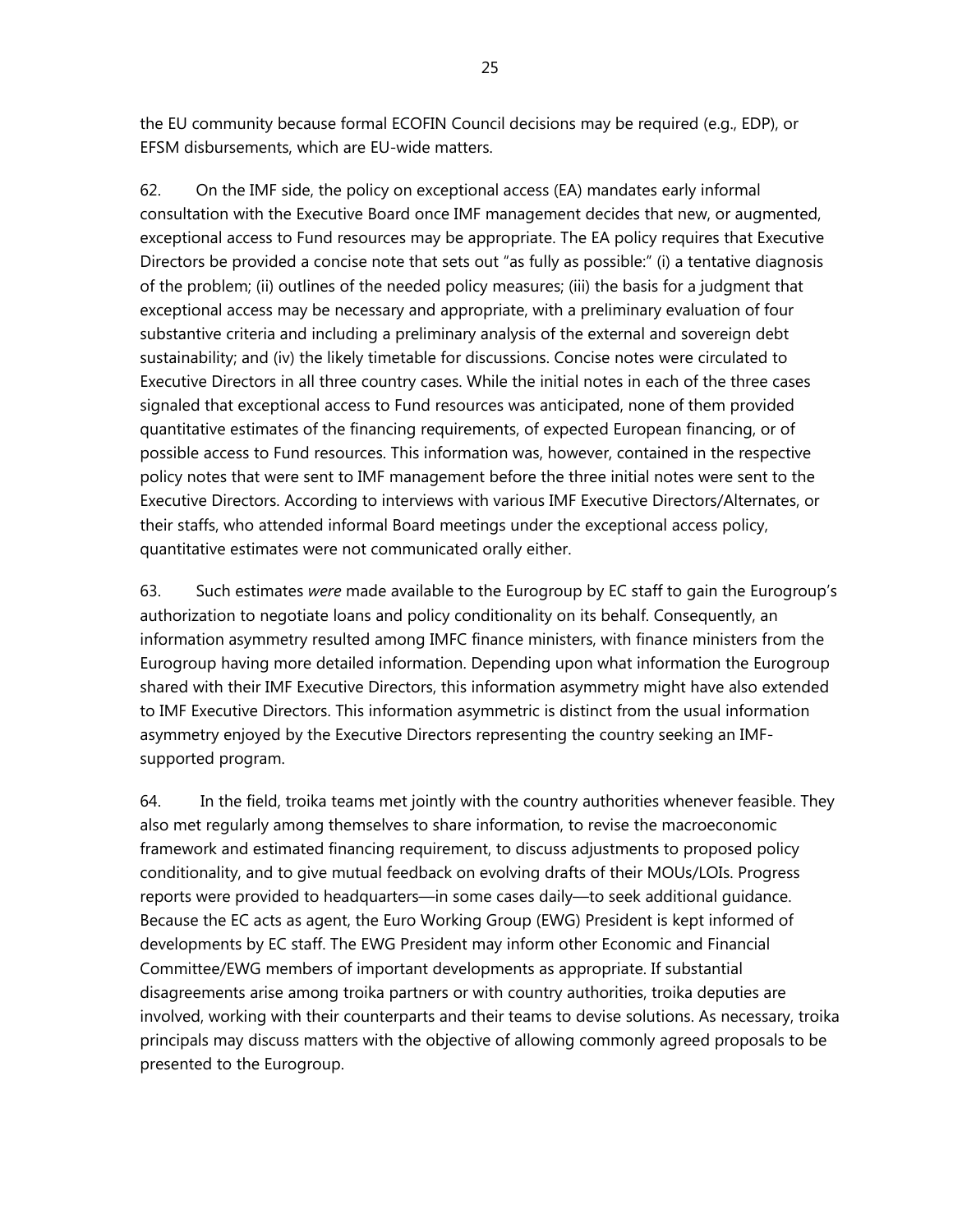the EU community because formal ECOFIN Council decisions may be required (e.g., EDP), or EFSM disbursements, which are EU-wide matters.

62. On the IMF side, the policy on exceptional access (EA) mandates early informal consultation with the Executive Board once IMF management decides that new, or augmented, exceptional access to Fund resources may be appropriate. The EA policy requires that Executive Directors be provided a concise note that sets out "as fully as possible:" (i) a tentative diagnosis of the problem; (ii) outlines of the needed policy measures; (iii) the basis for a judgment that exceptional access may be necessary and appropriate, with a preliminary evaluation of four substantive criteria and including a preliminary analysis of the external and sovereign debt sustainability; and (iv) the likely timetable for discussions. Concise notes were circulated to Executive Directors in all three country cases. While the initial notes in each of the three cases signaled that exceptional access to Fund resources was anticipated, none of them provided quantitative estimates of the financing requirements, of expected European financing, or of possible access to Fund resources. This information was, however, contained in the respective policy notes that were sent to IMF management before the three initial notes were sent to the Executive Directors. According to interviews with various IMF Executive Directors/Alternates, or their staffs, who attended informal Board meetings under the exceptional access policy, quantitative estimates were not communicated orally either.

63. Such estimates *were* made available to the Eurogroup by EC staff to gain the Eurogroup's authorization to negotiate loans and policy conditionality on its behalf. Consequently, an information asymmetry resulted among IMFC finance ministers, with finance ministers from the Eurogroup having more detailed information. Depending upon what information the Eurogroup shared with their IMF Executive Directors, this information asymmetry might have also extended to IMF Executive Directors. This information asymmetric is distinct from the usual information asymmetry enjoyed by the Executive Directors representing the country seeking an IMF-supported program.

64. In the field, troika teams met jointly with the country authorities whenever feasible. They also met regularly among themselves to share information, to revise the macroeconomic framework and estimated financing requirement, to discuss adjustments to proposed policy conditionality, and to give mutual feedback on evolving drafts of their MOUs/LOIs. Progress reports were provided to headquarters—in some cases daily—to seek additional guidance. Because the EC acts as agent, the Euro Working Group (EWG) President is kept informed of developments by EC staff. The EWG President may inform other Economic and Financial Committee/EWG members of important developments as appropriate. If substantial disagreements arise among troika partners or with country authorities, troika deputies are involved, working with their counterparts and their teams to devise solutions. As necessary, troika principals may discuss matters with the objective of allowing commonly agreed proposals to be presented to the Eurogroup.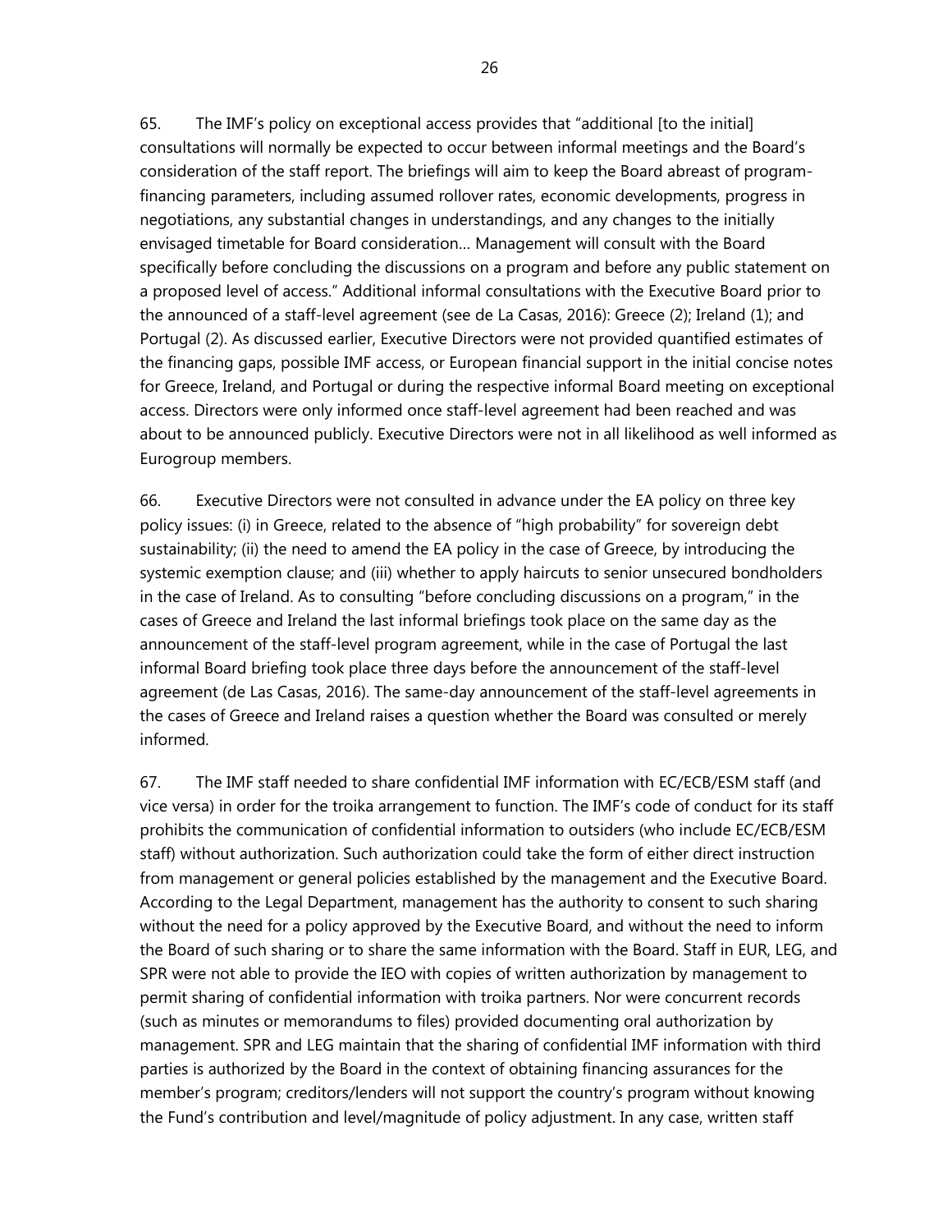65. The IMF's policy on exceptional access provides that "additional [to the initial] consultations will normally be expected to occur between informal meetings and the Board's consideration of the staff report. The briefings will aim to keep the Board abreast of program-financing parameters, including assumed rollover rates, economic developments, progress in negotiations, any substantial changes in understandings, and any changes to the initially envisaged timetable for Board consideration… Management will consult with the Board specifically before concluding the discussions on a program and before any public statement on a proposed level of access." Additional informal consultations with the Executive Board prior to the announced of a staff-level agreement (see de La Casas, 2016): Greece (2); Ireland (1); and Portugal (2). As discussed earlier, Executive Directors were not provided quantified estimates of the financing gaps, possible IMF access, or European financial support in the initial concise notes for Greece, Ireland, and Portugal or during the respective informal Board meeting on exceptional access. Directors were only informed once staff-level agreement had been reached and was about to be announced publicly. Executive Directors were not in all likelihood as well informed as Eurogroup members.

66. Executive Directors were not consulted in advance under the EA policy on three key policy issues: (i) in Greece, related to the absence of "high probability" for sovereign debt sustainability; (ii) the need to amend the EA policy in the case of Greece, by introducing the systemic exemption clause; and (iii) whether to apply haircuts to senior unsecured bondholders in the case of Ireland. As to consulting "before concluding discussions on a program," in the cases of Greece and Ireland the last informal briefings took place on the same day as the announcement of the staff-level program agreement, while in the case of Portugal the last informal Board briefing took place three days before the announcement of the staff-level agreement (de Las Casas, 2016). The same-day announcement of the staff-level agreements in the cases of Greece and Ireland raises a question whether the Board was consulted or merely informed.

67. The IMF staff needed to share confidential IMF information with EC/ECB/ESM staff (and vice versa) in order for the troika arrangement to function. The IMF's code of conduct for its staff prohibits the communication of confidential information to outsiders (who include EC/ECB/ESM staff) without authorization. Such authorization could take the form of either direct instruction from management or general policies established by the management and the Executive Board. According to the Legal Department, management has the authority to consent to such sharing without the need for a policy approved by the Executive Board, and without the need to inform the Board of such sharing or to share the same information with the Board. Staff in EUR, LEG, and SPR were not able to provide the IEO with copies of written authorization by management to permit sharing of confidential information with troika partners. Nor were concurrent records (such as minutes or memorandums to files) provided documenting oral authorization by management. SPR and LEG maintain that the sharing of confidential IMF information with third parties is authorized by the Board in the context of obtaining financing assurances for the member's program; creditors/lenders will not support the country's program without knowing the Fund's contribution and level/magnitude of policy adjustment. In any case, written staff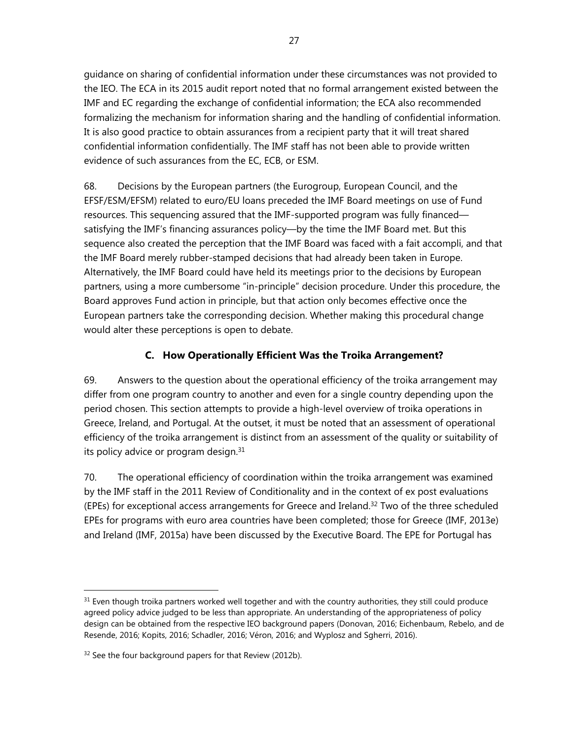guidance on sharing of confidential information under these circumstances was not provided to the IEO. The ECA in its 2015 audit report noted that no formal arrangement existed between the IMF and EC regarding the exchange of confidential information; the ECA also recommended formalizing the mechanism for information sharing and the handling of confidential information. It is also good practice to obtain assurances from a recipient party that it will treat shared confidential information confidentially. The IMF staff has not been able to provide written evidence of such assurances from the EC, ECB, or ESM.

68. Decisions by the European partners (the Eurogroup, European Council, and the EFSF/ESM/EFSM) related to euro/EU loans preceded the IMF Board meetings on use of Fund resources. This sequencing assured that the IMF-supported program was fully financed—satisfying the IMF's financing assurances policy—by the time the IMF Board met. But this sequence also created the perception that the IMF Board was faced with a fait accompli, and that the IMF Board merely rubber-stamped decisions that had already been taken in Europe. Alternatively, the IMF Board could have held its meetings prior to the decisions by European partners, using a more cumbersome "in-principle" decision procedure. Under this procedure, the Board approves Fund action in principle, but that action only becomes effective once the European partners take the corresponding decision. Whether making this procedural change would alter these perceptions is open to debate.

### C. How Operationally Efficient Was the Troika Arrangement?

69. Answers to the question about the operational efficiency of the troika arrangement may differ from one program country to another and even for a single country depending upon the period chosen. This section attempts to provide a high-level overview of troika operations in Greece, Ireland, and Portugal. At the outset, it must be noted that an assessment of operational efficiency of the troika arrangement is distinct from an assessment of the quality or suitability of its policy advice or program design.[31]

70. The operational efficiency of coordination within the troika arrangement was examined by the IMF staff in the 2011 Review of Conditionality and in the context of ex post evaluations (EPEs) for exceptional access arrangements for Greece and Ireland.[32] Two of the three scheduled EPEs for programs with euro area countries have been completed; those for Greece (IMF, 2013e) and Ireland (IMF, 2015a) have been discussed by the Executive Board. The EPE for Portugal has

[31] Even though troika partners worked well together and with the country authorities, they still could produce agreed policy advice judged to be less than appropriate. An understanding of the appropriateness of policy design can be obtained from the respective IEO background papers (Donovan, 2016; Eichenbaum, Rebelo, and de Resende, 2016; Kopits, 2016; Schadler, 2016; Véron, 2016; and Wyplosz and Sgherri, 2016).

[32] See the four background papers for that Review (2012b).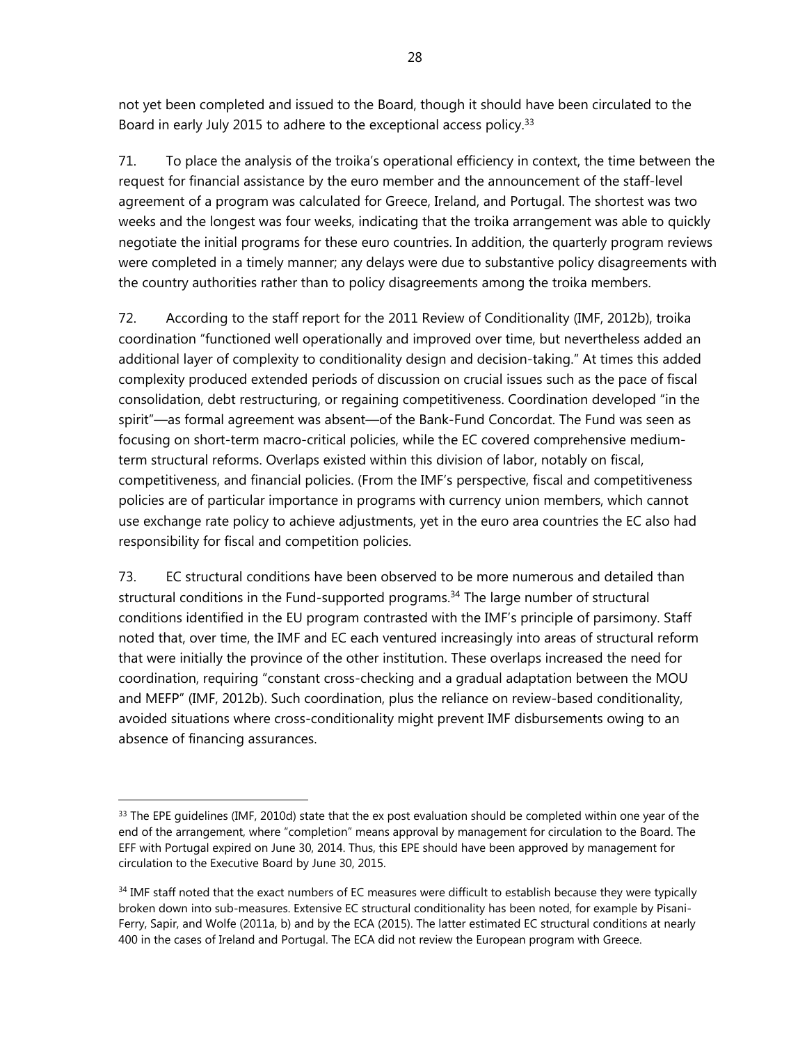not yet been completed and issued to the Board, though it should have been circulated to the Board in early July 2015 to adhere to the exceptional access policy.[33]

71. To place the analysis of the troika's operational efficiency in context, the time between the request for financial assistance by the euro member and the announcement of the staff-level agreement of a program was calculated for Greece, Ireland, and Portugal. The shortest was two weeks and the longest was four weeks, indicating that the troika arrangement was able to quickly negotiate the initial programs for these euro countries. In addition, the quarterly program reviews were completed in a timely manner; any delays were due to substantive policy disagreements with the country authorities rather than to policy disagreements among the troika members.

72. According to the staff report for the 2011 Review of Conditionality (IMF, 2012b), troika coordination "functioned well operationally and improved over time, but nevertheless added an additional layer of complexity to conditionality design and decision-taking." At times this added complexity produced extended periods of discussion on crucial issues such as the pace of fiscal consolidation, debt restructuring, or regaining competitiveness. Coordination developed "in the spirit"—as formal agreement was absent—of the Bank-Fund Concordat. The Fund was seen as focusing on short-term macro-critical policies, while the EC covered comprehensive medium-term structural reforms. Overlaps existed within this division of labor, notably on fiscal, competitiveness, and financial policies. (From the IMF's perspective, fiscal and competitiveness policies are of particular importance in programs with currency union members, which cannot use exchange rate policy to achieve adjustments, yet in the euro area countries the EC also had responsibility for fiscal and competition policies.

73. EC structural conditions have been observed to be more numerous and detailed than structural conditions in the Fund-supported programs.[34] The large number of structural conditions identified in the EU program contrasted with the IMF's principle of parsimony. Staff noted that, over time, the IMF and EC each ventured increasingly into areas of structural reform that were initially the province of the other institution. These overlaps increased the need for coordination, requiring "constant cross-checking and a gradual adaptation between the MOU and MEFP" (IMF, 2012b). Such coordination, plus the reliance on review-based conditionality, avoided situations where cross-conditionality might prevent IMF disbursements owing to an absence of financing assurances.

---

[33] The EPE guidelines (IMF, 2010d) state that the ex post evaluation should be completed within one year of the end of the arrangement, where "completion" means approval by management for circulation to the Board. The EFF with Portugal expired on June 30, 2014. Thus, this EPE should have been approved by management for circulation to the Executive Board by June 30, 2015.

[34] IMF staff noted that the exact numbers of EC measures were difficult to establish because they were typically broken down into sub-measures. Extensive EC structural conditionality has been noted, for example by Pisani-Ferry, Sapir, and Wolfe (2011a, b) and by the ECA (2015). The latter estimated EC structural conditions at nearly 400 in the cases of Ireland and Portugal. The ECA did not review the European program with Greece.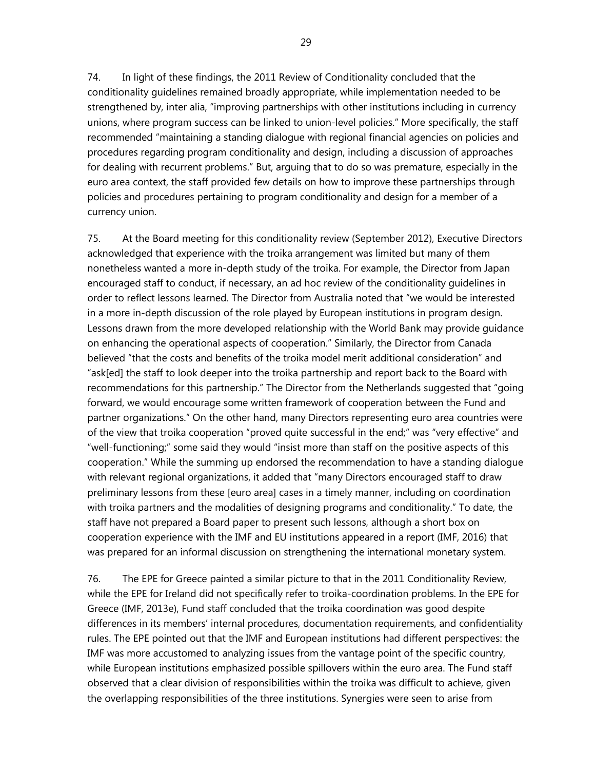74. In light of these findings, the 2011 Review of Conditionality concluded that the conditionality guidelines remained broadly appropriate, while implementation needed to be strengthened by, inter alia, "improving partnerships with other institutions including in currency unions, where program success can be linked to union-level policies." More specifically, the staff recommended "maintaining a standing dialogue with regional financial agencies on policies and procedures regarding program conditionality and design, including a discussion of approaches for dealing with recurrent problems." But, arguing that to do so was premature, especially in the euro area context, the staff provided few details on how to improve these partnerships through policies and procedures pertaining to program conditionality and design for a member of a currency union.

75. At the Board meeting for this conditionality review (September 2012), Executive Directors acknowledged that experience with the troika arrangement was limited but many of them nonetheless wanted a more in-depth study of the troika. For example, the Director from Japan encouraged staff to conduct, if necessary, an ad hoc review of the conditionality guidelines in order to reflect lessons learned. The Director from Australia noted that "we would be interested in a more in-depth discussion of the role played by European institutions in program design. Lessons drawn from the more developed relationship with the World Bank may provide guidance on enhancing the operational aspects of cooperation." Similarly, the Director from Canada believed "that the costs and benefits of the troika model merit additional consideration" and "ask[ed] the staff to look deeper into the troika partnership and report back to the Board with recommendations for this partnership." The Director from the Netherlands suggested that "going forward, we would encourage some written framework of cooperation between the Fund and partner organizations." On the other hand, many Directors representing euro area countries were of the view that troika cooperation "proved quite successful in the end;" was "very effective" and "well-functioning;" some said they would "insist more than staff on the positive aspects of this cooperation." While the summing up endorsed the recommendation to have a standing dialogue with relevant regional organizations, it added that "many Directors encouraged staff to draw preliminary lessons from these [euro area] cases in a timely manner, including on coordination with troika partners and the modalities of designing programs and conditionality." To date, the staff have not prepared a Board paper to present such lessons, although a short box on cooperation experience with the IMF and EU institutions appeared in a report (IMF, 2016) that was prepared for an informal discussion on strengthening the international monetary system.

76. The EPE for Greece painted a similar picture to that in the 2011 Conditionality Review, while the EPE for Ireland did not specifically refer to troika-coordination problems. In the EPE for Greece (IMF, 2013e), Fund staff concluded that the troika coordination was good despite differences in its members' internal procedures, documentation requirements, and confidentiality rules. The EPE pointed out that the IMF and European institutions had different perspectives: the IMF was more accustomed to analyzing issues from the vantage point of the specific country, while European institutions emphasized possible spillovers within the euro area. The Fund staff observed that a clear division of responsibilities within the troika was difficult to achieve, given the overlapping responsibilities of the three institutions. Synergies were seen to arise from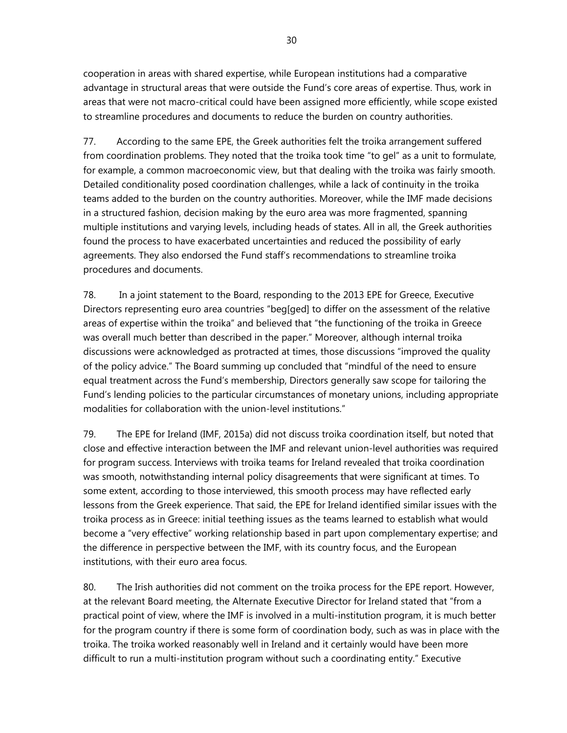cooperation in areas with shared expertise, while European institutions had a comparative advantage in structural areas that were outside the Fund's core areas of expertise. Thus, work in areas that were not macro-critical could have been assigned more efficiently, while scope existed to streamline procedures and documents to reduce the burden on country authorities.

77. According to the same EPE, the Greek authorities felt the troika arrangement suffered from coordination problems. They noted that the troika took time "to gel" as a unit to formulate, for example, a common macroeconomic view, but that dealing with the troika was fairly smooth. Detailed conditionality posed coordination challenges, while a lack of continuity in the troika teams added to the burden on the country authorities. Moreover, while the IMF made decisions in a structured fashion, decision making by the euro area was more fragmented, spanning multiple institutions and varying levels, including heads of states. All in all, the Greek authorities found the process to have exacerbated uncertainties and reduced the possibility of early agreements. They also endorsed the Fund staff's recommendations to streamline troika procedures and documents.

78. In a joint statement to the Board, responding to the 2013 EPE for Greece, Executive Directors representing euro area countries "beg[ged] to differ on the assessment of the relative areas of expertise within the troika" and believed that "the functioning of the troika in Greece was overall much better than described in the paper." Moreover, although internal troika discussions were acknowledged as protracted at times, those discussions "improved the quality of the policy advice." The Board summing up concluded that "mindful of the need to ensure equal treatment across the Fund's membership, Directors generally saw scope for tailoring the Fund's lending policies to the particular circumstances of monetary unions, including appropriate modalities for collaboration with the union-level institutions."

79. The EPE for Ireland (IMF, 2015a) did not discuss troika coordination itself, but noted that close and effective interaction between the IMF and relevant union-level authorities was required for program success. Interviews with troika teams for Ireland revealed that troika coordination was smooth, notwithstanding internal policy disagreements that were significant at times. To some extent, according to those interviewed, this smooth process may have reflected early lessons from the Greek experience. That said, the EPE for Ireland identified similar issues with the troika process as in Greece: initial teething issues as the teams learned to establish what would become a "very effective" working relationship based in part upon complementary expertise; and the difference in perspective between the IMF, with its country focus, and the European institutions, with their euro area focus.

80. The Irish authorities did not comment on the troika process for the EPE report. However, at the relevant Board meeting, the Alternate Executive Director for Ireland stated that "from a practical point of view, where the IMF is involved in a multi-institution program, it is much better for the program country if there is some form of coordination body, such as was in place with the troika. The troika worked reasonably well in Ireland and it certainly would have been more difficult to run a multi-institution program without such a coordinating entity." Executive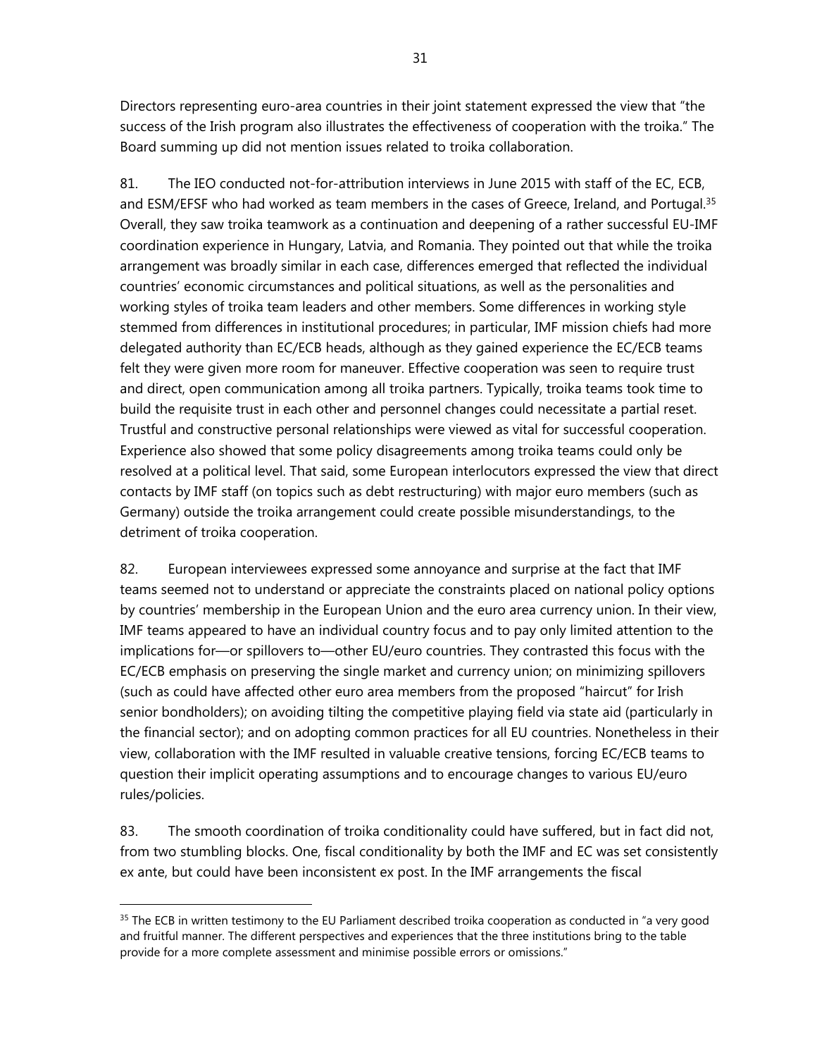Directors representing euro-area countries in their joint statement expressed the view that "the success of the Irish program also illustrates the effectiveness of cooperation with the troika." The Board summing up did not mention issues related to troika collaboration.

81. The IEO conducted not-for-attribution interviews in June 2015 with staff of the EC, ECB, and ESM/EFSF who had worked as team members in the cases of Greece, Ireland, and Portugal.[35] Overall, they saw troika teamwork as a continuation and deepening of a rather successful EU-IMF coordination experience in Hungary, Latvia, and Romania. They pointed out that while the troika arrangement was broadly similar in each case, differences emerged that reflected the individual countries' economic circumstances and political situations, as well as the personalities and working styles of troika team leaders and other members. Some differences in working style stemmed from differences in institutional procedures; in particular, IMF mission chiefs had more delegated authority than EC/ECB heads, although as they gained experience the EC/ECB teams felt they were given more room for maneuver. Effective cooperation was seen to require trust and direct, open communication among all troika partners. Typically, troika teams took time to build the requisite trust in each other and personnel changes could necessitate a partial reset. Trustful and constructive personal relationships were viewed as vital for successful cooperation. Experience also showed that some policy disagreements among troika teams could only be resolved at a political level. That said, some European interlocutors expressed the view that direct contacts by IMF staff (on topics such as debt restructuring) with major euro members (such as Germany) outside the troika arrangement could create possible misunderstandings, to the detriment of troika cooperation.

82. European interviewees expressed some annoyance and surprise at the fact that IMF teams seemed not to understand or appreciate the constraints placed on national policy options by countries' membership in the European Union and the euro area currency union. In their view, IMF teams appeared to have an individual country focus and to pay only limited attention to the implications for—or spillovers to—other EU/euro countries. They contrasted this focus with the EC/ECB emphasis on preserving the single market and currency union; on minimizing spillovers (such as could have affected other euro area members from the proposed "haircut" for Irish senior bondholders); on avoiding tilting the competitive playing field via state aid (particularly in the financial sector); and on adopting common practices for all EU countries. Nonetheless in their view, collaboration with the IMF resulted in valuable creative tensions, forcing EC/ECB teams to question their implicit operating assumptions and to encourage changes to various EU/euro rules/policies.

83. The smooth coordination of troika conditionality could have suffered, but in fact did not, from two stumbling blocks. One, fiscal conditionality by both the IMF and EC was set consistently ex ante, but could have been inconsistent ex post. In the IMF arrangements the fiscal

---

[35] The ECB in written testimony to the EU Parliament described troika cooperation as conducted in "a very good and fruitful manner. The different perspectives and experiences that the three institutions bring to the table provide for a more complete assessment and minimise possible errors or omissions."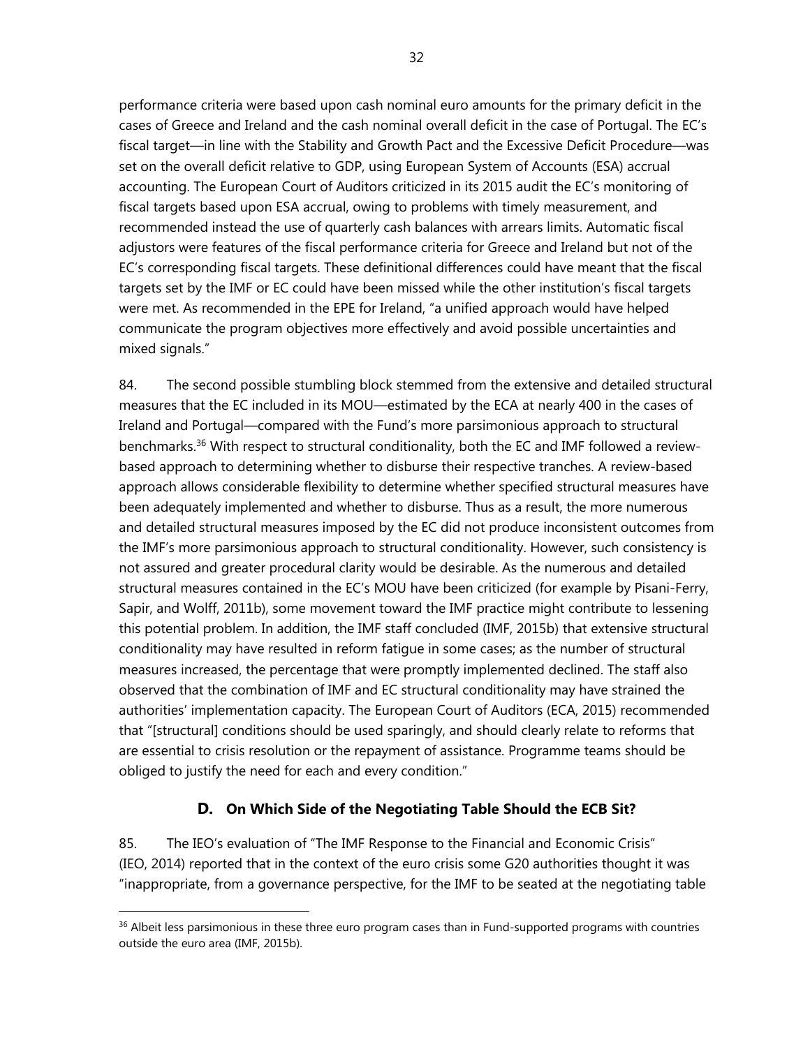performance criteria were based upon cash nominal euro amounts for the primary deficit in the cases of Greece and Ireland and the cash nominal overall deficit in the case of Portugal. The EC's fiscal target—in line with the Stability and Growth Pact and the Excessive Deficit Procedure—was set on the overall deficit relative to GDP, using European System of Accounts (ESA) accrual accounting. The European Court of Auditors criticized in its 2015 audit the EC's monitoring of fiscal targets based upon ESA accrual, owing to problems with timely measurement, and recommended instead the use of quarterly cash balances with arrears limits. Automatic fiscal adjustors were features of the fiscal performance criteria for Greece and Ireland but not of the EC's corresponding fiscal targets. These definitional differences could have meant that the fiscal targets set by the IMF or EC could have been missed while the other institution's fiscal targets were met. As recommended in the EPE for Ireland, "a unified approach would have helped communicate the program objectives more effectively and avoid possible uncertainties and mixed signals."

84. The second possible stumbling block stemmed from the extensive and detailed structural measures that the EC included in its MOU—estimated by the ECA at nearly 400 in the cases of Ireland and Portugal—compared with the Fund's more parsimonious approach to structural benchmarks.[36] With respect to structural conditionality, both the EC and IMF followed a review-based approach to determining whether to disburse their respective tranches. A review-based approach allows considerable flexibility to determine whether specified structural measures have been adequately implemented and whether to disburse. Thus as a result, the more numerous and detailed structural measures imposed by the EC did not produce inconsistent outcomes from the IMF's more parsimonious approach to structural conditionality. However, such consistency is not assured and greater procedural clarity would be desirable. As the numerous and detailed structural measures contained in the EC's MOU have been criticized (for example by Pisani-Ferry, Sapir, and Wolff, 2011b), some movement toward the IMF practice might contribute to lessening this potential problem. In addition, the IMF staff concluded (IMF, 2015b) that extensive structural conditionality may have resulted in reform fatigue in some cases; as the number of structural measures increased, the percentage that were promptly implemented declined. The staff also observed that the combination of IMF and EC structural conditionality may have strained the authorities' implementation capacity. The European Court of Auditors (ECA, 2015) recommended that "[structural] conditions should be used sparingly, and should clearly relate to reforms that are essential to crisis resolution or the repayment of assistance. Programme teams should be obliged to justify the need for each and every condition."

## D. On Which Side of the Negotiating Table Should the ECB Sit?

85. The IEO's evaluation of "The IMF Response to the Financial and Economic Crisis" (IEO, 2014) reported that in the context of the euro crisis some G20 authorities thought it was "inappropriate, from a governance perspective, for the IMF to be seated at the negotiating table

[36] Albeit less parsimonious in these three euro program cases than in Fund-supported programs with countries outside the euro area (IMF, 2015b).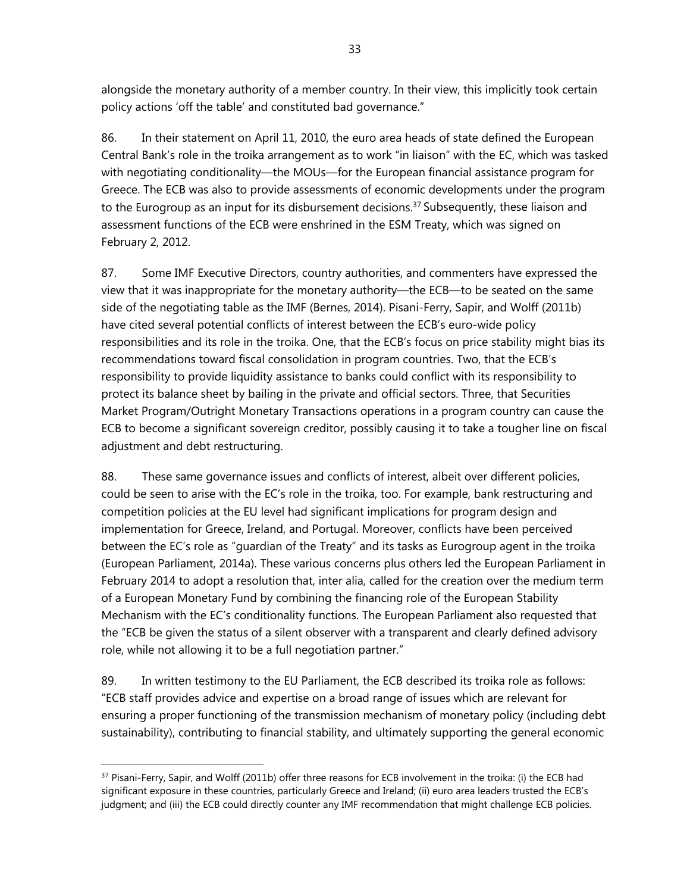alongside the monetary authority of a member country. In their view, this implicitly took certain policy actions 'off the table' and constituted bad governance."

86. In their statement on April 11, 2010, the euro area heads of state defined the European Central Bank's role in the troika arrangement as to work "in liaison" with the EC, which was tasked with negotiating conditionality—the MOUs—for the European financial assistance program for Greece. The ECB was also to provide assessments of economic developments under the program to the Eurogroup as an input for its disbursement decisions.[37] Subsequently, these liaison and assessment functions of the ECB were enshrined in the ESM Treaty, which was signed on February 2, 2012.

87. Some IMF Executive Directors, country authorities, and commenters have expressed the view that it was inappropriate for the monetary authority—the ECB—to be seated on the same side of the negotiating table as the IMF (Bernes, 2014). Pisani-Ferry, Sapir, and Wolff (2011b) have cited several potential conflicts of interest between the ECB's euro-wide policy responsibilities and its role in the troika. One, that the ECB's focus on price stability might bias its recommendations toward fiscal consolidation in program countries. Two, that the ECB's responsibility to provide liquidity assistance to banks could conflict with its responsibility to protect its balance sheet by bailing in the private and official sectors. Three, that Securities Market Program/Outright Monetary Transactions operations in a program country can cause the ECB to become a significant sovereign creditor, possibly causing it to take a tougher line on fiscal adjustment and debt restructuring.

88. These same governance issues and conflicts of interest, albeit over different policies, could be seen to arise with the EC's role in the troika, too. For example, bank restructuring and competition policies at the EU level had significant implications for program design and implementation for Greece, Ireland, and Portugal. Moreover, conflicts have been perceived between the EC's role as "guardian of the Treaty" and its tasks as Eurogroup agent in the troika (European Parliament, 2014a). These various concerns plus others led the European Parliament in February 2014 to adopt a resolution that, inter alia, called for the creation over the medium term of a European Monetary Fund by combining the financing role of the European Stability Mechanism with the EC's conditionality functions. The European Parliament also requested that the "ECB be given the status of a silent observer with a transparent and clearly defined advisory role, while not allowing it to be a full negotiation partner."

89. In written testimony to the EU Parliament, the ECB described its troika role as follows: "ECB staff provides advice and expertise on a broad range of issues which are relevant for ensuring a proper functioning of the transmission mechanism of monetary policy (including debt sustainability), contributing to financial stability, and ultimately supporting the general economic

[37] Pisani-Ferry, Sapir, and Wolff (2011b) offer three reasons for ECB involvement in the troika: (i) the ECB had significant exposure in these countries, particularly Greece and Ireland; (ii) euro area leaders trusted the ECB's judgment; and (iii) the ECB could directly counter any IMF recommendation that might challenge ECB policies.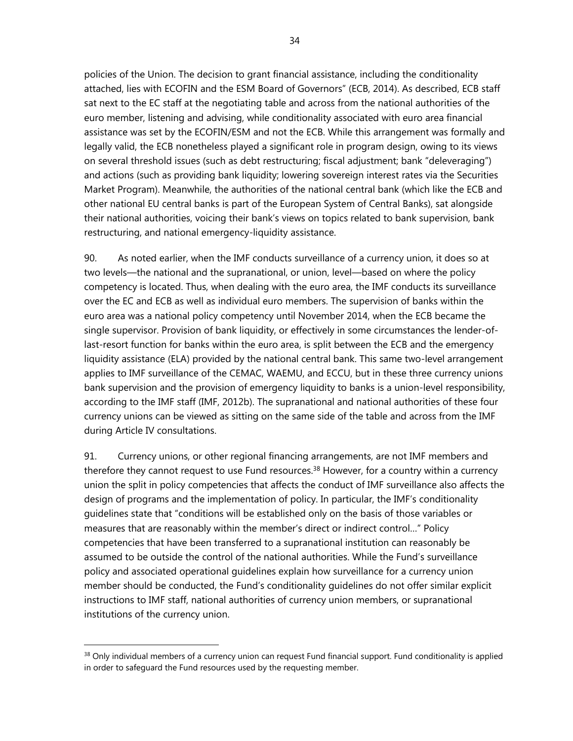policies of the Union. The decision to grant financial assistance, including the conditionality attached, lies with ECOFIN and the ESM Board of Governors" (ECB, 2014). As described, ECB staff sat next to the EC staff at the negotiating table and across from the national authorities of the euro member, listening and advising, while conditionality associated with euro area financial assistance was set by the ECOFIN/ESM and not the ECB. While this arrangement was formally and legally valid, the ECB nonetheless played a significant role in program design, owing to its views on several threshold issues (such as debt restructuring; fiscal adjustment; bank "deleveraging") and actions (such as providing bank liquidity; lowering sovereign interest rates via the Securities Market Program). Meanwhile, the authorities of the national central bank (which like the ECB and other national EU central banks is part of the European System of Central Banks), sat alongside their national authorities, voicing their bank's views on topics related to bank supervision, bank restructuring, and national emergency-liquidity assistance.

90. As noted earlier, when the IMF conducts surveillance of a currency union, it does so at two levels—the national and the supranational, or union, level—based on where the policy competency is located. Thus, when dealing with the euro area, the IMF conducts its surveillance over the EC and ECB as well as individual euro members. The supervision of banks within the euro area was a national policy competency until November 2014, when the ECB became the single supervisor. Provision of bank liquidity, or effectively in some circumstances the lender-of-last-resort function for banks within the euro area, is split between the ECB and the emergency liquidity assistance (ELA) provided by the national central bank. This same two-level arrangement applies to IMF surveillance of the CEMAC, WAEMU, and ECCU, but in these three currency unions bank supervision and the provision of emergency liquidity to banks is a union-level responsibility, according to the IMF staff (IMF, 2012b). The supranational and national authorities of these four currency unions can be viewed as sitting on the same side of the table and across from the IMF during Article IV consultations.

91. Currency unions, or other regional financing arrangements, are not IMF members and therefore they cannot request to use Fund resources.[38] However, for a country within a currency union the split in policy competencies that affects the conduct of IMF surveillance also affects the design of programs and the implementation of policy. In particular, the IMF's conditionality guidelines state that "conditions will be established only on the basis of those variables or measures that are reasonably within the member's direct or indirect control…" Policy competencies that have been transferred to a supranational institution can reasonably be assumed to be outside the control of the national authorities. While the Fund's surveillance policy and associated operational guidelines explain how surveillance for a currency union member should be conducted, the Fund's conditionality guidelines do not offer similar explicit instructions to IMF staff, national authorities of currency union members, or supranational institutions of the currency union.

[38] Only individual members of a currency union can request Fund financial support. Fund conditionality is applied in order to safeguard the Fund resources used by the requesting member.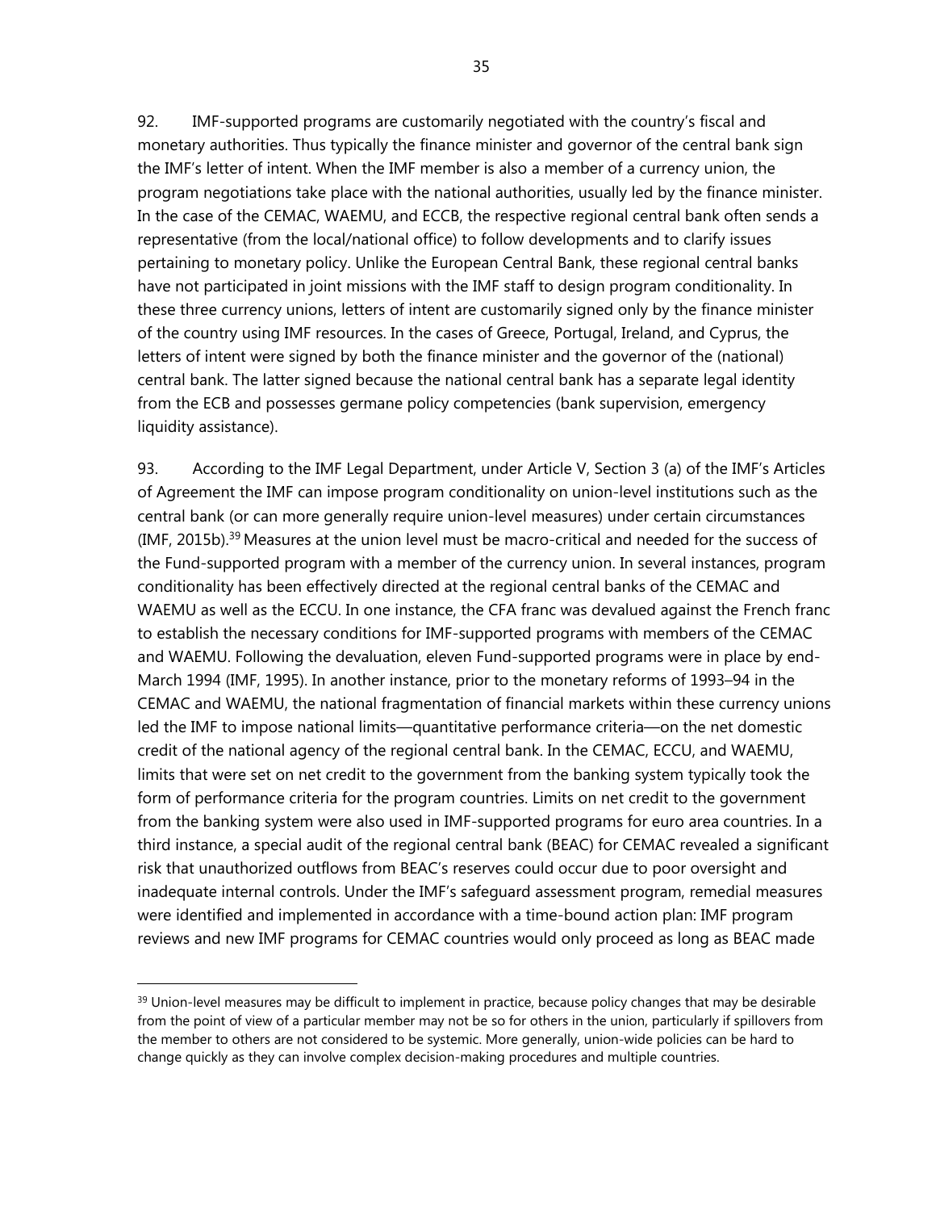92. IMF-supported programs are customarily negotiated with the country's fiscal and monetary authorities. Thus typically the finance minister and governor of the central bank sign the IMF's letter of intent. When the IMF member is also a member of a currency union, the program negotiations take place with the national authorities, usually led by the finance minister. In the case of the CEMAC, WAEMU, and ECCB, the respective regional central bank often sends a representative (from the local/national office) to follow developments and to clarify issues pertaining to monetary policy. Unlike the European Central Bank, these regional central banks have not participated in joint missions with the IMF staff to design program conditionality. In these three currency unions, letters of intent are customarily signed only by the finance minister of the country using IMF resources. In the cases of Greece, Portugal, Ireland, and Cyprus, the letters of intent were signed by both the finance minister and the governor of the (national) central bank. The latter signed because the national central bank has a separate legal identity from the ECB and possesses germane policy competencies (bank supervision, emergency liquidity assistance).

93. According to the IMF Legal Department, under Article V, Section 3 (a) of the IMF's Articles of Agreement the IMF can impose program conditionality on union-level institutions such as the central bank (or can more generally require union-level measures) under certain circumstances (IMF, 2015b).[39] Measures at the union level must be macro-critical and needed for the success of the Fund-supported program with a member of the currency union. In several instances, program conditionality has been effectively directed at the regional central banks of the CEMAC and WAEMU as well as the ECCU. In one instance, the CFA franc was devalued against the French franc to establish the necessary conditions for IMF-supported programs with members of the CEMAC and WAEMU. Following the devaluation, eleven Fund-supported programs were in place by end-March 1994 (IMF, 1995). In another instance, prior to the monetary reforms of 1993–94 in the CEMAC and WAEMU, the national fragmentation of financial markets within these currency unions led the IMF to impose national limits—quantitative performance criteria—on the net domestic credit of the national agency of the regional central bank. In the CEMAC, ECCU, and WAEMU, limits that were set on net credit to the government from the banking system typically took the form of performance criteria for the program countries. Limits on net credit to the government from the banking system were also used in IMF-supported programs for euro area countries. In a third instance, a special audit of the regional central bank (BEAC) for CEMAC revealed a significant risk that unauthorized outflows from BEAC's reserves could occur due to poor oversight and inadequate internal controls. Under the IMF's safeguard assessment program, remedial measures were identified and implemented in accordance with a time-bound action plan: IMF program reviews and new IMF programs for CEMAC countries would only proceed as long as BEAC made

---

[39] Union-level measures may be difficult to implement in practice, because policy changes that may be desirable from the point of view of a particular member may not be so for others in the union, particularly if spillovers from the member to others are not considered to be systemic. More generally, union-wide policies can be hard to change quickly as they can involve complex decision-making procedures and multiple countries.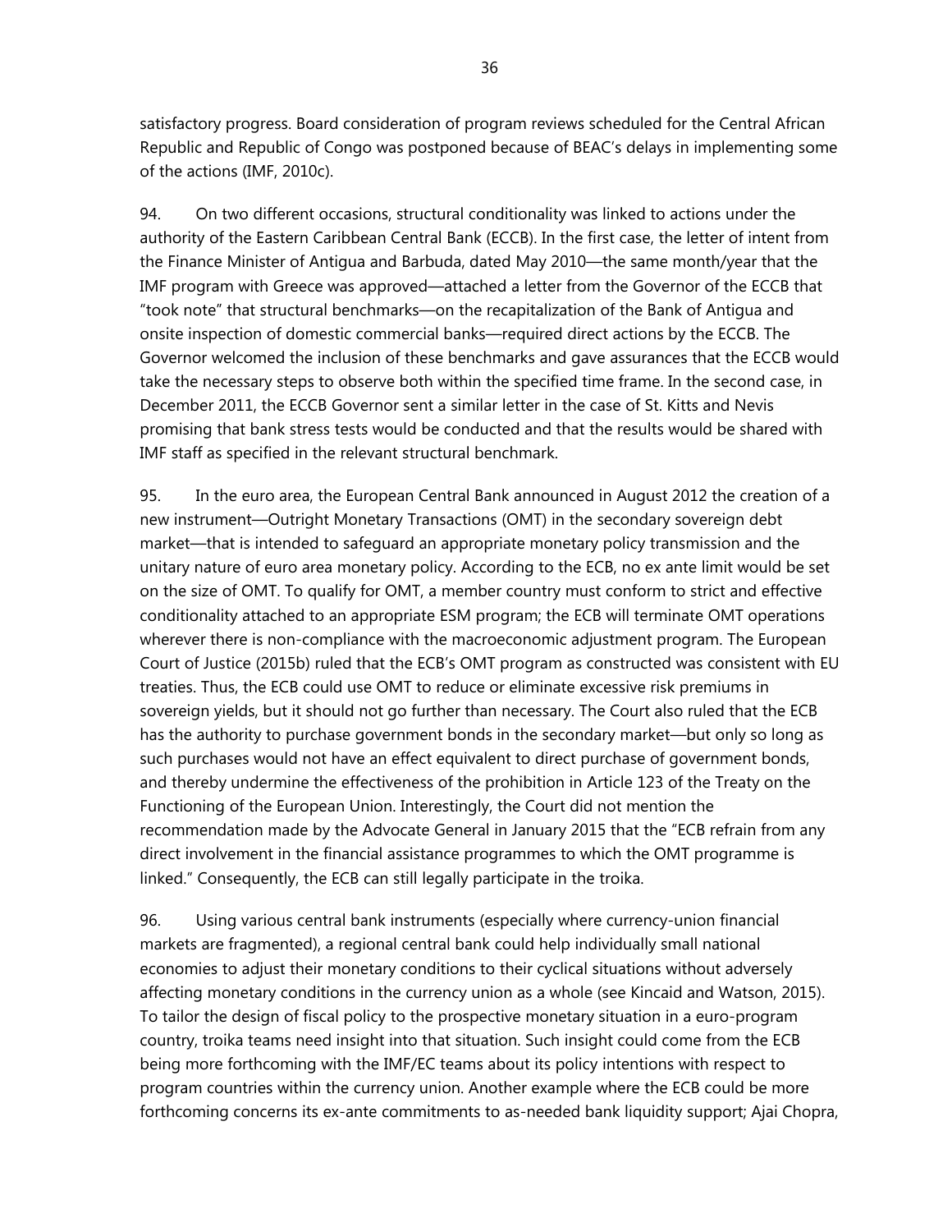satisfactory progress. Board consideration of program reviews scheduled for the Central African Republic and Republic of Congo was postponed because of BEAC's delays in implementing some of the actions (IMF, 2010c).

94. On two different occasions, structural conditionality was linked to actions under the authority of the Eastern Caribbean Central Bank (ECCB). In the first case, the letter of intent from the Finance Minister of Antigua and Barbuda, dated May 2010—the same month/year that the IMF program with Greece was approved—attached a letter from the Governor of the ECCB that "took note" that structural benchmarks—on the recapitalization of the Bank of Antigua and onsite inspection of domestic commercial banks—required direct actions by the ECCB. The Governor welcomed the inclusion of these benchmarks and gave assurances that the ECCB would take the necessary steps to observe both within the specified time frame. In the second case, in December 2011, the ECCB Governor sent a similar letter in the case of St. Kitts and Nevis promising that bank stress tests would be conducted and that the results would be shared with IMF staff as specified in the relevant structural benchmark.

95. In the euro area, the European Central Bank announced in August 2012 the creation of a new instrument—Outright Monetary Transactions (OMT) in the secondary sovereign debt market—that is intended to safeguard an appropriate monetary policy transmission and the unitary nature of euro area monetary policy. According to the ECB, no ex ante limit would be set on the size of OMT. To qualify for OMT, a member country must conform to strict and effective conditionality attached to an appropriate ESM program; the ECB will terminate OMT operations wherever there is non-compliance with the macroeconomic adjustment program. The European Court of Justice (2015b) ruled that the ECB's OMT program as constructed was consistent with EU treaties. Thus, the ECB could use OMT to reduce or eliminate excessive risk premiums in sovereign yields, but it should not go further than necessary. The Court also ruled that the ECB has the authority to purchase government bonds in the secondary market—but only so long as such purchases would not have an effect equivalent to direct purchase of government bonds, and thereby undermine the effectiveness of the prohibition in Article 123 of the Treaty on the Functioning of the European Union. Interestingly, the Court did not mention the recommendation made by the Advocate General in January 2015 that the "ECB refrain from any direct involvement in the financial assistance programmes to which the OMT programme is linked." Consequently, the ECB can still legally participate in the troika.

96. Using various central bank instruments (especially where currency-union financial markets are fragmented), a regional central bank could help individually small national economies to adjust their monetary conditions to their cyclical situations without adversely affecting monetary conditions in the currency union as a whole (see Kincaid and Watson, 2015). To tailor the design of fiscal policy to the prospective monetary situation in a euro-program country, troika teams need insight into that situation. Such insight could come from the ECB being more forthcoming with the IMF/EC teams about its policy intentions with respect to program countries within the currency union. Another example where the ECB could be more forthcoming concerns its ex-ante commitments to as-needed bank liquidity support; Ajai Chopra,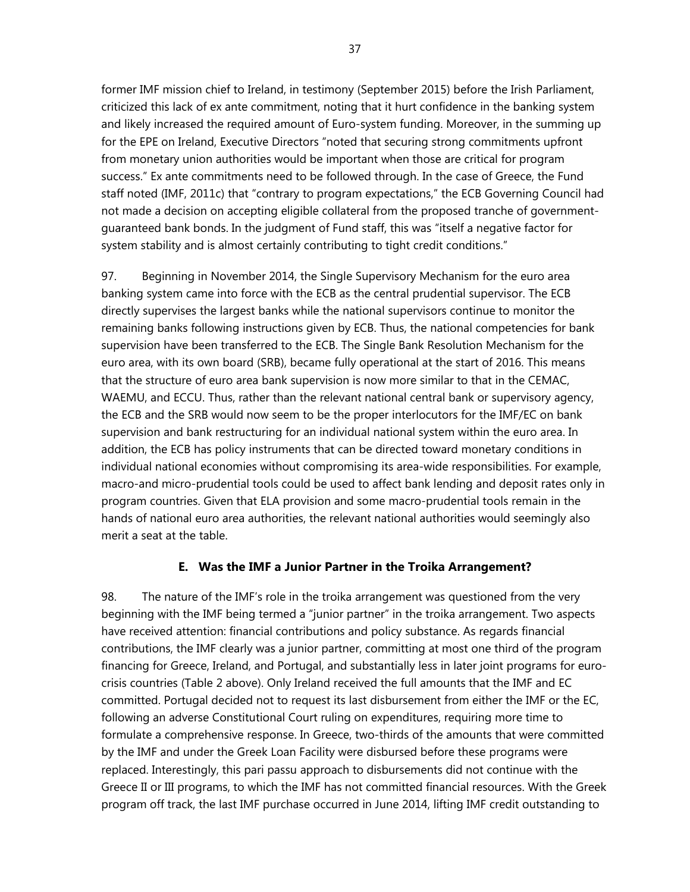former IMF mission chief to Ireland, in testimony (September 2015) before the Irish Parliament, criticized this lack of ex ante commitment, noting that it hurt confidence in the banking system and likely increased the required amount of Euro-system funding. Moreover, in the summing up for the EPE on Ireland, Executive Directors "noted that securing strong commitments upfront from monetary union authorities would be important when those are critical for program success." Ex ante commitments need to be followed through. In the case of Greece, the Fund staff noted (IMF, 2011c) that "contrary to program expectations," the ECB Governing Council had not made a decision on accepting eligible collateral from the proposed tranche of government-guaranteed bank bonds. In the judgment of Fund staff, this was "itself a negative factor for system stability and is almost certainly contributing to tight credit conditions."

97. Beginning in November 2014, the Single Supervisory Mechanism for the euro area banking system came into force with the ECB as the central prudential supervisor. The ECB directly supervises the largest banks while the national supervisors continue to monitor the remaining banks following instructions given by ECB. Thus, the national competencies for bank supervision have been transferred to the ECB. The Single Bank Resolution Mechanism for the euro area, with its own board (SRB), became fully operational at the start of 2016. This means that the structure of euro area bank supervision is now more similar to that in the CEMAC, WAEMU, and ECCU. Thus, rather than the relevant national central bank or supervisory agency, the ECB and the SRB would now seem to be the proper interlocutors for the IMF/EC on bank supervision and bank restructuring for an individual national system within the euro area. In addition, the ECB has policy instruments that can be directed toward monetary conditions in individual national economies without compromising its area-wide responsibilities. For example, macro-and micro-prudential tools could be used to affect bank lending and deposit rates only in program countries. Given that ELA provision and some macro-prudential tools remain in the hands of national euro area authorities, the relevant national authorities would seemingly also merit a seat at the table.

### E. Was the IMF a Junior Partner in the Troika Arrangement?

98. The nature of the IMF's role in the troika arrangement was questioned from the very beginning with the IMF being termed a "junior partner" in the troika arrangement. Two aspects have received attention: financial contributions and policy substance. As regards financial contributions, the IMF clearly was a junior partner, committing at most one third of the program financing for Greece, Ireland, and Portugal, and substantially less in later joint programs for euro-crisis countries (Table 2 above). Only Ireland received the full amounts that the IMF and EC committed. Portugal decided not to request its last disbursement from either the IMF or the EC, following an adverse Constitutional Court ruling on expenditures, requiring more time to formulate a comprehensive response. In Greece, two-thirds of the amounts that were committed by the IMF and under the Greek Loan Facility were disbursed before these programs were replaced. Interestingly, this pari passu approach to disbursements did not continue with the Greece II or III programs, to which the IMF has not committed financial resources. With the Greek program off track, the last IMF purchase occurred in June 2014, lifting IMF credit outstanding to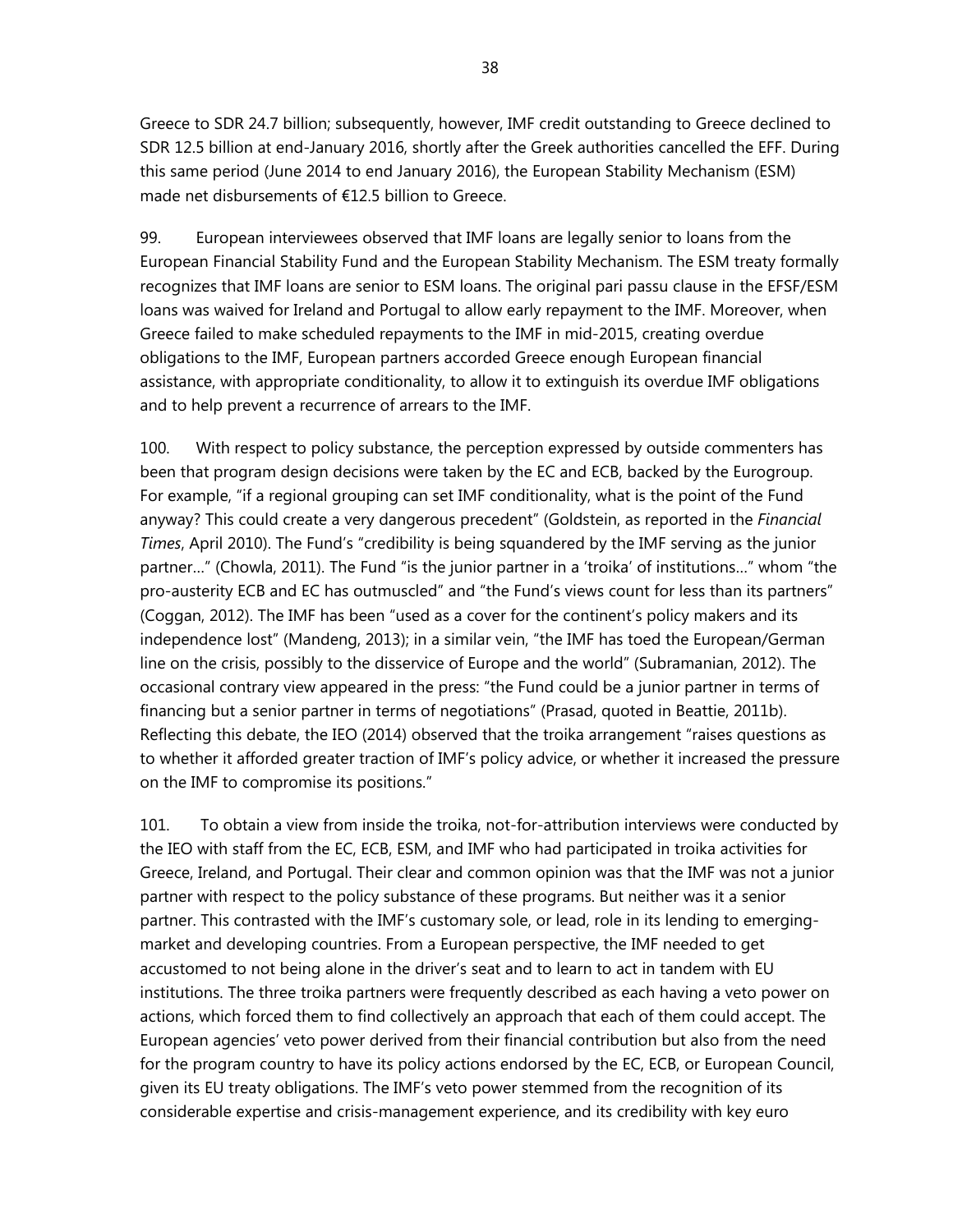Greece to SDR 24.7 billion; subsequently, however, IMF credit outstanding to Greece declined to SDR 12.5 billion at end-January 2016, shortly after the Greek authorities cancelled the EFF. During this same period (June 2014 to end January 2016), the European Stability Mechanism (ESM) made net disbursements of €12.5 billion to Greece.

99. European interviewees observed that IMF loans are legally senior to loans from the European Financial Stability Fund and the European Stability Mechanism. The ESM treaty formally recognizes that IMF loans are senior to ESM loans. The original pari passu clause in the EFSF/ESM loans was waived for Ireland and Portugal to allow early repayment to the IMF. Moreover, when Greece failed to make scheduled repayments to the IMF in mid-2015, creating overdue obligations to the IMF, European partners accorded Greece enough European financial assistance, with appropriate conditionality, to allow it to extinguish its overdue IMF obligations and to help prevent a recurrence of arrears to the IMF.

100. With respect to policy substance, the perception expressed by outside commenters has been that program design decisions were taken by the EC and ECB, backed by the Eurogroup. For example, "if a regional grouping can set IMF conditionality, what is the point of the Fund anyway? This could create a very dangerous precedent" (Goldstein, as reported in the *Financial Times*, April 2010). The Fund's "credibility is being squandered by the IMF serving as the junior partner…" (Chowla, 2011). The Fund "is the junior partner in a 'troika' of institutions…" whom "the pro-austerity ECB and EC has outmuscled" and "the Fund's views count for less than its partners" (Coggan, 2012). The IMF has been "used as a cover for the continent's policy makers and its independence lost" (Mandeng, 2013); in a similar vein, "the IMF has toed the European/German line on the crisis, possibly to the disservice of Europe and the world" (Subramanian, 2012). The occasional contrary view appeared in the press: "the Fund could be a junior partner in terms of financing but a senior partner in terms of negotiations" (Prasad, quoted in Beattie, 2011b). Reflecting this debate, the IEO (2014) observed that the troika arrangement "raises questions as to whether it afforded greater traction of IMF's policy advice, or whether it increased the pressure on the IMF to compromise its positions."

101. To obtain a view from inside the troika, not-for-attribution interviews were conducted by the IEO with staff from the EC, ECB, ESM, and IMF who had participated in troika activities for Greece, Ireland, and Portugal. Their clear and common opinion was that the IMF was not a junior partner with respect to the policy substance of these programs. But neither was it a senior partner. This contrasted with the IMF's customary sole, or lead, role in its lending to emerging-market and developing countries. From a European perspective, the IMF needed to get accustomed to not being alone in the driver's seat and to learn to act in tandem with EU institutions. The three troika partners were frequently described as each having a veto power on actions, which forced them to find collectively an approach that each of them could accept. The European agencies' veto power derived from their financial contribution but also from the need for the program country to have its policy actions endorsed by the EC, ECB, or European Council, given its EU treaty obligations. The IMF's veto power stemmed from the recognition of its considerable expertise and crisis-management experience, and its credibility with key euro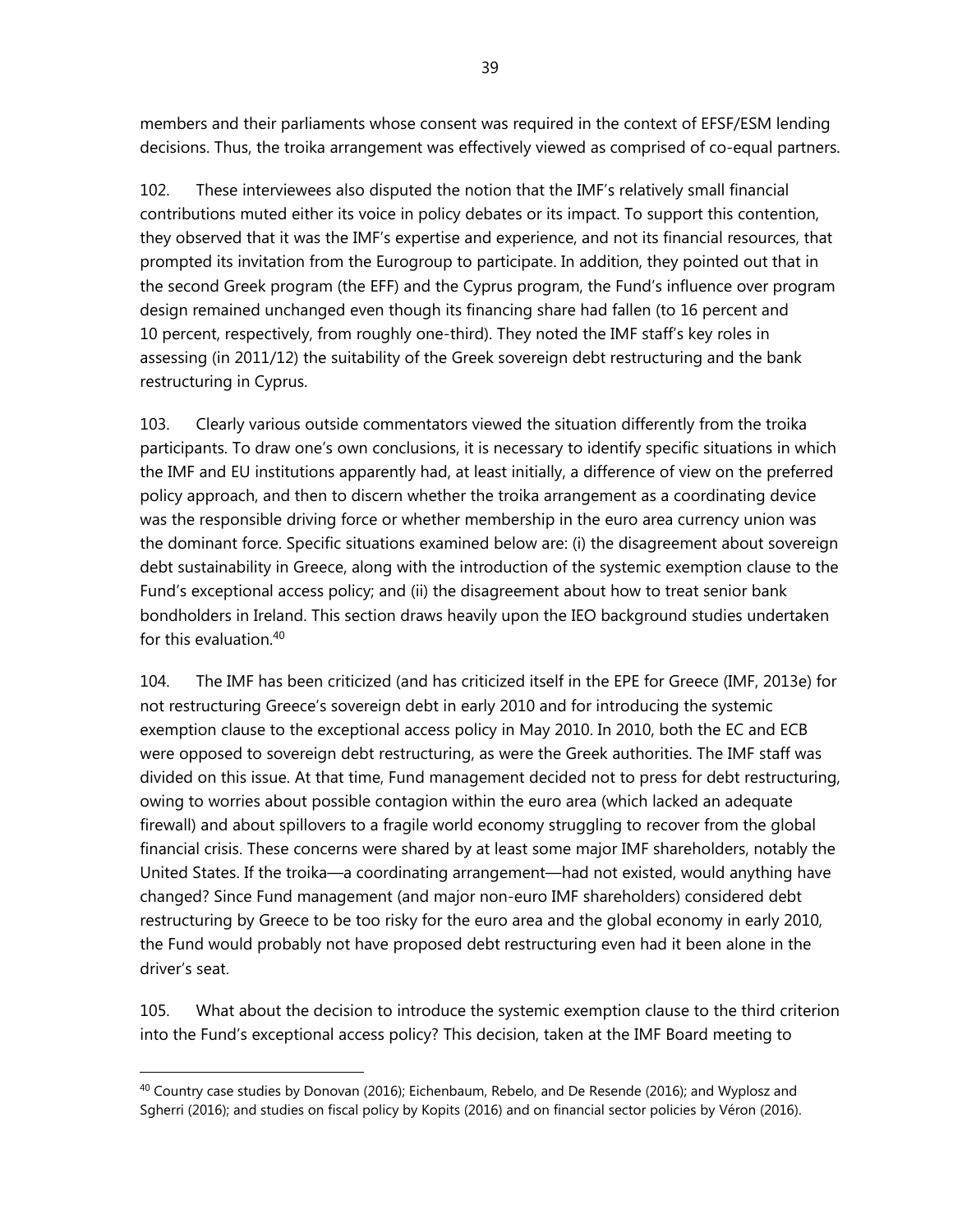members and their parliaments whose consent was required in the context of EFSF/ESM lending decisions. Thus, the troika arrangement was effectively viewed as comprised of co-equal partners.

102. These interviewees also disputed the notion that the IMF's relatively small financial contributions muted either its voice in policy debates or its impact. To support this contention, they observed that it was the IMF's expertise and experience, and not its financial resources, that prompted its invitation from the Eurogroup to participate. In addition, they pointed out that in the second Greek program (the EFF) and the Cyprus program, the Fund's influence over program design remained unchanged even though its financing share had fallen (to 16 percent and 10 percent, respectively, from roughly one-third). They noted the IMF staff's key roles in assessing (in 2011/12) the suitability of the Greek sovereign debt restructuring and the bank restructuring in Cyprus.

103. Clearly various outside commentators viewed the situation differently from the troika participants. To draw one's own conclusions, it is necessary to identify specific situations in which the IMF and EU institutions apparently had, at least initially, a difference of view on the preferred policy approach, and then to discern whether the troika arrangement as a coordinating device was the responsible driving force or whether membership in the euro area currency union was the dominant force. Specific situations examined below are: (i) the disagreement about sovereign debt sustainability in Greece, along with the introduction of the systemic exemption clause to the Fund's exceptional access policy; and (ii) the disagreement about how to treat senior bank bondholders in Ireland. This section draws heavily upon the IEO background studies undertaken for this evaluation.[40]

104. The IMF has been criticized (and has criticized itself in the EPE for Greece (IMF, 2013e) for not restructuring Greece's sovereign debt in early 2010 and for introducing the systemic exemption clause to the exceptional access policy in May 2010. In 2010, both the EC and ECB were opposed to sovereign debt restructuring, as were the Greek authorities. The IMF staff was divided on this issue. At that time, Fund management decided not to press for debt restructuring, owing to worries about possible contagion within the euro area (which lacked an adequate firewall) and about spillovers to a fragile world economy struggling to recover from the global financial crisis. These concerns were shared by at least some major IMF shareholders, notably the United States. If the troika—a coordinating arrangement—had not existed, would anything have changed? Since Fund management (and major non-euro IMF shareholders) considered debt restructuring by Greece to be too risky for the euro area and the global economy in early 2010, the Fund would probably not have proposed debt restructuring even had it been alone in the driver's seat.

105. What about the decision to introduce the systemic exemption clause to the third criterion into the Fund's exceptional access policy? This decision, taken at the IMF Board meeting to

---

[40] Country case studies by Donovan (2016); Eichenbaum, Rebelo, and De Resende (2016); and Wyplosz and Sgherri (2016); and studies on fiscal policy by Kopits (2016) and on financial sector policies by Véron (2016).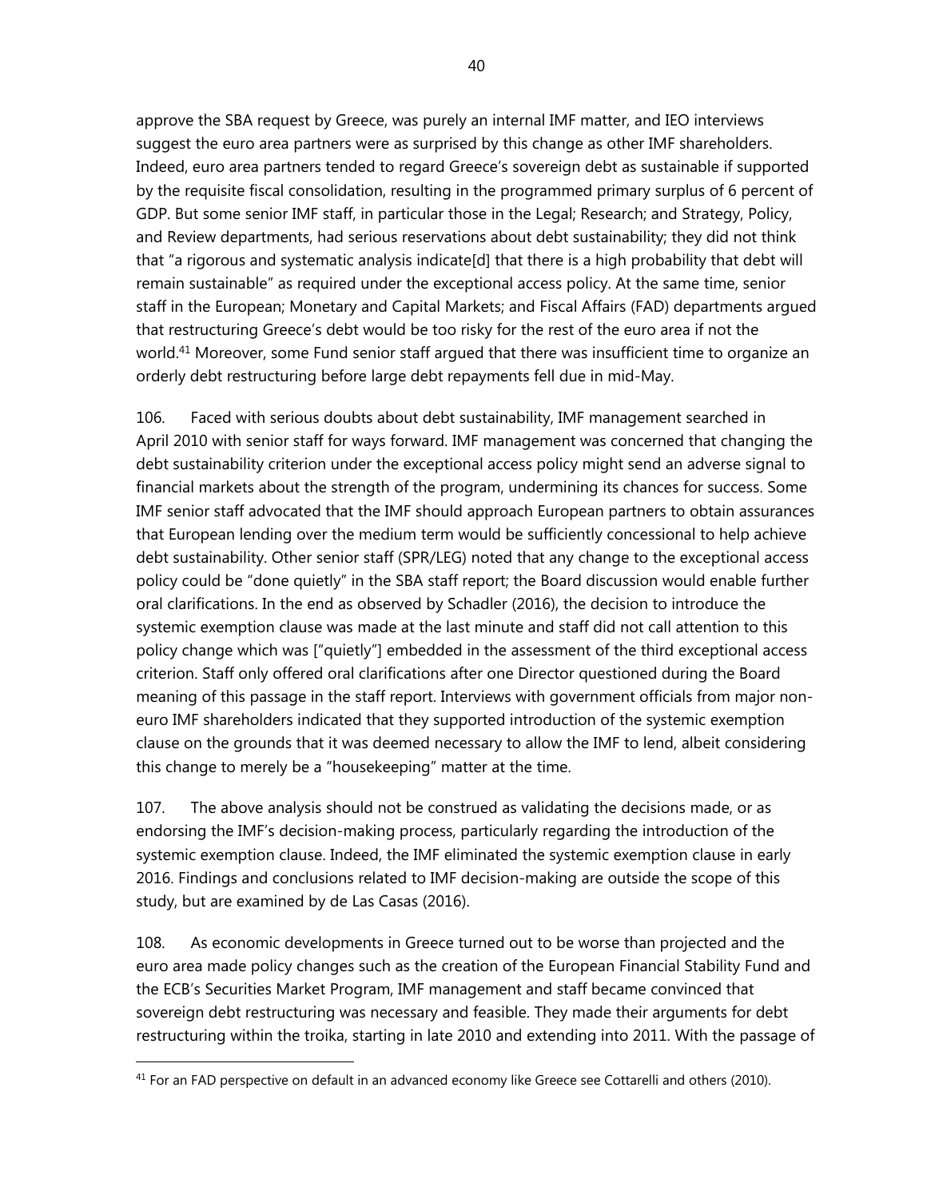approve the SBA request by Greece, was purely an internal IMF matter, and IEO interviews suggest the euro area partners were as surprised by this change as other IMF shareholders. Indeed, euro area partners tended to regard Greece's sovereign debt as sustainable if supported by the requisite fiscal consolidation, resulting in the programmed primary surplus of 6 percent of GDP. But some senior IMF staff, in particular those in the Legal; Research; and Strategy, Policy, and Review departments, had serious reservations about debt sustainability; they did not think that "a rigorous and systematic analysis indicate[d] that there is a high probability that debt will remain sustainable" as required under the exceptional access policy. At the same time, senior staff in the European; Monetary and Capital Markets; and Fiscal Affairs (FAD) departments argued that restructuring Greece's debt would be too risky for the rest of the euro area if not the world.[41] Moreover, some Fund senior staff argued that there was insufficient time to organize an orderly debt restructuring before large debt repayments fell due in mid-May.

106. Faced with serious doubts about debt sustainability, IMF management searched in April 2010 with senior staff for ways forward. IMF management was concerned that changing the debt sustainability criterion under the exceptional access policy might send an adverse signal to financial markets about the strength of the program, undermining its chances for success. Some IMF senior staff advocated that the IMF should approach European partners to obtain assurances that European lending over the medium term would be sufficiently concessional to help achieve debt sustainability. Other senior staff (SPR/LEG) noted that any change to the exceptional access policy could be "done quietly" in the SBA staff report; the Board discussion would enable further oral clarifications. In the end as observed by Schadler (2016), the decision to introduce the systemic exemption clause was made at the last minute and staff did not call attention to this policy change which was ["quietly"] embedded in the assessment of the third exceptional access criterion. Staff only offered oral clarifications after one Director questioned during the Board meaning of this passage in the staff report. Interviews with government officials from major non-euro IMF shareholders indicated that they supported introduction of the systemic exemption clause on the grounds that it was deemed necessary to allow the IMF to lend, albeit considering this change to merely be a "housekeeping" matter at the time.

107. The above analysis should not be construed as validating the decisions made, or as endorsing the IMF's decision-making process, particularly regarding the introduction of the systemic exemption clause. Indeed, the IMF eliminated the systemic exemption clause in early 2016. Findings and conclusions related to IMF decision-making are outside the scope of this study, but are examined by de Las Casas (2016).

108. As economic developments in Greece turned out to be worse than projected and the euro area made policy changes such as the creation of the European Financial Stability Fund and the ECB's Securities Market Program, IMF management and staff became convinced that sovereign debt restructuring was necessary and feasible. They made their arguments for debt restructuring within the troika, starting in late 2010 and extending into 2011. With the passage of

[41] For an FAD perspective on default in an advanced economy like Greece see Cottarelli and others (2010).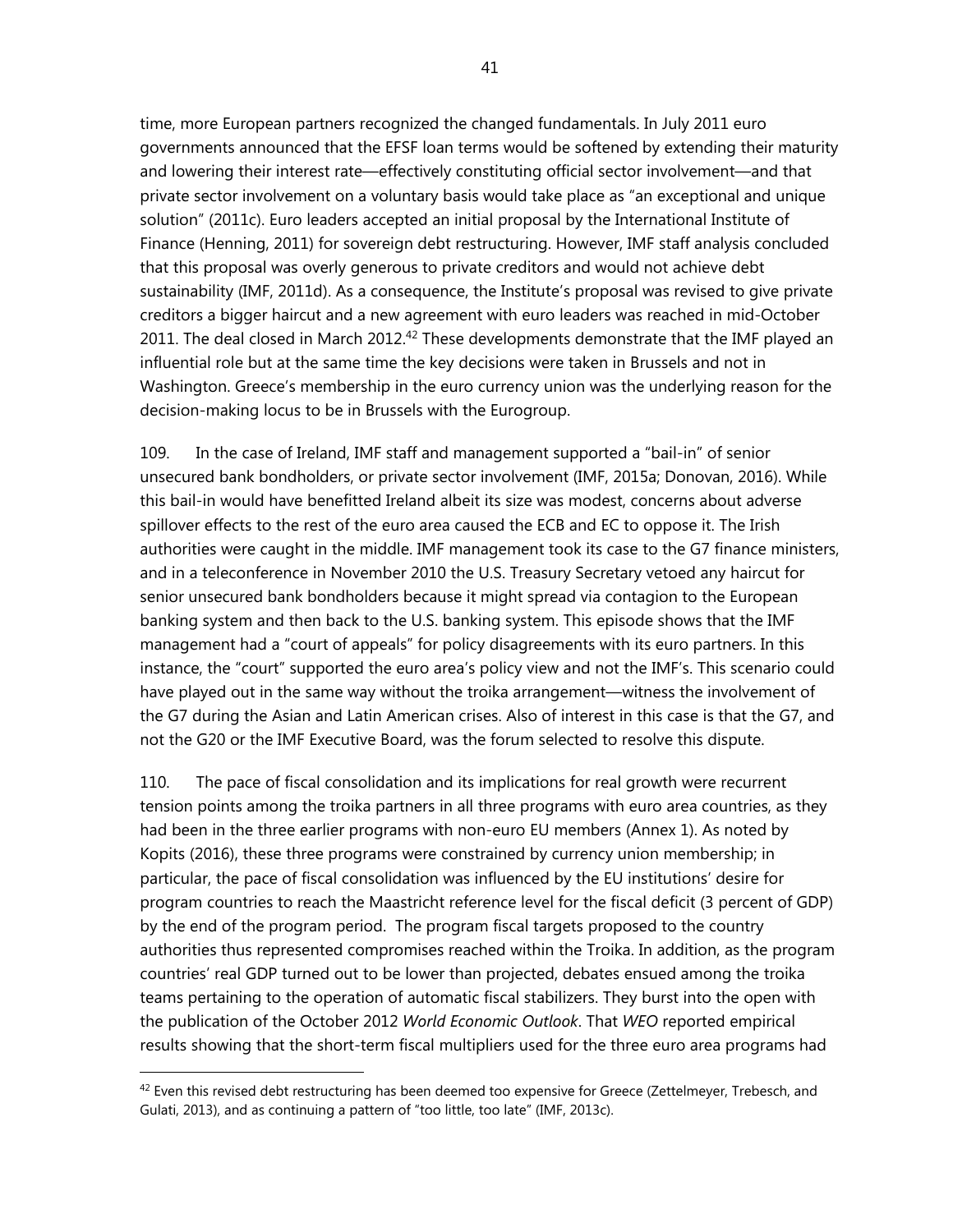time, more European partners recognized the changed fundamentals. In July 2011 euro governments announced that the EFSF loan terms would be softened by extending their maturity and lowering their interest rate—effectively constituting official sector involvement—and that private sector involvement on a voluntary basis would take place as "an exceptional and unique solution" (2011c). Euro leaders accepted an initial proposal by the International Institute of Finance (Henning, 2011) for sovereign debt restructuring. However, IMF staff analysis concluded that this proposal was overly generous to private creditors and would not achieve debt sustainability (IMF, 2011d). As a consequence, the Institute's proposal was revised to give private creditors a bigger haircut and a new agreement with euro leaders was reached in mid-October 2011. The deal closed in March 2012.[42] These developments demonstrate that the IMF played an influential role but at the same time the key decisions were taken in Brussels and not in Washington. Greece's membership in the euro currency union was the underlying reason for the decision-making locus to be in Brussels with the Eurogroup.

109. In the case of Ireland, IMF staff and management supported a "bail-in" of senior unsecured bank bondholders, or private sector involvement (IMF, 2015a; Donovan, 2016). While this bail-in would have benefitted Ireland albeit its size was modest, concerns about adverse spillover effects to the rest of the euro area caused the ECB and EC to oppose it. The Irish authorities were caught in the middle. IMF management took its case to the G7 finance ministers, and in a teleconference in November 2010 the U.S. Treasury Secretary vetoed any haircut for senior unsecured bank bondholders because it might spread via contagion to the European banking system and then back to the U.S. banking system. This episode shows that the IMF management had a "court of appeals" for policy disagreements with its euro partners. In this instance, the "court" supported the euro area's policy view and not the IMF's. This scenario could have played out in the same way without the troika arrangement—witness the involvement of the G7 during the Asian and Latin American crises. Also of interest in this case is that the G7, and not the G20 or the IMF Executive Board, was the forum selected to resolve this dispute.

110. The pace of fiscal consolidation and its implications for real growth were recurrent tension points among the troika partners in all three programs with euro area countries, as they had been in the three earlier programs with non-euro EU members (Annex 1). As noted by Kopits (2016), these three programs were constrained by currency union membership; in particular, the pace of fiscal consolidation was influenced by the EU institutions' desire for program countries to reach the Maastricht reference level for the fiscal deficit (3 percent of GDP) by the end of the program period. The program fiscal targets proposed to the country authorities thus represented compromises reached within the Troika. In addition, as the program countries' real GDP turned out to be lower than projected, debates ensued among the troika teams pertaining to the operation of automatic fiscal stabilizers. They burst into the open with the publication of the October 2012 *World Economic Outlook*. That *WEO* reported empirical results showing that the short-term fiscal multipliers used for the three euro area programs had

[42] Even this revised debt restructuring has been deemed too expensive for Greece (Zettelmeyer, Trebesch, and Gulati, 2013), and as continuing a pattern of "too little, too late" (IMF, 2013c).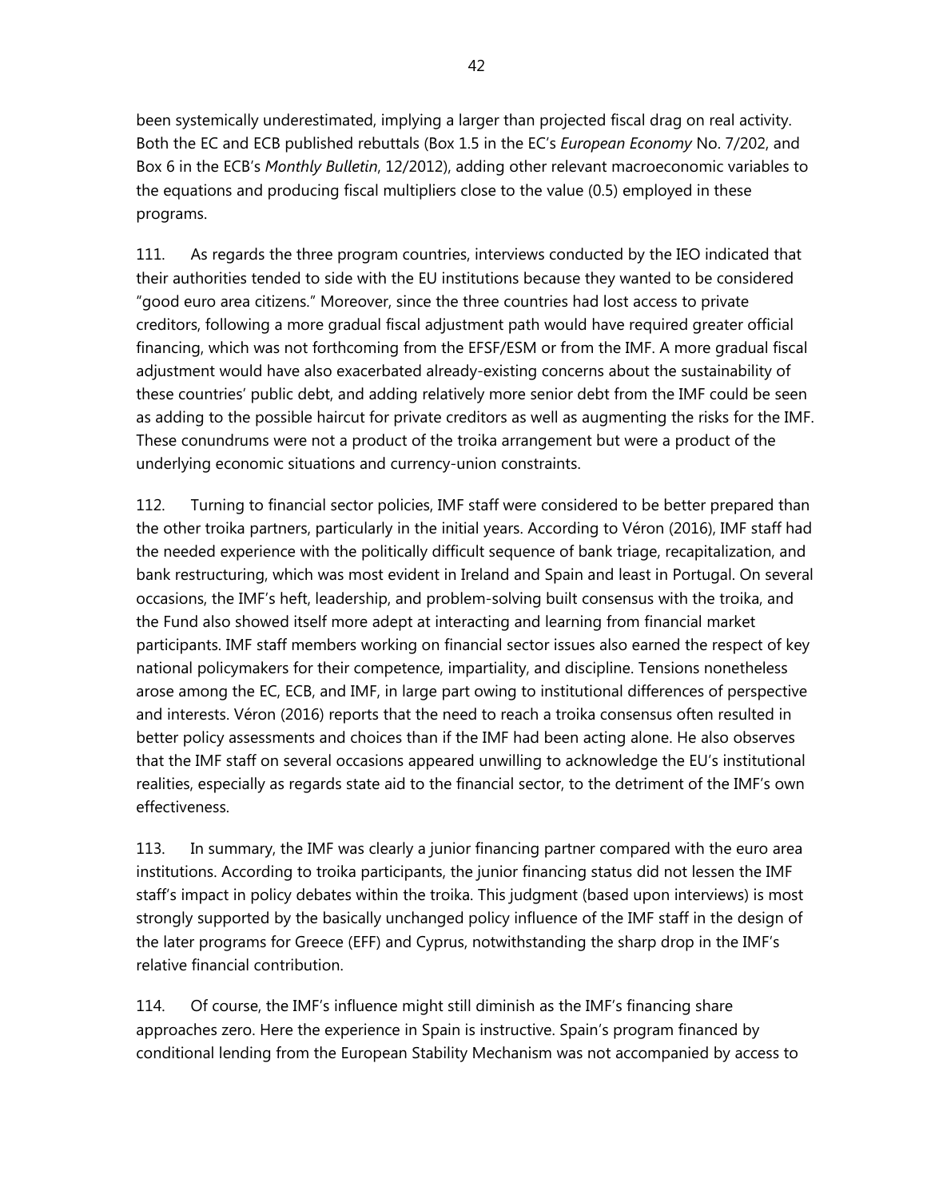been systemically underestimated, implying a larger than projected fiscal drag on real activity. Both the EC and ECB published rebuttals (Box 1.5 in the EC's *European Economy* No. 7/202, and Box 6 in the ECB's *Monthly Bulletin*, 12/2012), adding other relevant macroeconomic variables to the equations and producing fiscal multipliers close to the value (0.5) employed in these programs.

111. As regards the three program countries, interviews conducted by the IEO indicated that their authorities tended to side with the EU institutions because they wanted to be considered "good euro area citizens." Moreover, since the three countries had lost access to private creditors, following a more gradual fiscal adjustment path would have required greater official financing, which was not forthcoming from the EFSF/ESM or from the IMF. A more gradual fiscal adjustment would have also exacerbated already-existing concerns about the sustainability of these countries' public debt, and adding relatively more senior debt from the IMF could be seen as adding to the possible haircut for private creditors as well as augmenting the risks for the IMF. These conundrums were not a product of the troika arrangement but were a product of the underlying economic situations and currency-union constraints.

112. Turning to financial sector policies, IMF staff were considered to be better prepared than the other troika partners, particularly in the initial years. According to Véron (2016), IMF staff had the needed experience with the politically difficult sequence of bank triage, recapitalization, and bank restructuring, which was most evident in Ireland and Spain and least in Portugal. On several occasions, the IMF's heft, leadership, and problem-solving built consensus with the troika, and the Fund also showed itself more adept at interacting and learning from financial market participants. IMF staff members working on financial sector issues also earned the respect of key national policymakers for their competence, impartiality, and discipline. Tensions nonetheless arose among the EC, ECB, and IMF, in large part owing to institutional differences of perspective and interests. Véron (2016) reports that the need to reach a troika consensus often resulted in better policy assessments and choices than if the IMF had been acting alone. He also observes that the IMF staff on several occasions appeared unwilling to acknowledge the EU's institutional realities, especially as regards state aid to the financial sector, to the detriment of the IMF's own effectiveness.

113. In summary, the IMF was clearly a junior financing partner compared with the euro area institutions. According to troika participants, the junior financing status did not lessen the IMF staff's impact in policy debates within the troika. This judgment (based upon interviews) is most strongly supported by the basically unchanged policy influence of the IMF staff in the design of the later programs for Greece (EFF) and Cyprus, notwithstanding the sharp drop in the IMF's relative financial contribution.

114. Of course, the IMF's influence might still diminish as the IMF's financing share approaches zero. Here the experience in Spain is instructive. Spain's program financed by conditional lending from the European Stability Mechanism was not accompanied by access to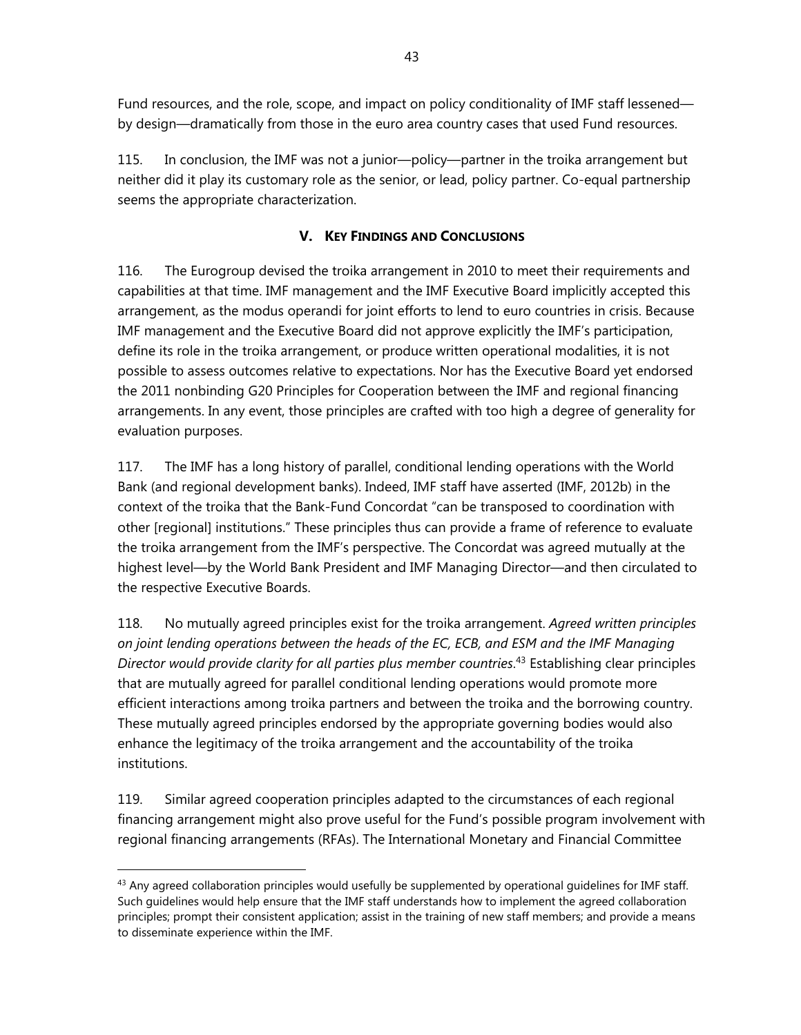Fund resources, and the role, scope, and impact on policy conditionality of IMF staff lessened—by design—dramatically from those in the euro area country cases that used Fund resources.

115. In conclusion, the IMF was not a junior—policy—partner in the troika arrangement but neither did it play its customary role as the senior, or lead, policy partner. Co-equal partnership seems the appropriate characterization.

## V. Key Findings and Conclusions

116. The Eurogroup devised the troika arrangement in 2010 to meet their requirements and capabilities at that time. IMF management and the IMF Executive Board implicitly accepted this arrangement, as the modus operandi for joint efforts to lend to euro countries in crisis. Because IMF management and the Executive Board did not approve explicitly the IMF's participation, define its role in the troika arrangement, or produce written operational modalities, it is not possible to assess outcomes relative to expectations. Nor has the Executive Board yet endorsed the 2011 nonbinding G20 Principles for Cooperation between the IMF and regional financing arrangements. In any event, those principles are crafted with too high a degree of generality for evaluation purposes.

117. The IMF has a long history of parallel, conditional lending operations with the World Bank (and regional development banks). Indeed, IMF staff have asserted (IMF, 2012b) in the context of the troika that the Bank-Fund Concordat "can be transposed to coordination with other [regional] institutions." These principles thus can provide a frame of reference to evaluate the troika arrangement from the IMF's perspective. The Concordat was agreed mutually at the highest level—by the World Bank President and IMF Managing Director—and then circulated to the respective Executive Boards.

118. No mutually agreed principles exist for the troika arrangement. *Agreed written principles on joint lending operations between the heads of the EC, ECB, and ESM and the IMF Managing Director would provide clarity for all parties plus member countries.*[43] Establishing clear principles that are mutually agreed for parallel conditional lending operations would promote more efficient interactions among troika partners and between the troika and the borrowing country. These mutually agreed principles endorsed by the appropriate governing bodies would also enhance the legitimacy of the troika arrangement and the accountability of the troika institutions.

119. Similar agreed cooperation principles adapted to the circumstances of each regional financing arrangement might also prove useful for the Fund's possible program involvement with regional financing arrangements (RFAs). The International Monetary and Financial Committee

[43] Any agreed collaboration principles would usefully be supplemented by operational guidelines for IMF staff. Such guidelines would help ensure that the IMF staff understands how to implement the agreed collaboration principles; prompt their consistent application; assist in the training of new staff members; and provide a means to disseminate experience within the IMF.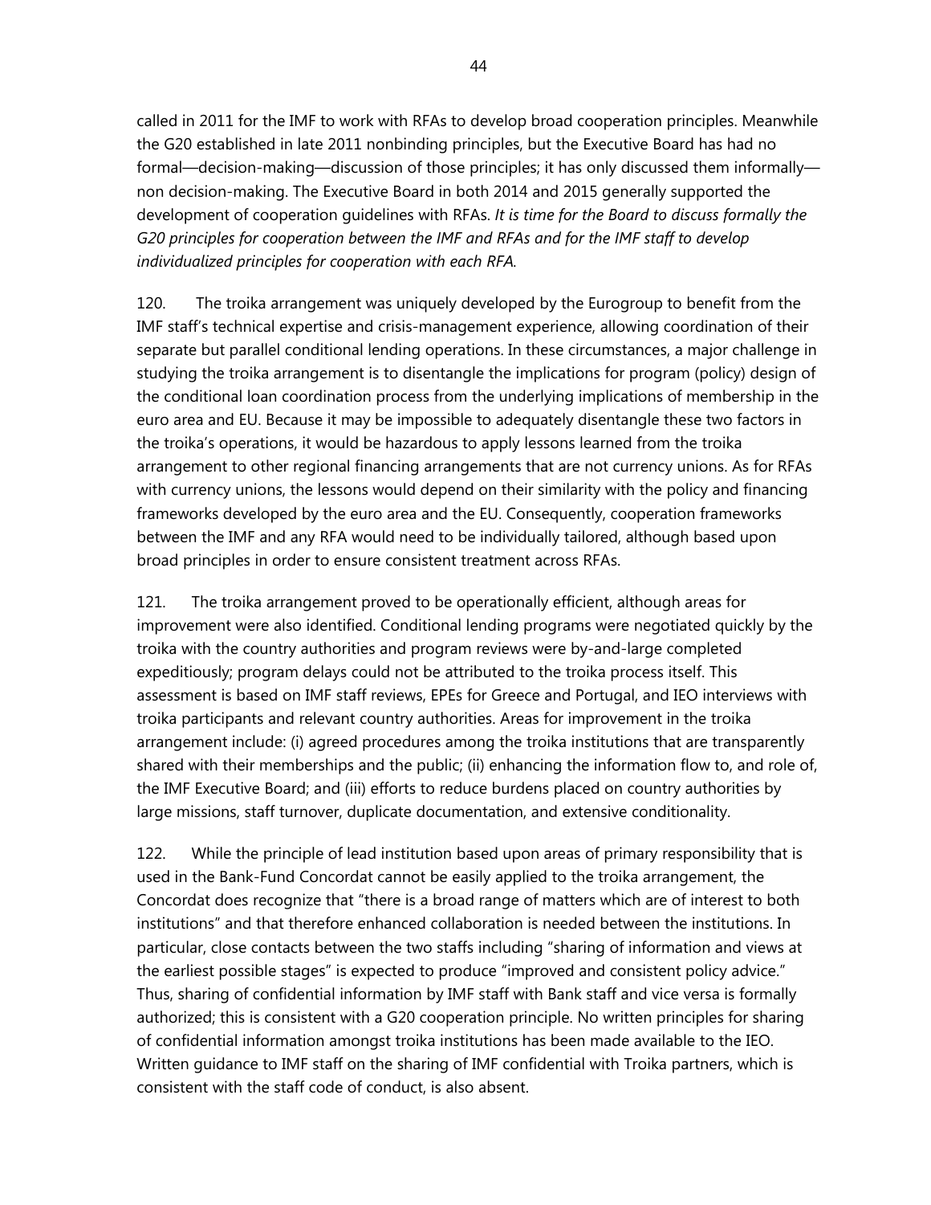called in 2011 for the IMF to work with RFAs to develop broad cooperation principles. Meanwhile the G20 established in late 2011 nonbinding principles, but the Executive Board has had no formal—decision-making—discussion of those principles; it has only discussed them informally—non decision-making. The Executive Board in both 2014 and 2015 generally supported the development of cooperation guidelines with RFAs. *It is time for the Board to discuss formally the G20 principles for cooperation between the IMF and RFAs and for the IMF staff to develop individualized principles for cooperation with each RFA.*

120. The troika arrangement was uniquely developed by the Eurogroup to benefit from the IMF staff's technical expertise and crisis-management experience, allowing coordination of their separate but parallel conditional lending operations. In these circumstances, a major challenge in studying the troika arrangement is to disentangle the implications for program (policy) design of the conditional loan coordination process from the underlying implications of membership in the euro area and EU. Because it may be impossible to adequately disentangle these two factors in the troika's operations, it would be hazardous to apply lessons learned from the troika arrangement to other regional financing arrangements that are not currency unions. As for RFAs with currency unions, the lessons would depend on their similarity with the policy and financing frameworks developed by the euro area and the EU. Consequently, cooperation frameworks between the IMF and any RFA would need to be individually tailored, although based upon broad principles in order to ensure consistent treatment across RFAs.

121. The troika arrangement proved to be operationally efficient, although areas for improvement were also identified. Conditional lending programs were negotiated quickly by the troika with the country authorities and program reviews were by-and-large completed expeditiously; program delays could not be attributed to the troika process itself. This assessment is based on IMF staff reviews, EPEs for Greece and Portugal, and IEO interviews with troika participants and relevant country authorities. Areas for improvement in the troika arrangement include: (i) agreed procedures among the troika institutions that are transparently shared with their memberships and the public; (ii) enhancing the information flow to, and role of, the IMF Executive Board; and (iii) efforts to reduce burdens placed on country authorities by large missions, staff turnover, duplicate documentation, and extensive conditionality.

122. While the principle of lead institution based upon areas of primary responsibility that is used in the Bank-Fund Concordat cannot be easily applied to the troika arrangement, the Concordat does recognize that "there is a broad range of matters which are of interest to both institutions" and that therefore enhanced collaboration is needed between the institutions. In particular, close contacts between the two staffs including "sharing of information and views at the earliest possible stages" is expected to produce "improved and consistent policy advice." Thus, sharing of confidential information by IMF staff with Bank staff and vice versa is formally authorized; this is consistent with a G20 cooperation principle. No written principles for sharing of confidential information amongst troika institutions has been made available to the IEO. Written guidance to IMF staff on the sharing of IMF confidential with Troika partners, which is consistent with the staff code of conduct, is also absent.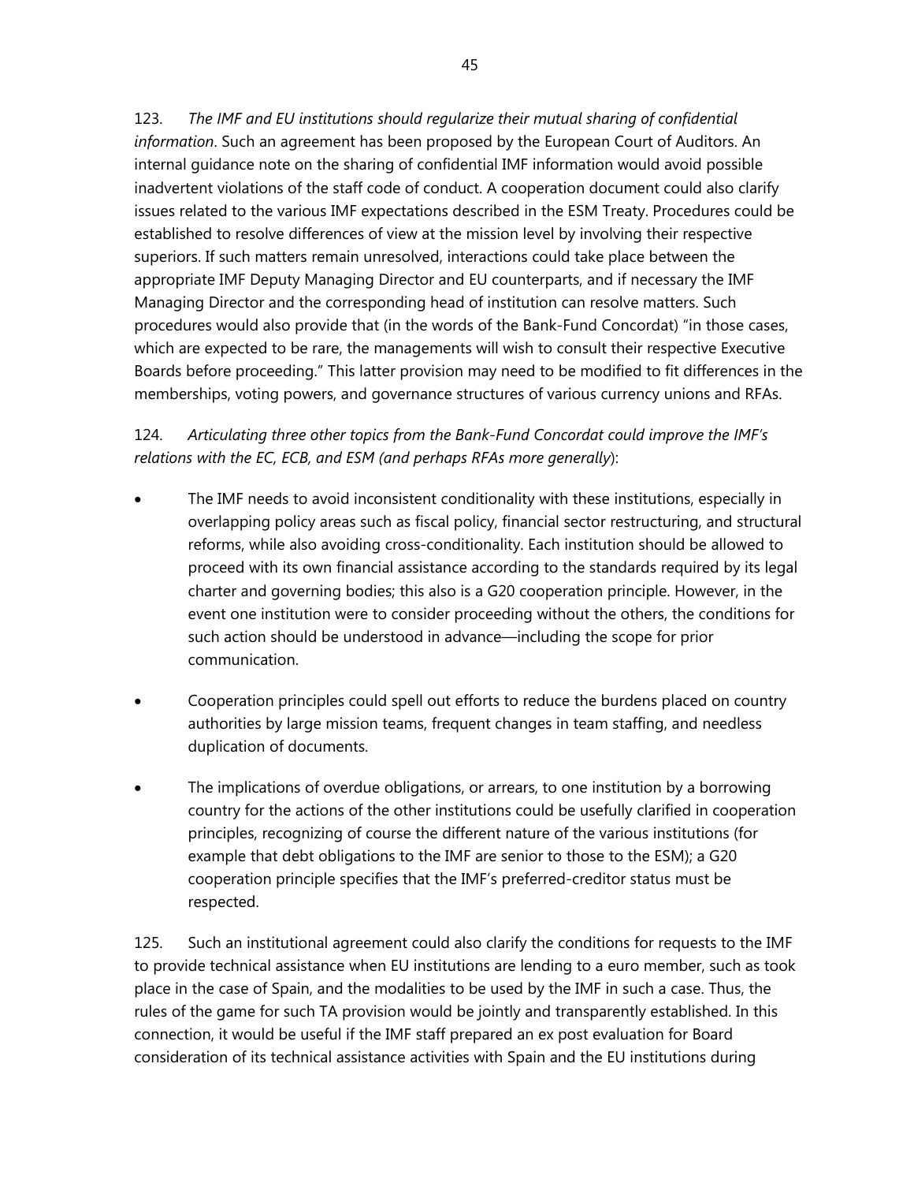123. *The IMF and EU institutions should regularize their mutual sharing of confidential information*. Such an agreement has been proposed by the European Court of Auditors. An internal guidance note on the sharing of confidential IMF information would avoid possible inadvertent violations of the staff code of conduct. A cooperation document could also clarify issues related to the various IMF expectations described in the ESM Treaty. Procedures could be established to resolve differences of view at the mission level by involving their respective superiors. If such matters remain unresolved, interactions could take place between the appropriate IMF Deputy Managing Director and EU counterparts, and if necessary the IMF Managing Director and the corresponding head of institution can resolve matters. Such procedures would also provide that (in the words of the Bank-Fund Concordat) "in those cases, which are expected to be rare, the managements will wish to consult their respective Executive Boards before proceeding." This latter provision may need to be modified to fit differences in the memberships, voting powers, and governance structures of various currency unions and RFAs.

124. *Articulating three other topics from the Bank-Fund Concordat could improve the IMF's relations with the EC, ECB, and ESM (and perhaps RFAs more generally)*:

- The IMF needs to avoid inconsistent conditionality with these institutions, especially in overlapping policy areas such as fiscal policy, financial sector restructuring, and structural reforms, while also avoiding cross-conditionality. Each institution should be allowed to proceed with its own financial assistance according to the standards required by its legal charter and governing bodies; this also is a G20 cooperation principle. However, in the event one institution were to consider proceeding without the others, the conditions for such action should be understood in advance—including the scope for prior communication.

- Cooperation principles could spell out efforts to reduce the burdens placed on country authorities by large mission teams, frequent changes in team staffing, and needless duplication of documents.

- The implications of overdue obligations, or arrears, to one institution by a borrowing country for the actions of the other institutions could be usefully clarified in cooperation principles, recognizing of course the different nature of the various institutions (for example that debt obligations to the IMF are senior to those to the ESM); a G20 cooperation principle specifies that the IMF's preferred-creditor status must be respected.

125. Such an institutional agreement could also clarify the conditions for requests to the IMF to provide technical assistance when EU institutions are lending to a euro member, such as took place in the case of Spain, and the modalities to be used by the IMF in such a case. Thus, the rules of the game for such TA provision would be jointly and transparently established. In this connection, it would be useful if the IMF staff prepared an ex post evaluation for Board consideration of its technical assistance activities with Spain and the EU institutions during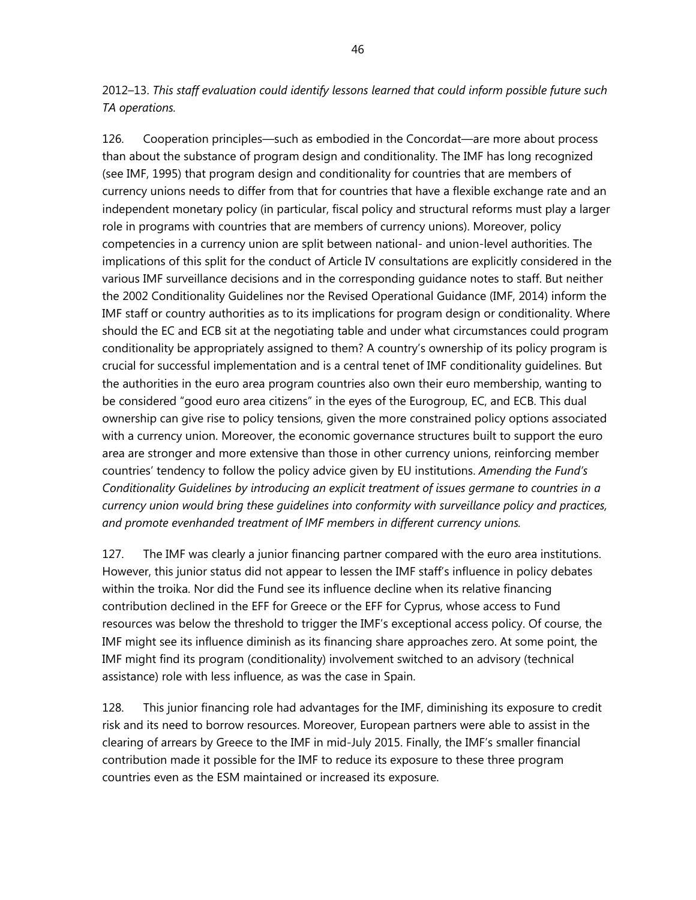2012–13. *This staff evaluation could identify lessons learned that could inform possible future such TA operations.*

126. Cooperation principles—such as embodied in the Concordat—are more about process than about the substance of program design and conditionality. The IMF has long recognized (see IMF, 1995) that program design and conditionality for countries that are members of currency unions needs to differ from that for countries that have a flexible exchange rate and an independent monetary policy (in particular, fiscal policy and structural reforms must play a larger role in programs with countries that are members of currency unions). Moreover, policy competencies in a currency union are split between national- and union-level authorities. The implications of this split for the conduct of Article IV consultations are explicitly considered in the various IMF surveillance decisions and in the corresponding guidance notes to staff. But neither the 2002 Conditionality Guidelines nor the Revised Operational Guidance (IMF, 2014) inform the IMF staff or country authorities as to its implications for program design or conditionality. Where should the EC and ECB sit at the negotiating table and under what circumstances could program conditionality be appropriately assigned to them? A country's ownership of its policy program is crucial for successful implementation and is a central tenet of IMF conditionality guidelines. But the authorities in the euro area program countries also own their euro membership, wanting to be considered "good euro area citizens" in the eyes of the Eurogroup, EC, and ECB. This dual ownership can give rise to policy tensions, given the more constrained policy options associated with a currency union. Moreover, the economic governance structures built to support the euro area are stronger and more extensive than those in other currency unions, reinforcing member countries' tendency to follow the policy advice given by EU institutions. *Amending the Fund's Conditionality Guidelines by introducing an explicit treatment of issues germane to countries in a currency union would bring these guidelines into conformity with surveillance policy and practices, and promote evenhanded treatment of IMF members in different currency unions.*

127. The IMF was clearly a junior financing partner compared with the euro area institutions. However, this junior status did not appear to lessen the IMF staff's influence in policy debates within the troika. Nor did the Fund see its influence decline when its relative financing contribution declined in the EFF for Greece or the EFF for Cyprus, whose access to Fund resources was below the threshold to trigger the IMF's exceptional access policy. Of course, the IMF might see its influence diminish as its financing share approaches zero. At some point, the IMF might find its program (conditionality) involvement switched to an advisory (technical assistance) role with less influence, as was the case in Spain.

128. This junior financing role had advantages for the IMF, diminishing its exposure to credit risk and its need to borrow resources. Moreover, European partners were able to assist in the clearing of arrears by Greece to the IMF in mid-July 2015. Finally, the IMF's smaller financial contribution made it possible for the IMF to reduce its exposure to these three program countries even as the ESM maintained or increased its exposure.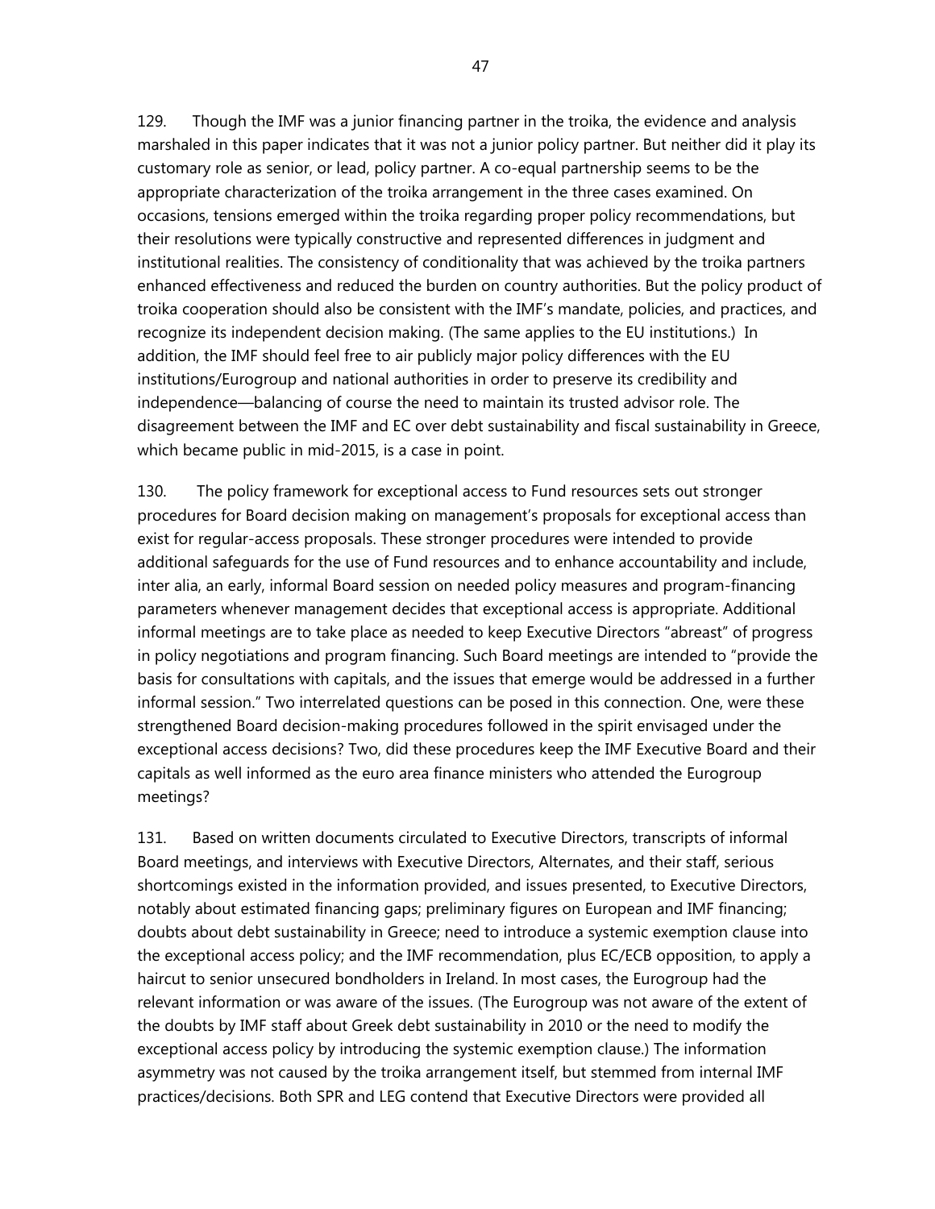129. Though the IMF was a junior financing partner in the troika, the evidence and analysis marshaled in this paper indicates that it was not a junior policy partner. But neither did it play its customary role as senior, or lead, policy partner. A co-equal partnership seems to be the appropriate characterization of the troika arrangement in the three cases examined. On occasions, tensions emerged within the troika regarding proper policy recommendations, but their resolutions were typically constructive and represented differences in judgment and institutional realities. The consistency of conditionality that was achieved by the troika partners enhanced effectiveness and reduced the burden on country authorities. But the policy product of troika cooperation should also be consistent with the IMF's mandate, policies, and practices, and recognize its independent decision making. (The same applies to the EU institutions.) In addition, the IMF should feel free to air publicly major policy differences with the EU institutions/Eurogroup and national authorities in order to preserve its credibility and independence—balancing of course the need to maintain its trusted advisor role. The disagreement between the IMF and EC over debt sustainability and fiscal sustainability in Greece, which became public in mid-2015, is a case in point.

130. The policy framework for exceptional access to Fund resources sets out stronger procedures for Board decision making on management's proposals for exceptional access than exist for regular-access proposals. These stronger procedures were intended to provide additional safeguards for the use of Fund resources and to enhance accountability and include, inter alia, an early, informal Board session on needed policy measures and program-financing parameters whenever management decides that exceptional access is appropriate. Additional informal meetings are to take place as needed to keep Executive Directors "abreast" of progress in policy negotiations and program financing. Such Board meetings are intended to "provide the basis for consultations with capitals, and the issues that emerge would be addressed in a further informal session." Two interrelated questions can be posed in this connection. One, were these strengthened Board decision-making procedures followed in the spirit envisaged under the exceptional access decisions? Two, did these procedures keep the IMF Executive Board and their capitals as well informed as the euro area finance ministers who attended the Eurogroup meetings?

131. Based on written documents circulated to Executive Directors, transcripts of informal Board meetings, and interviews with Executive Directors, Alternates, and their staff, serious shortcomings existed in the information provided, and issues presented, to Executive Directors, notably about estimated financing gaps; preliminary figures on European and IMF financing; doubts about debt sustainability in Greece; need to introduce a systemic exemption clause into the exceptional access policy; and the IMF recommendation, plus EC/ECB opposition, to apply a haircut to senior unsecured bondholders in Ireland. In most cases, the Eurogroup had the relevant information or was aware of the issues. (The Eurogroup was not aware of the extent of the doubts by IMF staff about Greek debt sustainability in 2010 or the need to modify the exceptional access policy by introducing the systemic exemption clause.) The information asymmetry was not caused by the troika arrangement itself, but stemmed from internal IMF practices/decisions. Both SPR and LEG contend that Executive Directors were provided all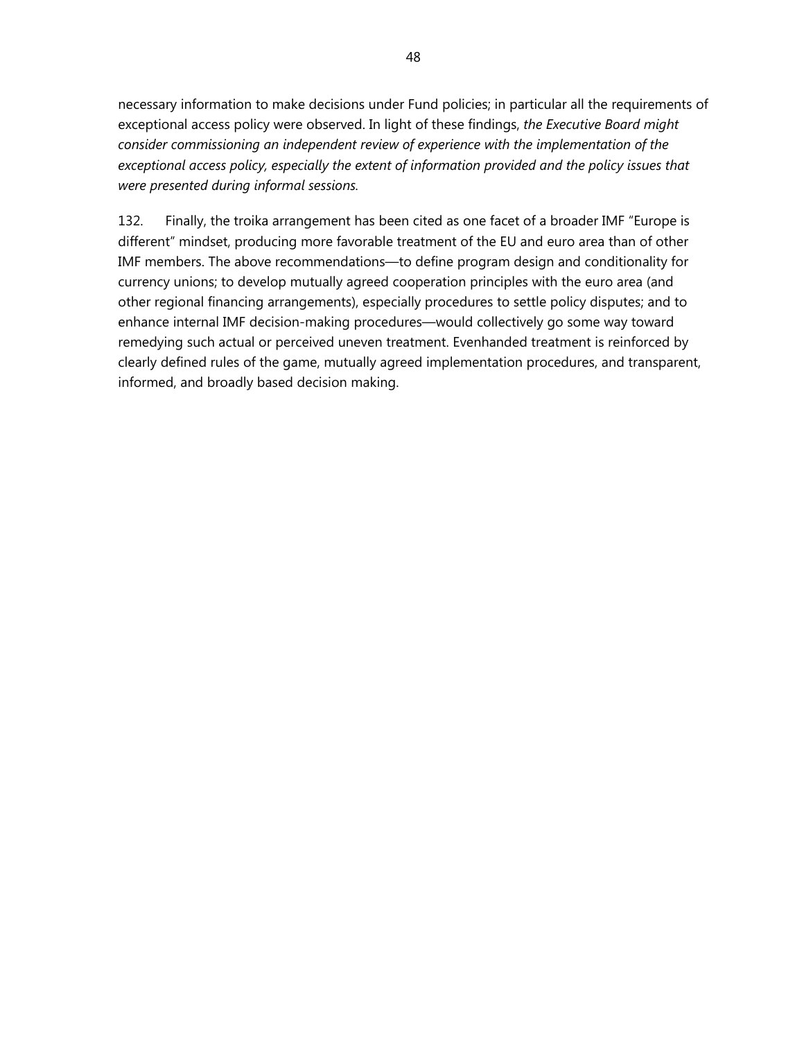necessary information to make decisions under Fund policies; in particular all the requirements of exceptional access policy were observed. In light of these findings, *the Executive Board might consider commissioning an independent review of experience with the implementation of the exceptional access policy, especially the extent of information provided and the policy issues that were presented during informal sessions.*

132. Finally, the troika arrangement has been cited as one facet of a broader IMF "Europe is different" mindset, producing more favorable treatment of the EU and euro area than of other IMF members. The above recommendations—to define program design and conditionality for currency unions; to develop mutually agreed cooperation principles with the euro area (and other regional financing arrangements), especially procedures to settle policy disputes; and to enhance internal IMF decision-making procedures—would collectively go some way toward remedying such actual or perceived uneven treatment. Evenhanded treatment is reinforced by clearly defined rules of the game, mutually agreed implementation procedures, and transparent, informed, and broadly based decision making.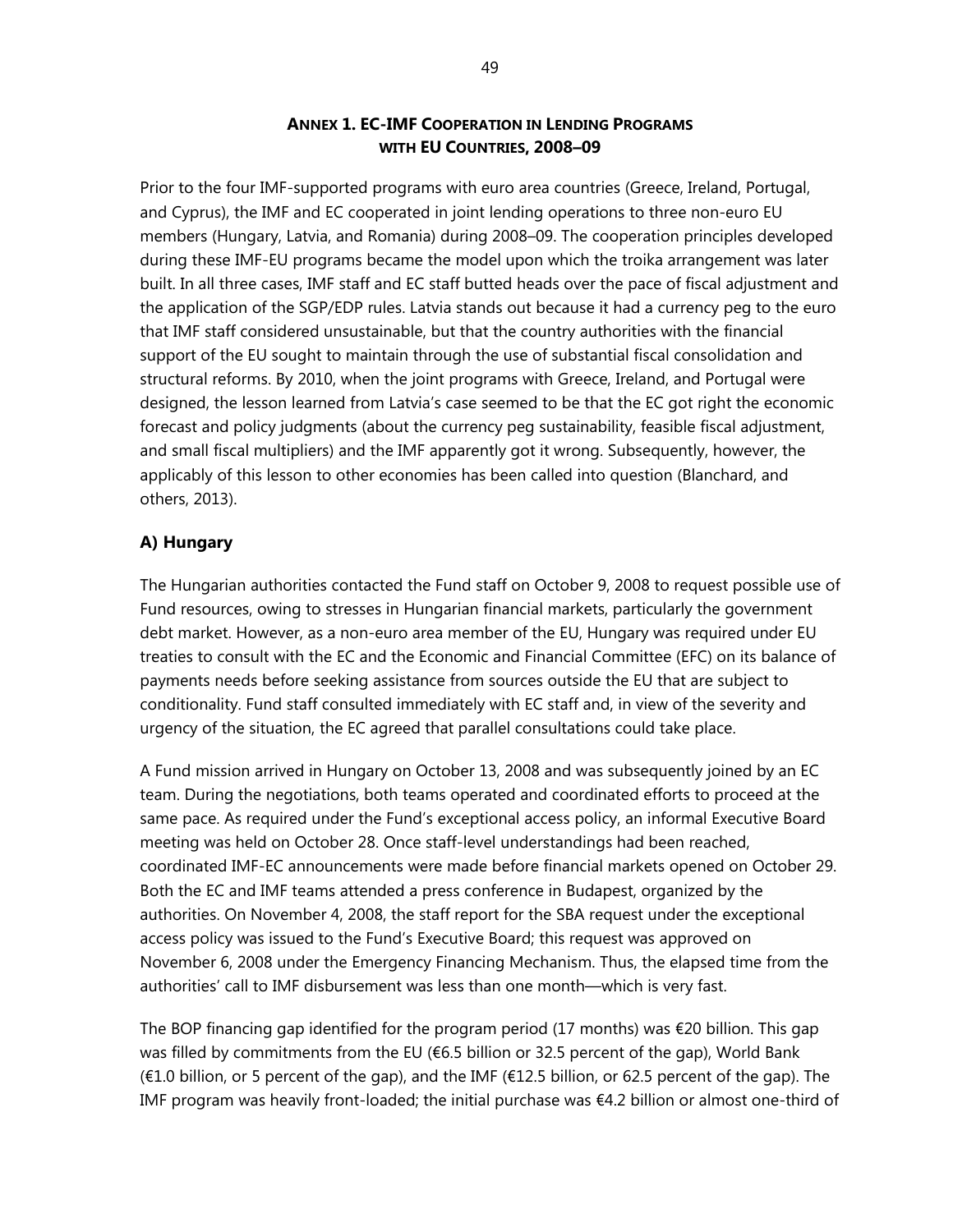## ANNEX 1. EC-IMF COOPERATION IN LENDING PROGRAMS WITH EU COUNTRIES, 2008–09

Prior to the four IMF-supported programs with euro area countries (Greece, Ireland, Portugal, and Cyprus), the IMF and EC cooperated in joint lending operations to three non-euro EU members (Hungary, Latvia, and Romania) during 2008–09. The cooperation principles developed during these IMF-EU programs became the model upon which the troika arrangement was later built. In all three cases, IMF staff and EC staff butted heads over the pace of fiscal adjustment and the application of the SGP/EDP rules. Latvia stands out because it had a currency peg to the euro that IMF staff considered unsustainable, but that the country authorities with the financial support of the EU sought to maintain through the use of substantial fiscal consolidation and structural reforms. By 2010, when the joint programs with Greece, Ireland, and Portugal were designed, the lesson learned from Latvia's case seemed to be that the EC got right the economic forecast and policy judgments (about the currency peg sustainability, feasible fiscal adjustment, and small fiscal multipliers) and the IMF apparently got it wrong. Subsequently, however, the applicably of this lesson to other economies has been called into question (Blanchard, and others, 2013).

### A) Hungary

The Hungarian authorities contacted the Fund staff on October 9, 2008 to request possible use of Fund resources, owing to stresses in Hungarian financial markets, particularly the government debt market. However, as a non-euro area member of the EU, Hungary was required under EU treaties to consult with the EC and the Economic and Financial Committee (EFC) on its balance of payments needs before seeking assistance from sources outside the EU that are subject to conditionality. Fund staff consulted immediately with EC staff and, in view of the severity and urgency of the situation, the EC agreed that parallel consultations could take place.

A Fund mission arrived in Hungary on October 13, 2008 and was subsequently joined by an EC team. During the negotiations, both teams operated and coordinated efforts to proceed at the same pace. As required under the Fund's exceptional access policy, an informal Executive Board meeting was held on October 28. Once staff-level understandings had been reached, coordinated IMF-EC announcements were made before financial markets opened on October 29. Both the EC and IMF teams attended a press conference in Budapest, organized by the authorities. On November 4, 2008, the staff report for the SBA request under the exceptional access policy was issued to the Fund's Executive Board; this request was approved on November 6, 2008 under the Emergency Financing Mechanism. Thus, the elapsed time from the authorities' call to IMF disbursement was less than one month—which is very fast.

The BOP financing gap identified for the program period (17 months) was €20 billion. This gap was filled by commitments from the EU (€6.5 billion or 32.5 percent of the gap), World Bank (€1.0 billion, or 5 percent of the gap), and the IMF (€12.5 billion, or 62.5 percent of the gap). The IMF program was heavily front-loaded; the initial purchase was €4.2 billion or almost one-third of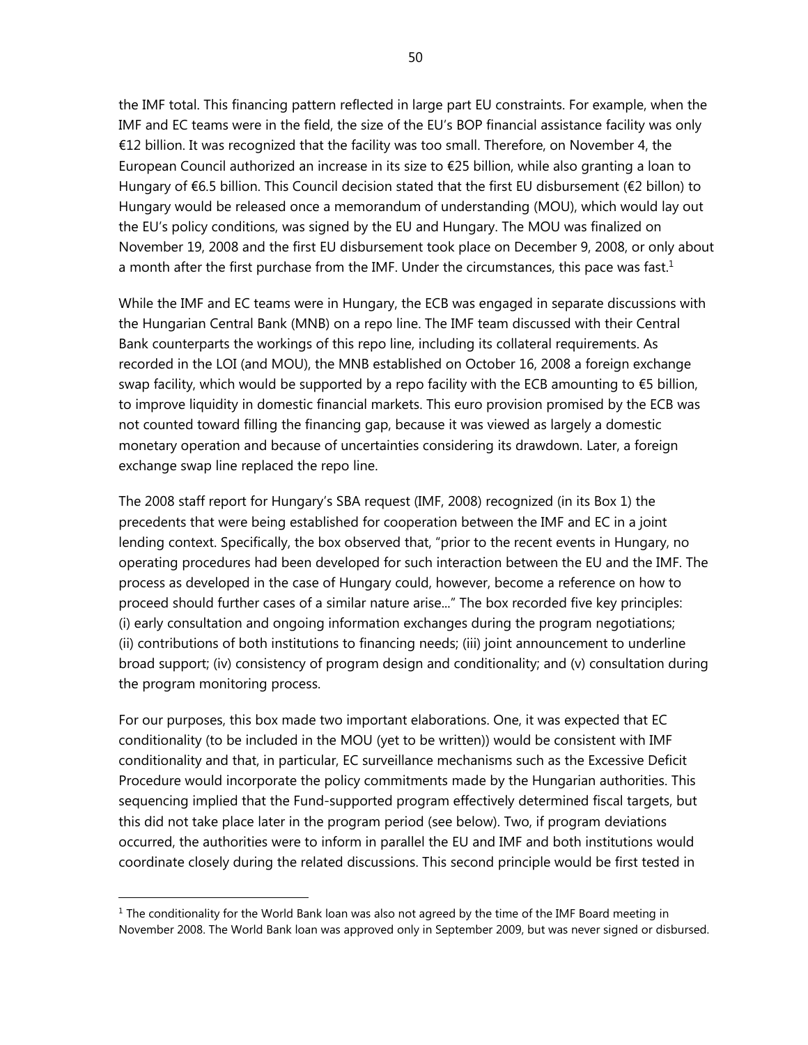the IMF total. This financing pattern reflected in large part EU constraints. For example, when the IMF and EC teams were in the field, the size of the EU's BOP financial assistance facility was only €12 billion. It was recognized that the facility was too small. Therefore, on November 4, the European Council authorized an increase in its size to €25 billion, while also granting a loan to Hungary of €6.5 billion. This Council decision stated that the first EU disbursement (€2 billon) to Hungary would be released once a memorandum of understanding (MOU), which would lay out the EU's policy conditions, was signed by the EU and Hungary. The MOU was finalized on November 19, 2008 and the first EU disbursement took place on December 9, 2008, or only about a month after the first purchase from the IMF. Under the circumstances, this pace was fast.[1]

While the IMF and EC teams were in Hungary, the ECB was engaged in separate discussions with the Hungarian Central Bank (MNB) on a repo line. The IMF team discussed with their Central Bank counterparts the workings of this repo line, including its collateral requirements. As recorded in the LOI (and MOU), the MNB established on October 16, 2008 a foreign exchange swap facility, which would be supported by a repo facility with the ECB amounting to €5 billion, to improve liquidity in domestic financial markets. This euro provision promised by the ECB was not counted toward filling the financing gap, because it was viewed as largely a domestic monetary operation and because of uncertainties considering its drawdown. Later, a foreign exchange swap line replaced the repo line.

The 2008 staff report for Hungary's SBA request (IMF, 2008) recognized (in its Box 1) the precedents that were being established for cooperation between the IMF and EC in a joint lending context. Specifically, the box observed that, "prior to the recent events in Hungary, no operating procedures had been developed for such interaction between the EU and the IMF. The process as developed in the case of Hungary could, however, become a reference on how to proceed should further cases of a similar nature arise..." The box recorded five key principles: (i) early consultation and ongoing information exchanges during the program negotiations; (ii) contributions of both institutions to financing needs; (iii) joint announcement to underline broad support; (iv) consistency of program design and conditionality; and (v) consultation during the program monitoring process.

For our purposes, this box made two important elaborations. One, it was expected that EC conditionality (to be included in the MOU (yet to be written)) would be consistent with IMF conditionality and that, in particular, EC surveillance mechanisms such as the Excessive Deficit Procedure would incorporate the policy commitments made by the Hungarian authorities. This sequencing implied that the Fund-supported program effectively determined fiscal targets, but this did not take place later in the program period (see below). Two, if program deviations occurred, the authorities were to inform in parallel the EU and IMF and both institutions would coordinate closely during the related discussions. This second principle would be first tested in

[1] The conditionality for the World Bank loan was also not agreed by the time of the IMF Board meeting in November 2008. The World Bank loan was approved only in September 2009, but was never signed or disbursed.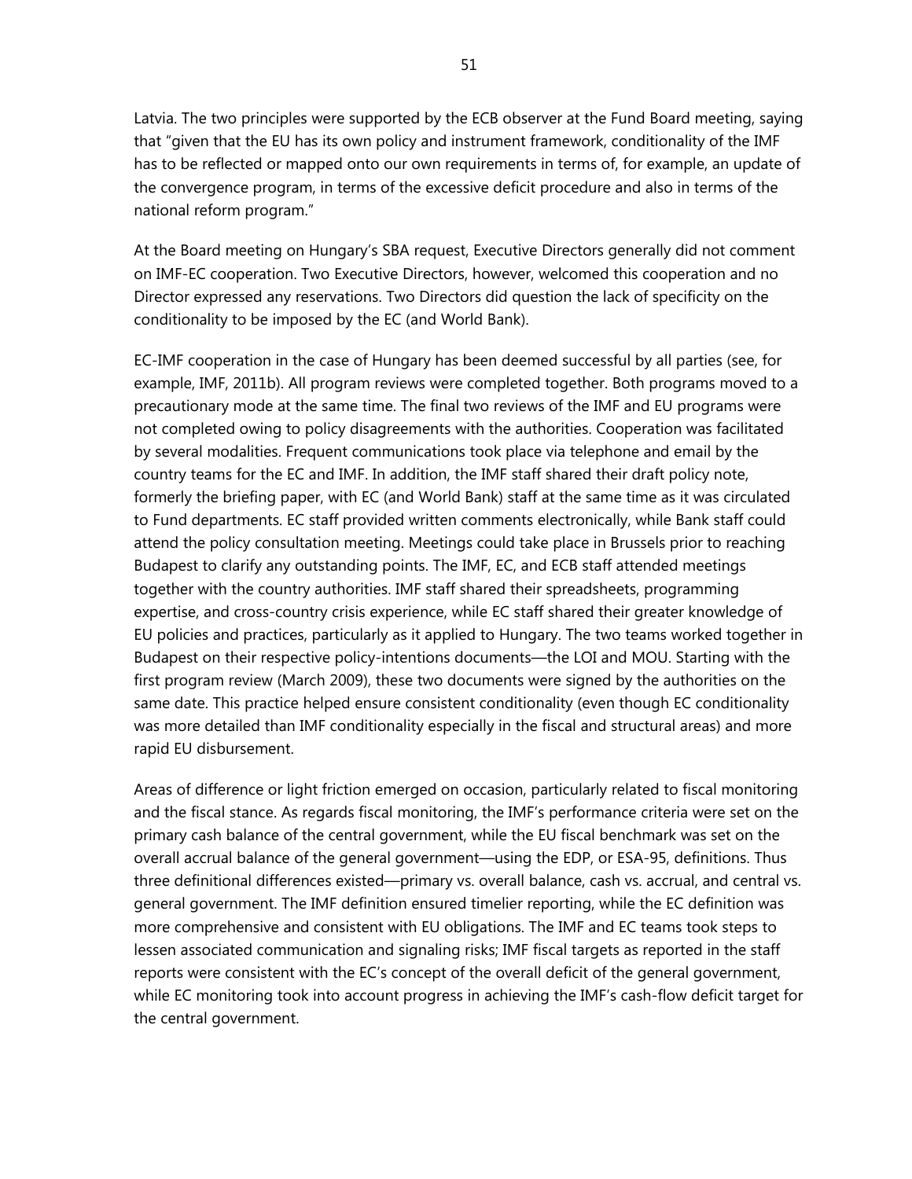Latvia. The two principles were supported by the ECB observer at the Fund Board meeting, saying that "given that the EU has its own policy and instrument framework, conditionality of the IMF has to be reflected or mapped onto our own requirements in terms of, for example, an update of the convergence program, in terms of the excessive deficit procedure and also in terms of the national reform program."

At the Board meeting on Hungary's SBA request, Executive Directors generally did not comment on IMF-EC cooperation. Two Executive Directors, however, welcomed this cooperation and no Director expressed any reservations. Two Directors did question the lack of specificity on the conditionality to be imposed by the EC (and World Bank).

EC-IMF cooperation in the case of Hungary has been deemed successful by all parties (see, for example, IMF, 2011b). All program reviews were completed together. Both programs moved to a precautionary mode at the same time. The final two reviews of the IMF and EU programs were not completed owing to policy disagreements with the authorities. Cooperation was facilitated by several modalities. Frequent communications took place via telephone and email by the country teams for the EC and IMF. In addition, the IMF staff shared their draft policy note, formerly the briefing paper, with EC (and World Bank) staff at the same time as it was circulated to Fund departments. EC staff provided written comments electronically, while Bank staff could attend the policy consultation meeting. Meetings could take place in Brussels prior to reaching Budapest to clarify any outstanding points. The IMF, EC, and ECB staff attended meetings together with the country authorities. IMF staff shared their spreadsheets, programming expertise, and cross-country crisis experience, while EC staff shared their greater knowledge of EU policies and practices, particularly as it applied to Hungary. The two teams worked together in Budapest on their respective policy-intentions documents—the LOI and MOU. Starting with the first program review (March 2009), these two documents were signed by the authorities on the same date. This practice helped ensure consistent conditionality (even though EC conditionality was more detailed than IMF conditionality especially in the fiscal and structural areas) and more rapid EU disbursement.

Areas of difference or light friction emerged on occasion, particularly related to fiscal monitoring and the fiscal stance. As regards fiscal monitoring, the IMF's performance criteria were set on the primary cash balance of the central government, while the EU fiscal benchmark was set on the overall accrual balance of the general government—using the EDP, or ESA-95, definitions. Thus three definitional differences existed—primary vs. overall balance, cash vs. accrual, and central vs. general government. The IMF definition ensured timelier reporting, while the EC definition was more comprehensive and consistent with EU obligations. The IMF and EC teams took steps to lessen associated communication and signaling risks; IMF fiscal targets as reported in the staff reports were consistent with the EC's concept of the overall deficit of the general government, while EC monitoring took into account progress in achieving the IMF's cash-flow deficit target for the central government.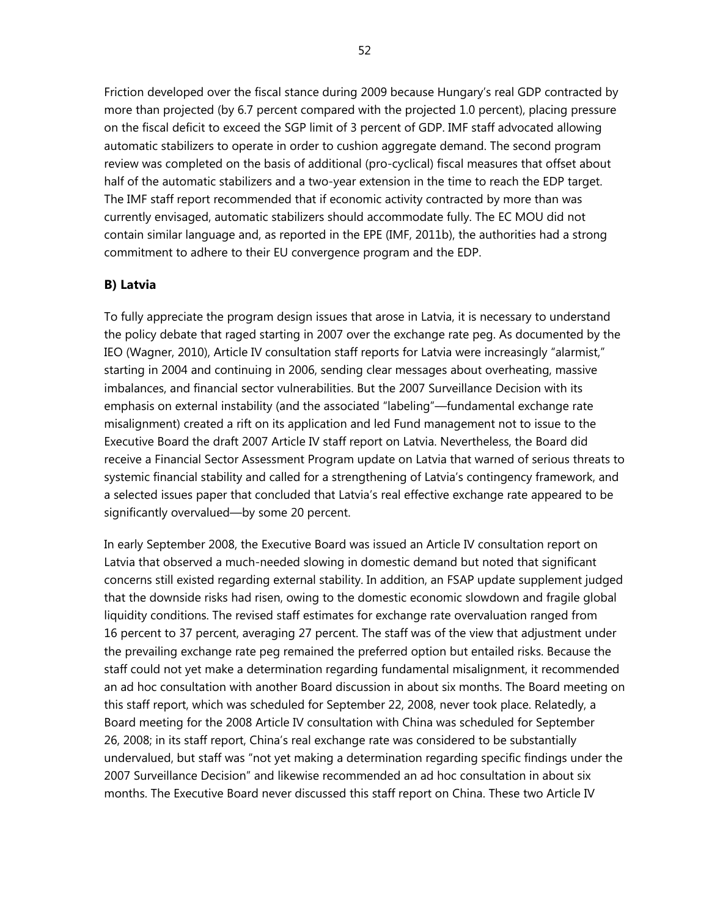Friction developed over the fiscal stance during 2009 because Hungary's real GDP contracted by more than projected (by 6.7 percent compared with the projected 1.0 percent), placing pressure on the fiscal deficit to exceed the SGP limit of 3 percent of GDP. IMF staff advocated allowing automatic stabilizers to operate in order to cushion aggregate demand. The second program review was completed on the basis of additional (pro-cyclical) fiscal measures that offset about half of the automatic stabilizers and a two-year extension in the time to reach the EDP target. The IMF staff report recommended that if economic activity contracted by more than was currently envisaged, automatic stabilizers should accommodate fully. The EC MOU did not contain similar language and, as reported in the EPE (IMF, 2011b), the authorities had a strong commitment to adhere to their EU convergence program and the EDP.

### B) Latvia

To fully appreciate the program design issues that arose in Latvia, it is necessary to understand the policy debate that raged starting in 2007 over the exchange rate peg. As documented by the IEO (Wagner, 2010), Article IV consultation staff reports for Latvia were increasingly "alarmist," starting in 2004 and continuing in 2006, sending clear messages about overheating, massive imbalances, and financial sector vulnerabilities. But the 2007 Surveillance Decision with its emphasis on external instability (and the associated "labeling"—fundamental exchange rate misalignment) created a rift on its application and led Fund management not to issue to the Executive Board the draft 2007 Article IV staff report on Latvia. Nevertheless, the Board did receive a Financial Sector Assessment Program update on Latvia that warned of serious threats to systemic financial stability and called for a strengthening of Latvia's contingency framework, and a selected issues paper that concluded that Latvia's real effective exchange rate appeared to be significantly overvalued—by some 20 percent.

In early September 2008, the Executive Board was issued an Article IV consultation report on Latvia that observed a much-needed slowing in domestic demand but noted that significant concerns still existed regarding external stability. In addition, an FSAP update supplement judged that the downside risks had risen, owing to the domestic economic slowdown and fragile global liquidity conditions. The revised staff estimates for exchange rate overvaluation ranged from 16 percent to 37 percent, averaging 27 percent. The staff was of the view that adjustment under the prevailing exchange rate peg remained the preferred option but entailed risks. Because the staff could not yet make a determination regarding fundamental misalignment, it recommended an ad hoc consultation with another Board discussion in about six months. The Board meeting on this staff report, which was scheduled for September 22, 2008, never took place. Relatedly, a Board meeting for the 2008 Article IV consultation with China was scheduled for September 26, 2008; in its staff report, China's real exchange rate was considered to be substantially undervalued, but staff was "not yet making a determination regarding specific findings under the 2007 Surveillance Decision" and likewise recommended an ad hoc consultation in about six months. The Executive Board never discussed this staff report on China. These two Article IV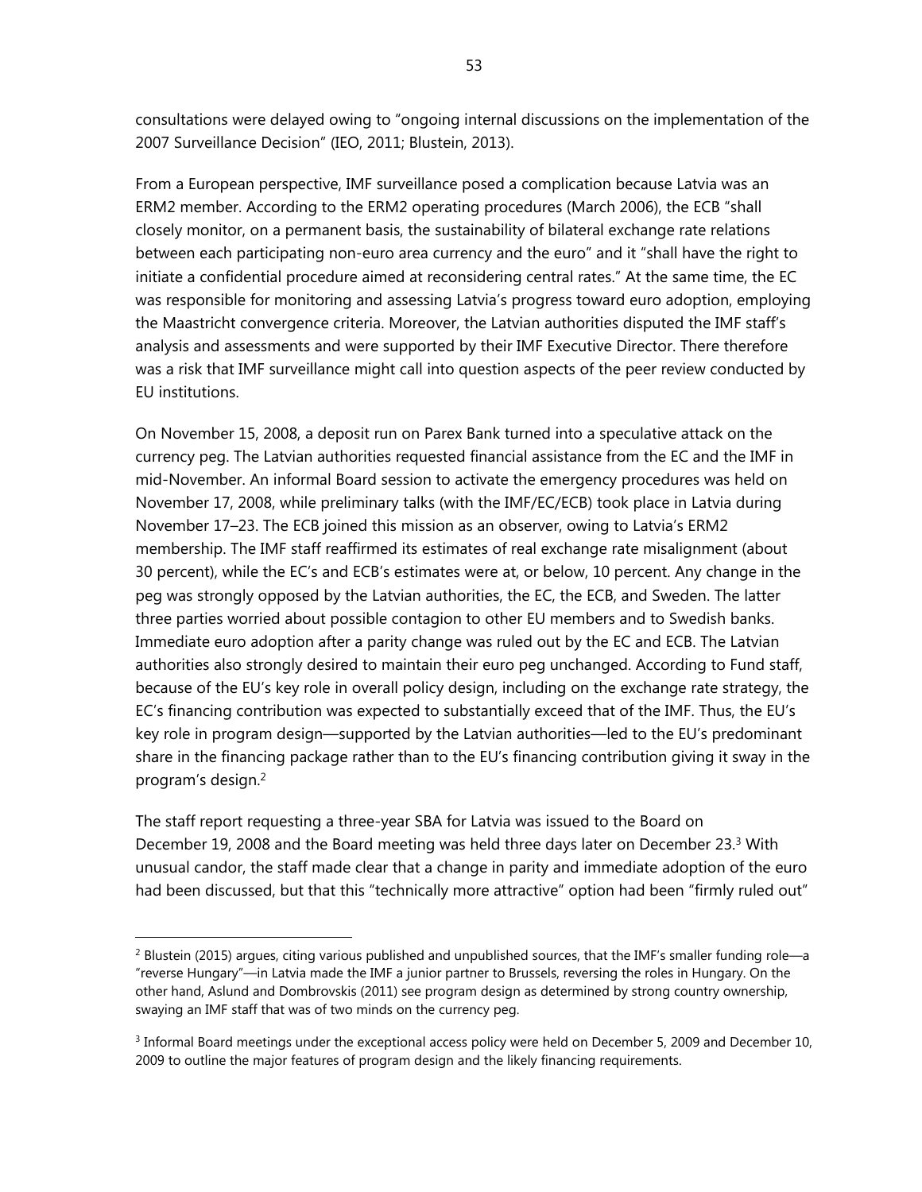consultations were delayed owing to "ongoing internal discussions on the implementation of the 2007 Surveillance Decision" (IEO, 2011; Blustein, 2013).

From a European perspective, IMF surveillance posed a complication because Latvia was an ERM2 member. According to the ERM2 operating procedures (March 2006), the ECB "shall closely monitor, on a permanent basis, the sustainability of bilateral exchange rate relations between each participating non-euro area currency and the euro" and it "shall have the right to initiate a confidential procedure aimed at reconsidering central rates." At the same time, the EC was responsible for monitoring and assessing Latvia's progress toward euro adoption, employing the Maastricht convergence criteria. Moreover, the Latvian authorities disputed the IMF staff's analysis and assessments and were supported by their IMF Executive Director. There therefore was a risk that IMF surveillance might call into question aspects of the peer review conducted by EU institutions.

On November 15, 2008, a deposit run on Parex Bank turned into a speculative attack on the currency peg. The Latvian authorities requested financial assistance from the EC and the IMF in mid-November. An informal Board session to activate the emergency procedures was held on November 17, 2008, while preliminary talks (with the IMF/EC/ECB) took place in Latvia during November 17–23. The ECB joined this mission as an observer, owing to Latvia's ERM2 membership. The IMF staff reaffirmed its estimates of real exchange rate misalignment (about 30 percent), while the EC's and ECB's estimates were at, or below, 10 percent. Any change in the peg was strongly opposed by the Latvian authorities, the EC, the ECB, and Sweden. The latter three parties worried about possible contagion to other EU members and to Swedish banks. Immediate euro adoption after a parity change was ruled out by the EC and ECB. The Latvian authorities also strongly desired to maintain their euro peg unchanged. According to Fund staff, because of the EU's key role in overall policy design, including on the exchange rate strategy, the EC's financing contribution was expected to substantially exceed that of the IMF. Thus, the EU's key role in program design—supported by the Latvian authorities—led to the EU's predominant share in the financing package rather than to the EU's financing contribution giving it sway in the program's design.[2]

The staff report requesting a three-year SBA for Latvia was issued to the Board on December 19, 2008 and the Board meeting was held three days later on December 23.[3] With unusual candor, the staff made clear that a change in parity and immediate adoption of the euro had been discussed, but that this "technically more attractive" option had been "firmly ruled out"

[2] Blustein (2015) argues, citing various published and unpublished sources, that the IMF's smaller funding role—a "reverse Hungary"—in Latvia made the IMF a junior partner to Brussels, reversing the roles in Hungary. On the other hand, Aslund and Dombrovskis (2011) see program design as determined by strong country ownership, swaying an IMF staff that was of two minds on the currency peg.

[3] Informal Board meetings under the exceptional access policy were held on December 5, 2009 and December 10, 2009 to outline the major features of program design and the likely financing requirements.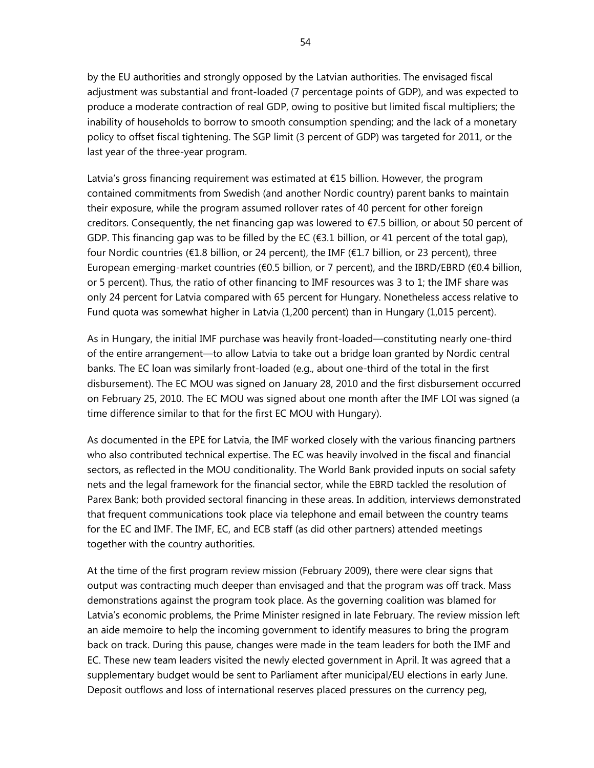by the EU authorities and strongly opposed by the Latvian authorities. The envisaged fiscal adjustment was substantial and front-loaded (7 percentage points of GDP), and was expected to produce a moderate contraction of real GDP, owing to positive but limited fiscal multipliers; the inability of households to borrow to smooth consumption spending; and the lack of a monetary policy to offset fiscal tightening. The SGP limit (3 percent of GDP) was targeted for 2011, or the last year of the three-year program.

Latvia's gross financing requirement was estimated at €15 billion. However, the program contained commitments from Swedish (and another Nordic country) parent banks to maintain their exposure, while the program assumed rollover rates of 40 percent for other foreign creditors. Consequently, the net financing gap was lowered to €7.5 billion, or about 50 percent of GDP. This financing gap was to be filled by the EC (€3.1 billion, or 41 percent of the total gap), four Nordic countries (€1.8 billion, or 24 percent), the IMF (€1.7 billion, or 23 percent), three European emerging-market countries (€0.5 billion, or 7 percent), and the IBRD/EBRD (€0.4 billion, or 5 percent). Thus, the ratio of other financing to IMF resources was 3 to 1; the IMF share was only 24 percent for Latvia compared with 65 percent for Hungary. Nonetheless access relative to Fund quota was somewhat higher in Latvia (1,200 percent) than in Hungary (1,015 percent).

As in Hungary, the initial IMF purchase was heavily front-loaded—constituting nearly one-third of the entire arrangement—to allow Latvia to take out a bridge loan granted by Nordic central banks. The EC loan was similarly front-loaded (e.g., about one-third of the total in the first disbursement). The EC MOU was signed on January 28, 2010 and the first disbursement occurred on February 25, 2010. The EC MOU was signed about one month after the IMF LOI was signed (a time difference similar to that for the first EC MOU with Hungary).

As documented in the EPE for Latvia, the IMF worked closely with the various financing partners who also contributed technical expertise. The EC was heavily involved in the fiscal and financial sectors, as reflected in the MOU conditionality. The World Bank provided inputs on social safety nets and the legal framework for the financial sector, while the EBRD tackled the resolution of Parex Bank; both provided sectoral financing in these areas. In addition, interviews demonstrated that frequent communications took place via telephone and email between the country teams for the EC and IMF. The IMF, EC, and ECB staff (as did other partners) attended meetings together with the country authorities.

At the time of the first program review mission (February 2009), there were clear signs that output was contracting much deeper than envisaged and that the program was off track. Mass demonstrations against the program took place. As the governing coalition was blamed for Latvia's economic problems, the Prime Minister resigned in late February. The review mission left an aide memoire to help the incoming government to identify measures to bring the program back on track. During this pause, changes were made in the team leaders for both the IMF and EC. These new team leaders visited the newly elected government in April. It was agreed that a supplementary budget would be sent to Parliament after municipal/EU elections in early June. Deposit outflows and loss of international reserves placed pressures on the currency peg,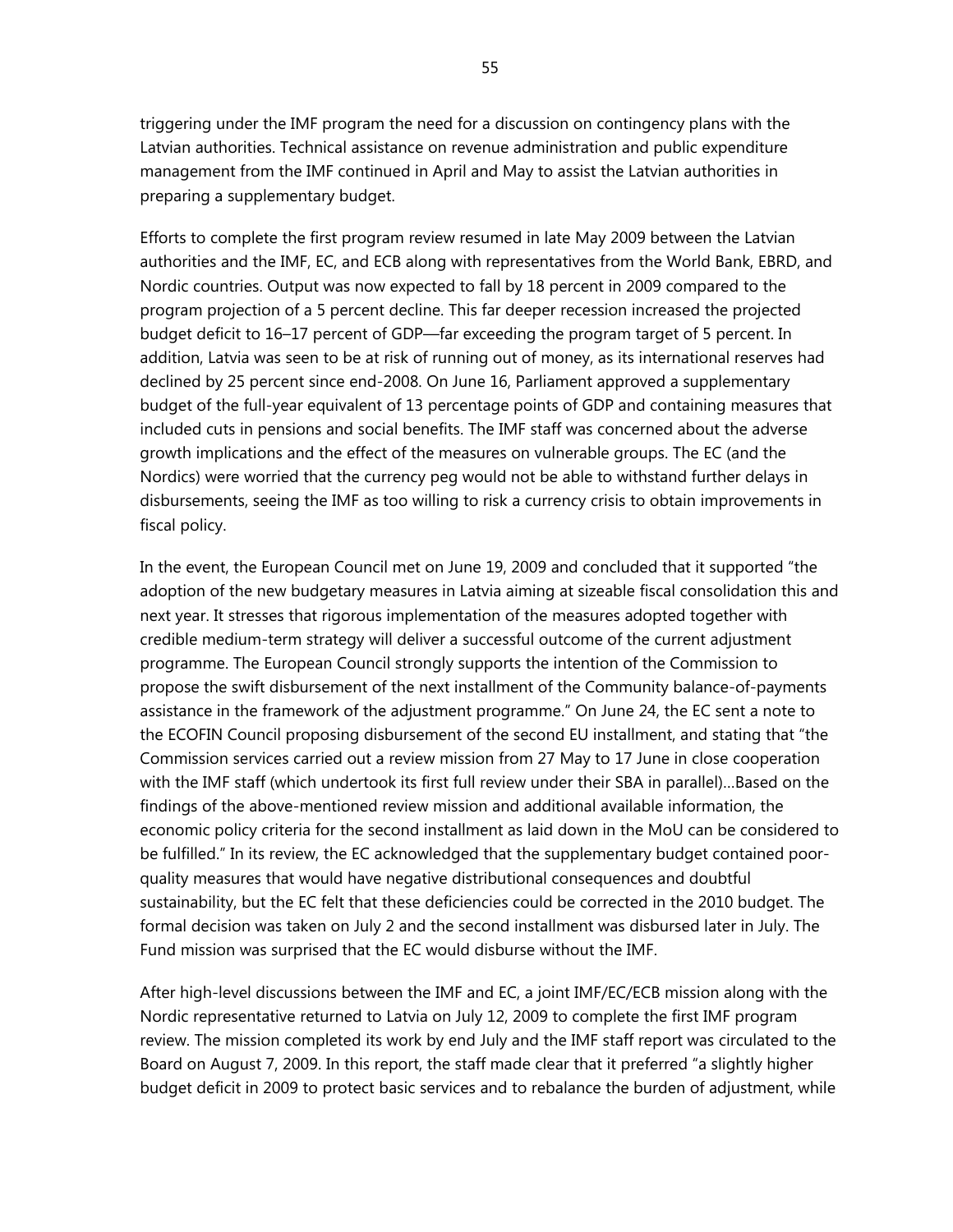triggering under the IMF program the need for a discussion on contingency plans with the Latvian authorities. Technical assistance on revenue administration and public expenditure management from the IMF continued in April and May to assist the Latvian authorities in preparing a supplementary budget.

Efforts to complete the first program review resumed in late May 2009 between the Latvian authorities and the IMF, EC, and ECB along with representatives from the World Bank, EBRD, and Nordic countries. Output was now expected to fall by 18 percent in 2009 compared to the program projection of a 5 percent decline. This far deeper recession increased the projected budget deficit to 16–17 percent of GDP—far exceeding the program target of 5 percent. In addition, Latvia was seen to be at risk of running out of money, as its international reserves had declined by 25 percent since end-2008. On June 16, Parliament approved a supplementary budget of the full-year equivalent of 13 percentage points of GDP and containing measures that included cuts in pensions and social benefits. The IMF staff was concerned about the adverse growth implications and the effect of the measures on vulnerable groups. The EC (and the Nordics) were worried that the currency peg would not be able to withstand further delays in disbursements, seeing the IMF as too willing to risk a currency crisis to obtain improvements in fiscal policy.

In the event, the European Council met on June 19, 2009 and concluded that it supported "the adoption of the new budgetary measures in Latvia aiming at sizeable fiscal consolidation this and next year. It stresses that rigorous implementation of the measures adopted together with credible medium-term strategy will deliver a successful outcome of the current adjustment programme. The European Council strongly supports the intention of the Commission to propose the swift disbursement of the next installment of the Community balance-of-payments assistance in the framework of the adjustment programme." On June 24, the EC sent a note to the ECOFIN Council proposing disbursement of the second EU installment, and stating that "the Commission services carried out a review mission from 27 May to 17 June in close cooperation with the IMF staff (which undertook its first full review under their SBA in parallel)…Based on the findings of the above-mentioned review mission and additional available information, the economic policy criteria for the second installment as laid down in the MoU can be considered to be fulfilled." In its review, the EC acknowledged that the supplementary budget contained poor-quality measures that would have negative distributional consequences and doubtful sustainability, but the EC felt that these deficiencies could be corrected in the 2010 budget. The formal decision was taken on July 2 and the second installment was disbursed later in July. The Fund mission was surprised that the EC would disburse without the IMF.

After high-level discussions between the IMF and EC, a joint IMF/EC/ECB mission along with the Nordic representative returned to Latvia on July 12, 2009 to complete the first IMF program review. The mission completed its work by end July and the IMF staff report was circulated to the Board on August 7, 2009. In this report, the staff made clear that it preferred "a slightly higher budget deficit in 2009 to protect basic services and to rebalance the burden of adjustment, while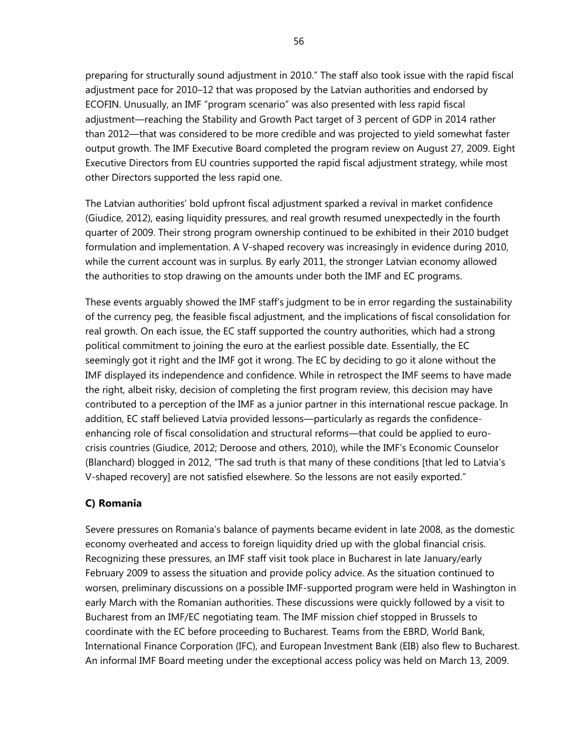preparing for structurally sound adjustment in 2010." The staff also took issue with the rapid fiscal adjustment pace for 2010–12 that was proposed by the Latvian authorities and endorsed by ECOFIN. Unusually, an IMF "program scenario" was also presented with less rapid fiscal adjustment—reaching the Stability and Growth Pact target of 3 percent of GDP in 2014 rather than 2012—that was considered to be more credible and was projected to yield somewhat faster output growth. The IMF Executive Board completed the program review on August 27, 2009. Eight Executive Directors from EU countries supported the rapid fiscal adjustment strategy, while most other Directors supported the less rapid one.

The Latvian authorities' bold upfront fiscal adjustment sparked a revival in market confidence (Giudice, 2012), easing liquidity pressures, and real growth resumed unexpectedly in the fourth quarter of 2009. Their strong program ownership continued to be exhibited in their 2010 budget formulation and implementation. A V-shaped recovery was increasingly in evidence during 2010, while the current account was in surplus. By early 2011, the stronger Latvian economy allowed the authorities to stop drawing on the amounts under both the IMF and EC programs.

These events arguably showed the IMF staff's judgment to be in error regarding the sustainability of the currency peg, the feasible fiscal adjustment, and the implications of fiscal consolidation for real growth. On each issue, the EC staff supported the country authorities, which had a strong political commitment to joining the euro at the earliest possible date. Essentially, the EC seemingly got it right and the IMF got it wrong. The EC by deciding to go it alone without the IMF displayed its independence and confidence. While in retrospect the IMF seems to have made the right, albeit risky, decision of completing the first program review, this decision may have contributed to a perception of the IMF as a junior partner in this international rescue package. In addition, EC staff believed Latvia provided lessons—particularly as regards the confidence-enhancing role of fiscal consolidation and structural reforms—that could be applied to euro-crisis countries (Giudice, 2012; Deroose and others, 2010), while the IMF's Economic Counselor (Blanchard) blogged in 2012, "The sad truth is that many of these conditions [that led to Latvia's V-shaped recovery] are not satisfied elsewhere. So the lessons are not easily exported."

### C) Romania

Severe pressures on Romania's balance of payments became evident in late 2008, as the domestic economy overheated and access to foreign liquidity dried up with the global financial crisis. Recognizing these pressures, an IMF staff visit took place in Bucharest in late January/early February 2009 to assess the situation and provide policy advice. As the situation continued to worsen, preliminary discussions on a possible IMF-supported program were held in Washington in early March with the Romanian authorities. These discussions were quickly followed by a visit to Bucharest from an IMF/EC negotiating team. The IMF mission chief stopped in Brussels to coordinate with the EC before proceeding to Bucharest. Teams from the EBRD, World Bank, International Finance Corporation (IFC), and European Investment Bank (EIB) also flew to Bucharest. An informal IMF Board meeting under the exceptional access policy was held on March 13, 2009.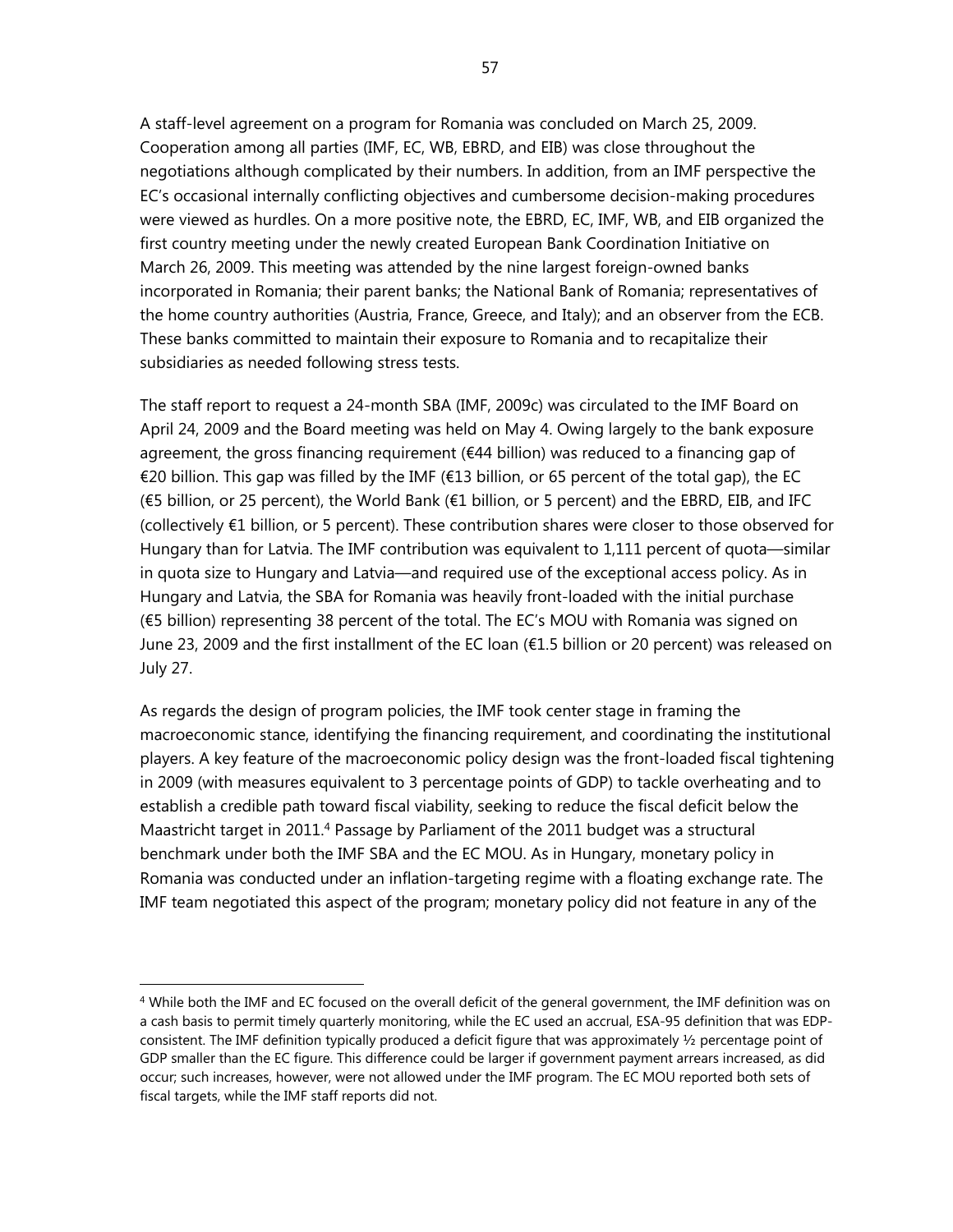A staff-level agreement on a program for Romania was concluded on March 25, 2009. Cooperation among all parties (IMF, EC, WB, EBRD, and EIB) was close throughout the negotiations although complicated by their numbers. In addition, from an IMF perspective the EC's occasional internally conflicting objectives and cumbersome decision-making procedures were viewed as hurdles. On a more positive note, the EBRD, EC, IMF, WB, and EIB organized the first country meeting under the newly created European Bank Coordination Initiative on March 26, 2009. This meeting was attended by the nine largest foreign-owned banks incorporated in Romania; their parent banks; the National Bank of Romania; representatives of the home country authorities (Austria, France, Greece, and Italy); and an observer from the ECB. These banks committed to maintain their exposure to Romania and to recapitalize their subsidiaries as needed following stress tests.

The staff report to request a 24-month SBA (IMF, 2009c) was circulated to the IMF Board on April 24, 2009 and the Board meeting was held on May 4. Owing largely to the bank exposure agreement, the gross financing requirement (€44 billion) was reduced to a financing gap of €20 billion. This gap was filled by the IMF (€13 billion, or 65 percent of the total gap), the EC (€5 billion, or 25 percent), the World Bank (€1 billion, or 5 percent) and the EBRD, EIB, and IFC (collectively €1 billion, or 5 percent). These contribution shares were closer to those observed for Hungary than for Latvia. The IMF contribution was equivalent to 1,111 percent of quota—similar in quota size to Hungary and Latvia—and required use of the exceptional access policy. As in Hungary and Latvia, the SBA for Romania was heavily front-loaded with the initial purchase (€5 billion) representing 38 percent of the total. The EC's MOU with Romania was signed on June 23, 2009 and the first installment of the EC loan (€1.5 billion or 20 percent) was released on July 27.

As regards the design of program policies, the IMF took center stage in framing the macroeconomic stance, identifying the financing requirement, and coordinating the institutional players. A key feature of the macroeconomic policy design was the front-loaded fiscal tightening in 2009 (with measures equivalent to 3 percentage points of GDP) to tackle overheating and to establish a credible path toward fiscal viability, seeking to reduce the fiscal deficit below the Maastricht target in 2011.[4] Passage by Parliament of the 2011 budget was a structural benchmark under both the IMF SBA and the EC MOU. As in Hungary, monetary policy in Romania was conducted under an inflation-targeting regime with a floating exchange rate. The IMF team negotiated this aspect of the program; monetary policy did not feature in any of the

[4] While both the IMF and EC focused on the overall deficit of the general government, the IMF definition was on a cash basis to permit timely quarterly monitoring, while the EC used an accrual, ESA-95 definition that was EDP-consistent. The IMF definition typically produced a deficit figure that was approximately ½ percentage point of GDP smaller than the EC figure. This difference could be larger if government payment arrears increased, as did occur; such increases, however, were not allowed under the IMF program. The EC MOU reported both sets of fiscal targets, while the IMF staff reports did not.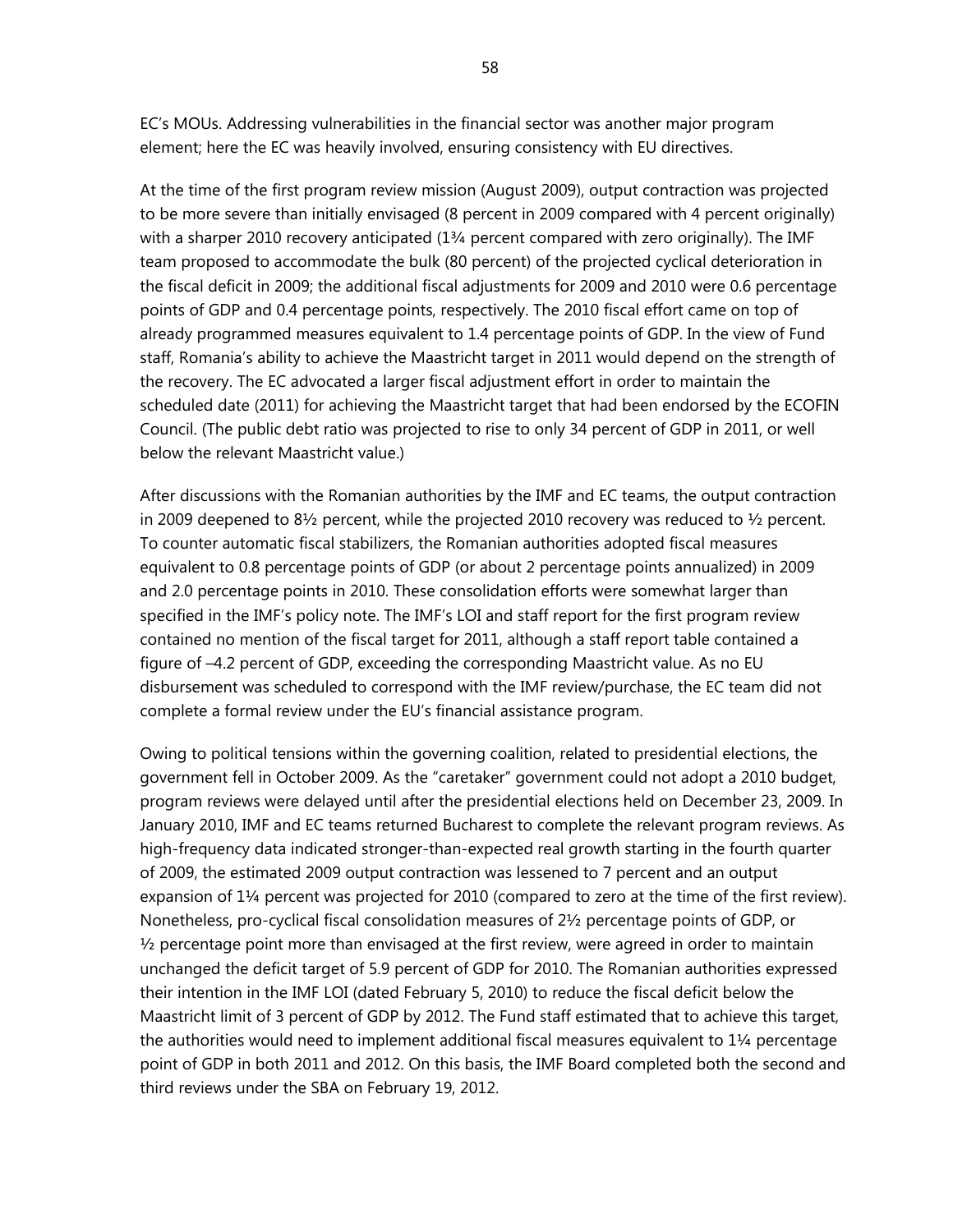EC's MOUs. Addressing vulnerabilities in the financial sector was another major program element; here the EC was heavily involved, ensuring consistency with EU directives.

At the time of the first program review mission (August 2009), output contraction was projected to be more severe than initially envisaged (8 percent in 2009 compared with 4 percent originally) with a sharper 2010 recovery anticipated (1¾ percent compared with zero originally). The IMF team proposed to accommodate the bulk (80 percent) of the projected cyclical deterioration in the fiscal deficit in 2009; the additional fiscal adjustments for 2009 and 2010 were 0.6 percentage points of GDP and 0.4 percentage points, respectively. The 2010 fiscal effort came on top of already programmed measures equivalent to 1.4 percentage points of GDP. In the view of Fund staff, Romania's ability to achieve the Maastricht target in 2011 would depend on the strength of the recovery. The EC advocated a larger fiscal adjustment effort in order to maintain the scheduled date (2011) for achieving the Maastricht target that had been endorsed by the ECOFIN Council. (The public debt ratio was projected to rise to only 34 percent of GDP in 2011, or well below the relevant Maastricht value.)

After discussions with the Romanian authorities by the IMF and EC teams, the output contraction in 2009 deepened to 8½ percent, while the projected 2010 recovery was reduced to ½ percent. To counter automatic fiscal stabilizers, the Romanian authorities adopted fiscal measures equivalent to 0.8 percentage points of GDP (or about 2 percentage points annualized) in 2009 and 2.0 percentage points in 2010. These consolidation efforts were somewhat larger than specified in the IMF's policy note. The IMF's LOI and staff report for the first program review contained no mention of the fiscal target for 2011, although a staff report table contained a figure of –4.2 percent of GDP, exceeding the corresponding Maastricht value. As no EU disbursement was scheduled to correspond with the IMF review/purchase, the EC team did not complete a formal review under the EU's financial assistance program.

Owing to political tensions within the governing coalition, related to presidential elections, the government fell in October 2009. As the "caretaker" government could not adopt a 2010 budget, program reviews were delayed until after the presidential elections held on December 23, 2009. In January 2010, IMF and EC teams returned Bucharest to complete the relevant program reviews. As high-frequency data indicated stronger-than-expected real growth starting in the fourth quarter of 2009, the estimated 2009 output contraction was lessened to 7 percent and an output expansion of 1¼ percent was projected for 2010 (compared to zero at the time of the first review). Nonetheless, pro-cyclical fiscal consolidation measures of 2½ percentage points of GDP, or ½ percentage point more than envisaged at the first review, were agreed in order to maintain unchanged the deficit target of 5.9 percent of GDP for 2010. The Romanian authorities expressed their intention in the IMF LOI (dated February 5, 2010) to reduce the fiscal deficit below the Maastricht limit of 3 percent of GDP by 2012. The Fund staff estimated that to achieve this target, the authorities would need to implement additional fiscal measures equivalent to 1¼ percentage point of GDP in both 2011 and 2012. On this basis, the IMF Board completed both the second and third reviews under the SBA on February 19, 2012.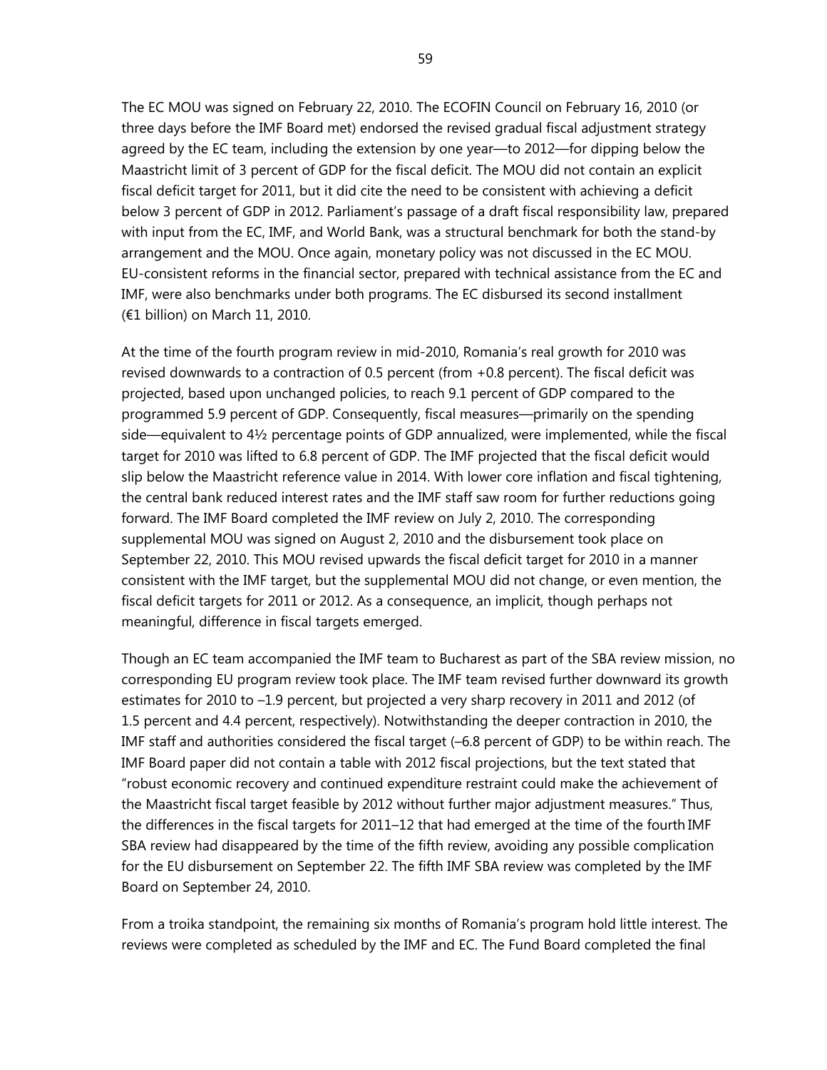The EC MOU was signed on February 22, 2010. The ECOFIN Council on February 16, 2010 (or three days before the IMF Board met) endorsed the revised gradual fiscal adjustment strategy agreed by the EC team, including the extension by one year—to 2012—for dipping below the Maastricht limit of 3 percent of GDP for the fiscal deficit. The MOU did not contain an explicit fiscal deficit target for 2011, but it did cite the need to be consistent with achieving a deficit below 3 percent of GDP in 2012. Parliament's passage of a draft fiscal responsibility law, prepared with input from the EC, IMF, and World Bank, was a structural benchmark for both the stand-by arrangement and the MOU. Once again, monetary policy was not discussed in the EC MOU. EU-consistent reforms in the financial sector, prepared with technical assistance from the EC and IMF, were also benchmarks under both programs. The EC disbursed its second installment (€1 billion) on March 11, 2010.

At the time of the fourth program review in mid-2010, Romania's real growth for 2010 was revised downwards to a contraction of 0.5 percent (from +0.8 percent). The fiscal deficit was projected, based upon unchanged policies, to reach 9.1 percent of GDP compared to the programmed 5.9 percent of GDP. Consequently, fiscal measures—primarily on the spending side—equivalent to 4½ percentage points of GDP annualized, were implemented, while the fiscal target for 2010 was lifted to 6.8 percent of GDP. The IMF projected that the fiscal deficit would slip below the Maastricht reference value in 2014. With lower core inflation and fiscal tightening, the central bank reduced interest rates and the IMF staff saw room for further reductions going forward. The IMF Board completed the IMF review on July 2, 2010. The corresponding supplemental MOU was signed on August 2, 2010 and the disbursement took place on September 22, 2010. This MOU revised upwards the fiscal deficit target for 2010 in a manner consistent with the IMF target, but the supplemental MOU did not change, or even mention, the fiscal deficit targets for 2011 or 2012. As a consequence, an implicit, though perhaps not meaningful, difference in fiscal targets emerged.

Though an EC team accompanied the IMF team to Bucharest as part of the SBA review mission, no corresponding EU program review took place. The IMF team revised further downward its growth estimates for 2010 to –1.9 percent, but projected a very sharp recovery in 2011 and 2012 (of 1.5 percent and 4.4 percent, respectively). Notwithstanding the deeper contraction in 2010, the IMF staff and authorities considered the fiscal target (–6.8 percent of GDP) to be within reach. The IMF Board paper did not contain a table with 2012 fiscal projections, but the text stated that "robust economic recovery and continued expenditure restraint could make the achievement of the Maastricht fiscal target feasible by 2012 without further major adjustment measures." Thus, the differences in the fiscal targets for 2011–12 that had emerged at the time of the fourth IMF SBA review had disappeared by the time of the fifth review, avoiding any possible complication for the EU disbursement on September 22. The fifth IMF SBA review was completed by the IMF Board on September 24, 2010.

From a troika standpoint, the remaining six months of Romania's program hold little interest. The reviews were completed as scheduled by the IMF and EC. The Fund Board completed the final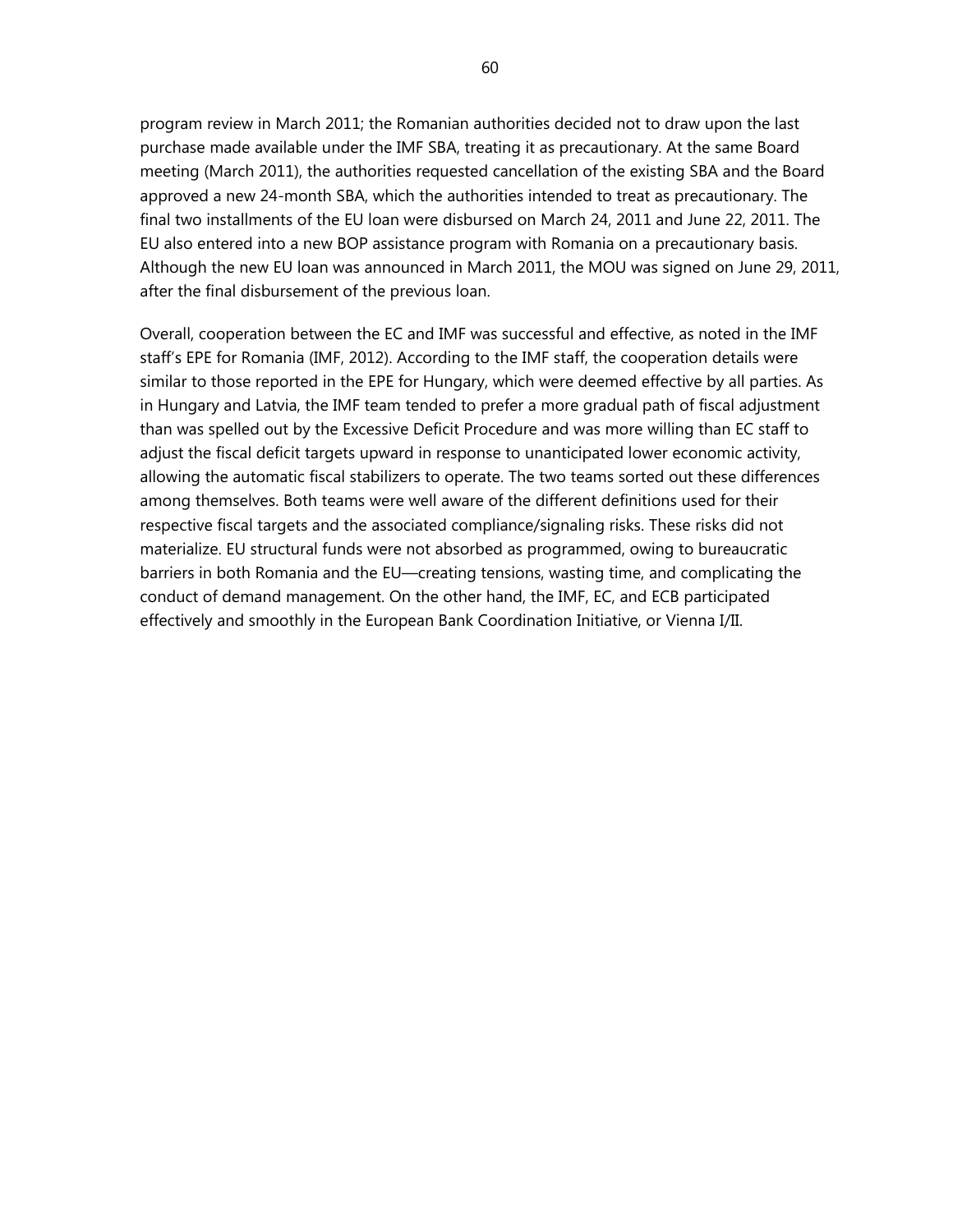program review in March 2011; the Romanian authorities decided not to draw upon the last purchase made available under the IMF SBA, treating it as precautionary. At the same Board meeting (March 2011), the authorities requested cancellation of the existing SBA and the Board approved a new 24-month SBA, which the authorities intended to treat as precautionary. The final two installments of the EU loan were disbursed on March 24, 2011 and June 22, 2011. The EU also entered into a new BOP assistance program with Romania on a precautionary basis. Although the new EU loan was announced in March 2011, the MOU was signed on June 29, 2011, after the final disbursement of the previous loan.

Overall, cooperation between the EC and IMF was successful and effective, as noted in the IMF staff's EPE for Romania (IMF, 2012). According to the IMF staff, the cooperation details were similar to those reported in the EPE for Hungary, which were deemed effective by all parties. As in Hungary and Latvia, the IMF team tended to prefer a more gradual path of fiscal adjustment than was spelled out by the Excessive Deficit Procedure and was more willing than EC staff to adjust the fiscal deficit targets upward in response to unanticipated lower economic activity, allowing the automatic fiscal stabilizers to operate. The two teams sorted out these differences among themselves. Both teams were well aware of the different definitions used for their respective fiscal targets and the associated compliance/signaling risks. These risks did not materialize. EU structural funds were not absorbed as programmed, owing to bureaucratic barriers in both Romania and the EU—creating tensions, wasting time, and complicating the conduct of demand management. On the other hand, the IMF, EC, and ECB participated effectively and smoothly in the European Bank Coordination Initiative, or Vienna I/II.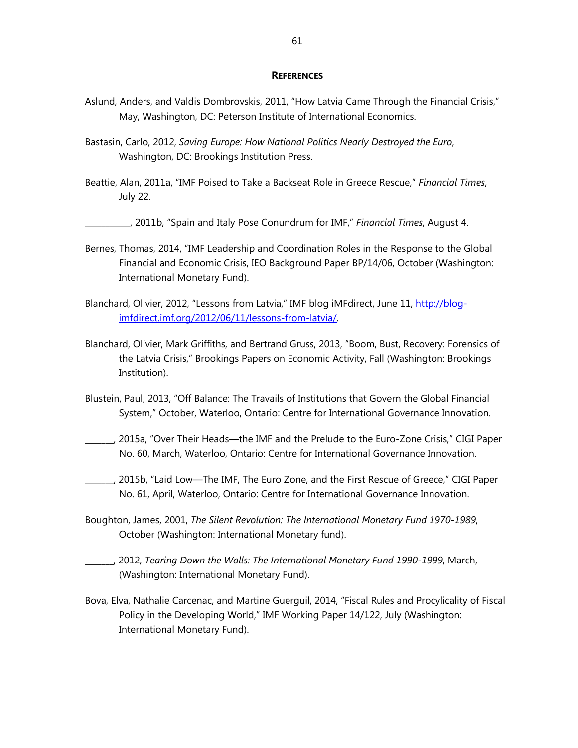## **References**

Aslund, Anders, and Valdis Dombrovskis, 2011, "How Latvia Came Through the Financial Crisis," May, Washington, DC: Peterson Institute of International Economics.

Bastasin, Carlo, 2012, *Saving Europe: How National Politics Nearly Destroyed the Euro*, Washington, DC: Brookings Institution Press.

Beattie, Alan, 2011a, "IMF Poised to Take a Backseat Role in Greece Rescue," *Financial Times*, July 22.

__________, 2011b, "Spain and Italy Pose Conundrum for IMF," *Financial Times*, August 4.

Bernes, Thomas, 2014, "IMF Leadership and Coordination Roles in the Response to the Global Financial and Economic Crisis, IEO Background Paper BP/14/06, October (Washington: International Monetary Fund).

Blanchard, Olivier, 2012, "Lessons from Latvia," IMF blog iMFdirect, June 11, [http://blog-imfdirect.imf.org/2012/06/11/lessons-from-latvia/](http://blog-imfdirect.imf.org/2012/06/11/lessons-from-latvia/).

Blanchard, Olivier, Mark Griffiths, and Bertrand Gruss, 2013, "Boom, Bust, Recovery: Forensics of the Latvia Crisis," Brookings Papers on Economic Activity, Fall (Washington: Brookings Institution).

Blustein, Paul, 2013, "Off Balance: The Travails of Institutions that Govern the Global Financial System," October, Waterloo, Ontario: Centre for International Governance Innovation.

______, 2015a, "Over Their Heads—the IMF and the Prelude to the Euro-Zone Crisis," CIGI Paper No. 60, March, Waterloo, Ontario: Centre for International Governance Innovation.

______, 2015b, "Laid Low—The IMF, The Euro Zone, and the First Rescue of Greece," CIGI Paper No. 61, April, Waterloo, Ontario: Centre for International Governance Innovation.

Boughton, James, 2001, *The Silent Revolution: The International Monetary Fund 1970-1989*, October (Washington: International Monetary fund).

______, 2012*, Tearing Down the Walls: The International Monetary Fund 1990-1999*, March, (Washington: International Monetary Fund).

Bova, Elva, Nathalie Carcenac, and Martine Guerguil, 2014, "Fiscal Rules and Procylicality of Fiscal Policy in the Developing World," IMF Working Paper 14/122, July (Washington: International Monetary Fund).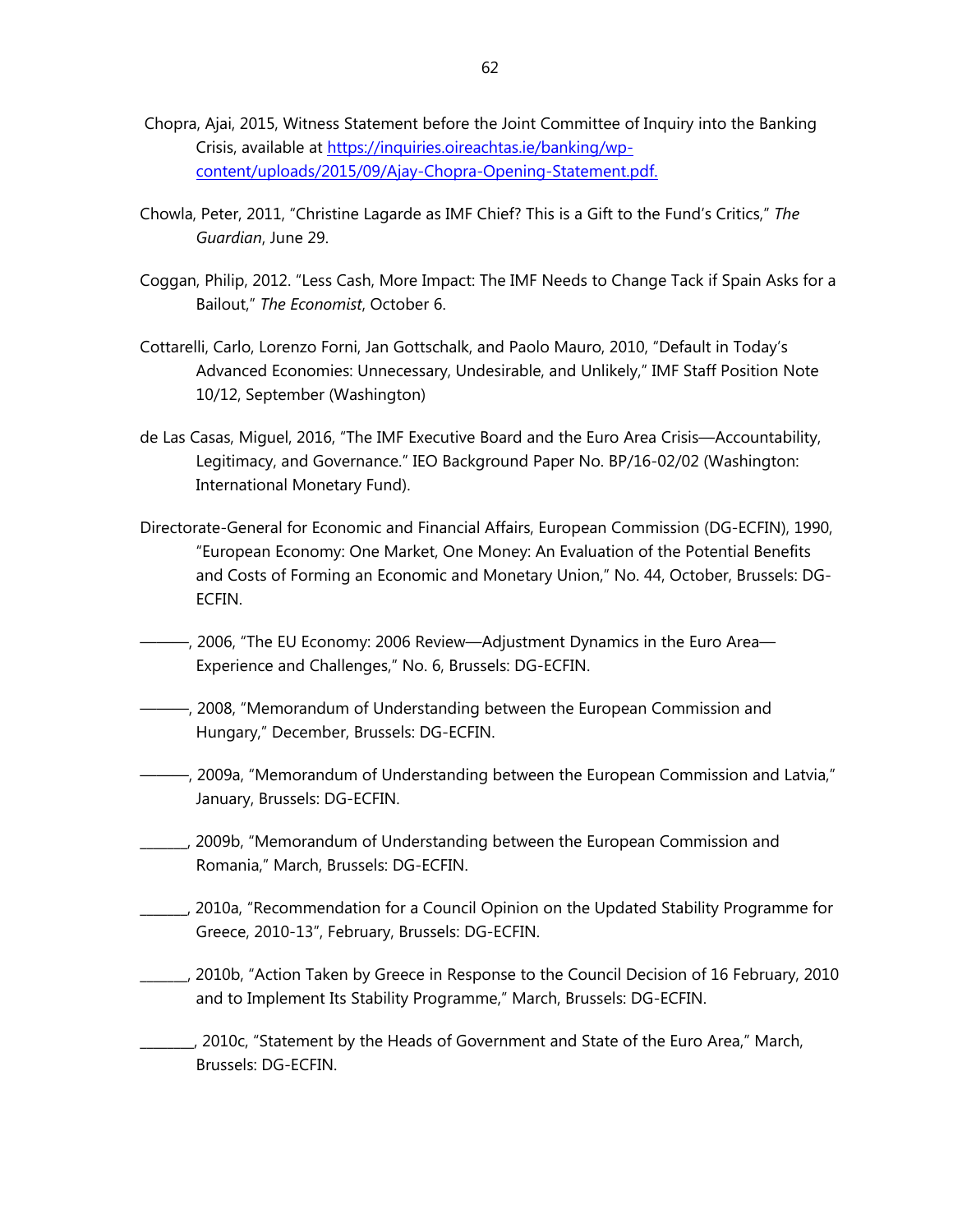Chopra, Ajai, 2015, Witness Statement before the Joint Committee of Inquiry into the Banking Crisis, available at https://inquiries.oireachtas.ie/banking/wp-content/uploads/2015/09/Ajay-Chopra-Opening-Statement.pdf.

Chowla, Peter, 2011, "Christine Lagarde as IMF Chief? This is a Gift to the Fund's Critics," *The Guardian*, June 29.

Coggan, Philip, 2012. "Less Cash, More Impact: The IMF Needs to Change Tack if Spain Asks for a Bailout," *The Economist*, October 6.

Cottarelli, Carlo, Lorenzo Forni, Jan Gottschalk, and Paolo Mauro, 2010, "Default in Today's Advanced Economies: Unnecessary, Undesirable, and Unlikely," IMF Staff Position Note 10/12, September (Washington)

de Las Casas, Miguel, 2016, "The IMF Executive Board and the Euro Area Crisis—Accountability, Legitimacy, and Governance." IEO Background Paper No. BP/16-02/02 (Washington: International Monetary Fund).

Directorate-General for Economic and Financial Affairs, European Commission (DG-ECFIN), 1990, "European Economy: One Market, One Money: An Evaluation of the Potential Benefits and Costs of Forming an Economic and Monetary Union," No. 44, October, Brussels: DG-ECFIN.

———, 2006, "The EU Economy: 2006 Review—Adjustment Dynamics in the Euro Area—Experience and Challenges," No. 6, Brussels: DG-ECFIN.

———, 2008, "Memorandum of Understanding between the European Commission and Hungary," December, Brussels: DG-ECFIN.

———, 2009a, "Memorandum of Understanding between the European Commission and Latvia," January, Brussels: DG-ECFIN.

_______, 2009b, "Memorandum of Understanding between the European Commission and Romania," March, Brussels: DG-ECFIN.

_______, 2010a, "Recommendation for a Council Opinion on the Updated Stability Programme for Greece, 2010-13", February, Brussels: DG-ECFIN.

_______, 2010b, "Action Taken by Greece in Response to the Council Decision of 16 February, 2010 and to Implement Its Stability Programme," March, Brussels: DG-ECFIN.

________, 2010c, "Statement by the Heads of Government and State of the Euro Area," March, Brussels: DG-ECFIN.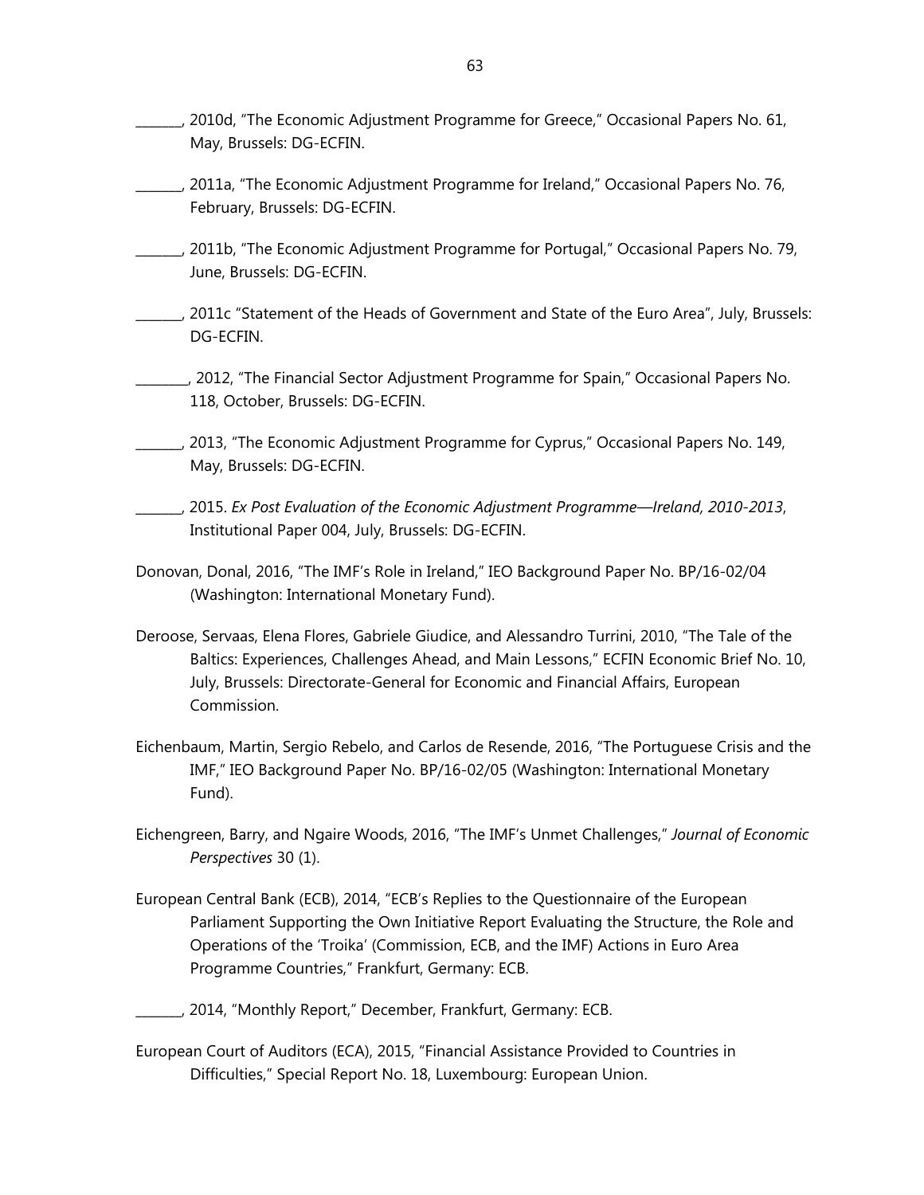_______, 2010d, "The Economic Adjustment Programme for Greece," Occasional Papers No. 61, May, Brussels: DG-ECFIN.

_______, 2011a, "The Economic Adjustment Programme for Ireland," Occasional Papers No. 76, February, Brussels: DG-ECFIN.

_______, 2011b, "The Economic Adjustment Programme for Portugal," Occasional Papers No. 79, June, Brussels: DG-ECFIN.

_______, 2011c "Statement of the Heads of Government and State of the Euro Area", July, Brussels: DG-ECFIN.

________, 2012, "The Financial Sector Adjustment Programme for Spain," Occasional Papers No. 118, October, Brussels: DG-ECFIN.

_______, 2013, "The Economic Adjustment Programme for Cyprus," Occasional Papers No. 149, May, Brussels: DG-ECFIN.

_______, 2015. *Ex Post Evaluation of the Economic Adjustment Programme—Ireland, 2010-2013*, Institutional Paper 004, July, Brussels: DG-ECFIN.

Donovan, Donal, 2016, "The IMF's Role in Ireland," IEO Background Paper No. BP/16-02/04 (Washington: International Monetary Fund).

Deroose, Servaas, Elena Flores, Gabriele Giudice, and Alessandro Turrini, 2010, "The Tale of the Baltics: Experiences, Challenges Ahead, and Main Lessons," ECFIN Economic Brief No. 10, July, Brussels: Directorate-General for Economic and Financial Affairs, European Commission.

Eichenbaum, Martin, Sergio Rebelo, and Carlos de Resende, 2016, "The Portuguese Crisis and the IMF," IEO Background Paper No. BP/16-02/05 (Washington: International Monetary Fund).

Eichengreen, Barry, and Ngaire Woods, 2016, "The IMF's Unmet Challenges," *Journal of Economic Perspectives* 30 (1).

European Central Bank (ECB), 2014, "ECB's Replies to the Questionnaire of the European Parliament Supporting the Own Initiative Report Evaluating the Structure, the Role and Operations of the 'Troika' (Commission, ECB, and the IMF) Actions in Euro Area Programme Countries," Frankfurt, Germany: ECB.

_______, 2014, "Monthly Report," December, Frankfurt, Germany: ECB.

European Court of Auditors (ECA), 2015, "Financial Assistance Provided to Countries in Difficulties," Special Report No. 18, Luxembourg: European Union.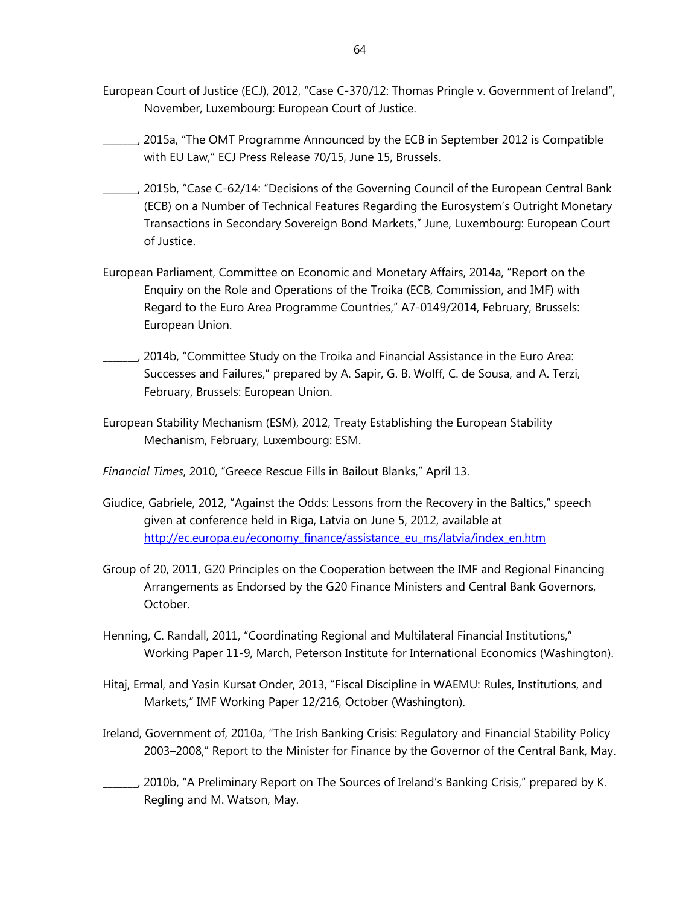European Court of Justice (ECJ), 2012, "Case C-370/12: Thomas Pringle v. Government of Ireland", November, Luxembourg: European Court of Justice.

_______, 2015a, "The OMT Programme Announced by the ECB in September 2012 is Compatible with EU Law," ECJ Press Release 70/15, June 15, Brussels.

_______, 2015b, "Case C-62/14: "Decisions of the Governing Council of the European Central Bank (ECB) on a Number of Technical Features Regarding the Eurosystem's Outright Monetary Transactions in Secondary Sovereign Bond Markets," June, Luxembourg: European Court of Justice.

European Parliament, Committee on Economic and Monetary Affairs, 2014a, "Report on the Enquiry on the Role and Operations of the Troika (ECB, Commission, and IMF) with Regard to the Euro Area Programme Countries," A7-0149/2014, February, Brussels: European Union.

_______, 2014b, "Committee Study on the Troika and Financial Assistance in the Euro Area: Successes and Failures," prepared by A. Sapir, G. B. Wolff, C. de Sousa, and A. Terzi, February, Brussels: European Union.

European Stability Mechanism (ESM), 2012, Treaty Establishing the European Stability Mechanism, February, Luxembourg: ESM.

*Financial Times*, 2010, "Greece Rescue Fills in Bailout Blanks," April 13.

Giudice, Gabriele, 2012, "Against the Odds: Lessons from the Recovery in the Baltics," speech given at conference held in Riga, Latvia on June 5, 2012, available at [http://ec.europa.eu/economy_finance/assistance_eu_ms/latvia/index_en.htm](http://ec.europa.eu/economy_finance/assistance_eu_ms/latvia/index_en.htm)

Group of 20, 2011, G20 Principles on the Cooperation between the IMF and Regional Financing Arrangements as Endorsed by the G20 Finance Ministers and Central Bank Governors, October.

Henning, C. Randall, 2011, "Coordinating Regional and Multilateral Financial Institutions," Working Paper 11-9, March, Peterson Institute for International Economics (Washington).

Hitaj, Ermal, and Yasin Kursat Onder, 2013, "Fiscal Discipline in WAEMU: Rules, Institutions, and Markets," IMF Working Paper 12/216, October (Washington).

Ireland, Government of, 2010a, "The Irish Banking Crisis: Regulatory and Financial Stability Policy 2003–2008," Report to the Minister for Finance by the Governor of the Central Bank, May.

_______, 2010b, "A Preliminary Report on The Sources of Ireland's Banking Crisis," prepared by K. Regling and M. Watson, May.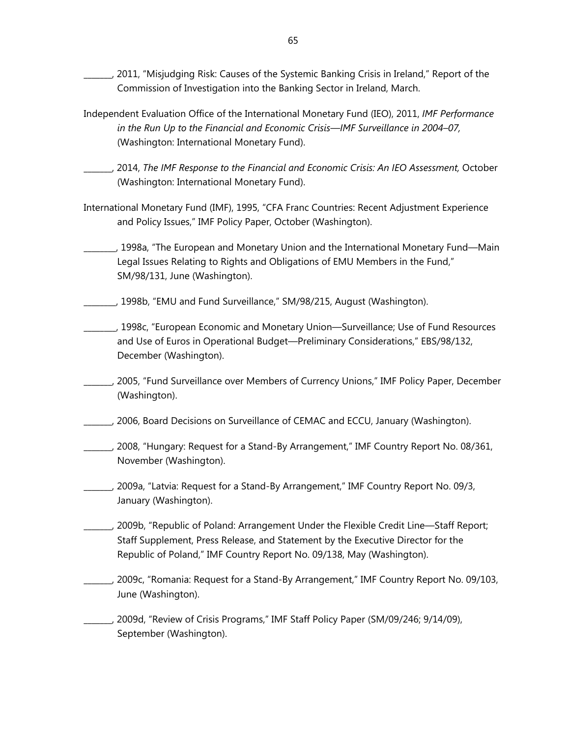_______, 2011, “Misjudging Risk: Causes of the Systemic Banking Crisis in Ireland,” Report of the Commission of Investigation into the Banking Sector in Ireland, March.

Independent Evaluation Office of the International Monetary Fund (IEO), 2011, *IMF Performance in the Run Up to the Financial and Economic Crisis—IMF Surveillance in 2004–07,* (Washington: International Monetary Fund).

_______, 2014, *The IMF Response to the Financial and Economic Crisis: An IEO Assessment,* October (Washington: International Monetary Fund).

International Monetary Fund (IMF), 1995, “CFA Franc Countries: Recent Adjustment Experience and Policy Issues,” IMF Policy Paper, October (Washington).

________, 1998a, “The European and Monetary Union and the International Monetary Fund—Main Legal Issues Relating to Rights and Obligations of EMU Members in the Fund,” SM/98/131, June (Washington).

________, 1998b, “EMU and Fund Surveillance,” SM/98/215, August (Washington).

________, 1998c, “European Economic and Monetary Union—Surveillance; Use of Fund Resources and Use of Euros in Operational Budget—Preliminary Considerations,” EBS/98/132, December (Washington).

_______, 2005, “Fund Surveillance over Members of Currency Unions,” IMF Policy Paper, December (Washington).

_______, 2006, Board Decisions on Surveillance of CEMAC and ECCU, January (Washington).

_______, 2008, “Hungary: Request for a Stand-By Arrangement,” IMF Country Report No. 08/361, November (Washington).

_______, 2009a, “Latvia: Request for a Stand-By Arrangement,” IMF Country Report No. 09/3, January (Washington).

_______, 2009b, “Republic of Poland: Arrangement Under the Flexible Credit Line—Staff Report; Staff Supplement, Press Release, and Statement by the Executive Director for the Republic of Poland,” IMF Country Report No. 09/138, May (Washington).

_______, 2009c, “Romania: Request for a Stand-By Arrangement,” IMF Country Report No. 09/103, June (Washington).

_______, 2009d, “Review of Crisis Programs,” IMF Staff Policy Paper (SM/09/246; 9/14/09), September (Washington).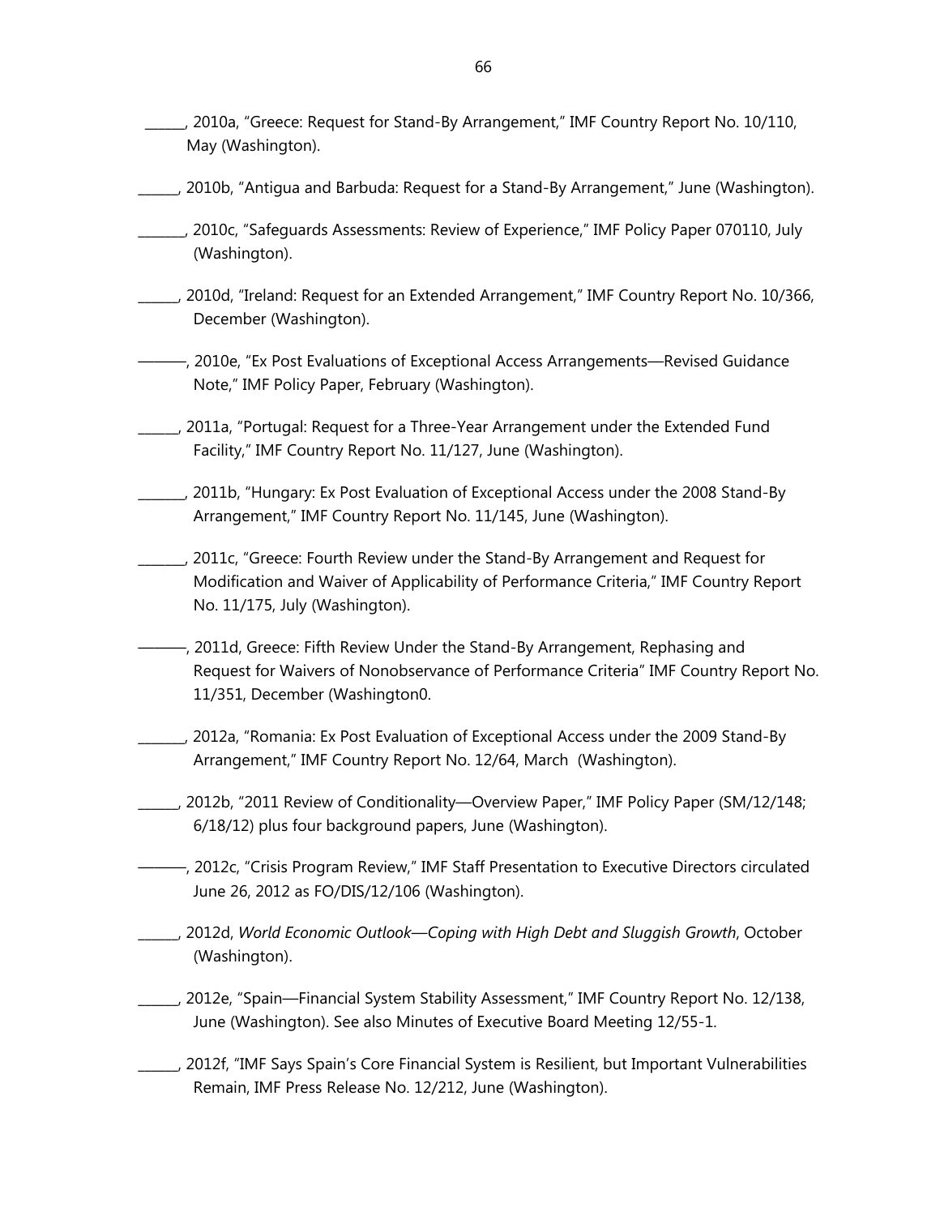______, 2010a, “Greece: Request for Stand-By Arrangement,” IMF Country Report No. 10/110, May (Washington).

______, 2010b, “Antigua and Barbuda: Request for a Stand-By Arrangement,” June (Washington).

_______, 2010c, “Safeguards Assessments: Review of Experience,” IMF Policy Paper 070110, July (Washington).

______, 2010d, “Ireland: Request for an Extended Arrangement,” IMF Country Report No. 10/366, December (Washington).

———, 2010e, “Ex Post Evaluations of Exceptional Access Arrangements—Revised Guidance Note,” IMF Policy Paper, February (Washington).

______, 2011a, “Portugal: Request for a Three-Year Arrangement under the Extended Fund Facility,” IMF Country Report No. 11/127, June (Washington).

_______, 2011b, “Hungary: Ex Post Evaluation of Exceptional Access under the 2008 Stand-By Arrangement,” IMF Country Report No. 11/145, June (Washington).

_______, 2011c, “Greece: Fourth Review under the Stand-By Arrangement and Request for Modification and Waiver of Applicability of Performance Criteria,” IMF Country Report No. 11/175, July (Washington).

———, 2011d, Greece: Fifth Review Under the Stand-By Arrangement, Rephasing and Request for Waivers of Nonobservance of Performance Criteria” IMF Country Report No. 11/351, December (Washington0.

_______, 2012a, “Romania: Ex Post Evaluation of Exceptional Access under the 2009 Stand-By Arrangement,” IMF Country Report No. 12/64, March (Washington).

______, 2012b, “2011 Review of Conditionality—Overview Paper,” IMF Policy Paper (SM/12/148; 6/18/12) plus four background papers, June (Washington).

———, 2012c, “Crisis Program Review,” IMF Staff Presentation to Executive Directors circulated June 26, 2012 as FO/DIS/12/106 (Washington).

______, 2012d, *World Economic Outlook—Coping with High Debt and Sluggish Growth*, October (Washington).

______, 2012e, “Spain—Financial System Stability Assessment,” IMF Country Report No. 12/138, June (Washington). See also Minutes of Executive Board Meeting 12/55-1.

______, 2012f, “IMF Says Spain’s Core Financial System is Resilient, but Important Vulnerabilities Remain, IMF Press Release No. 12/212, June (Washington).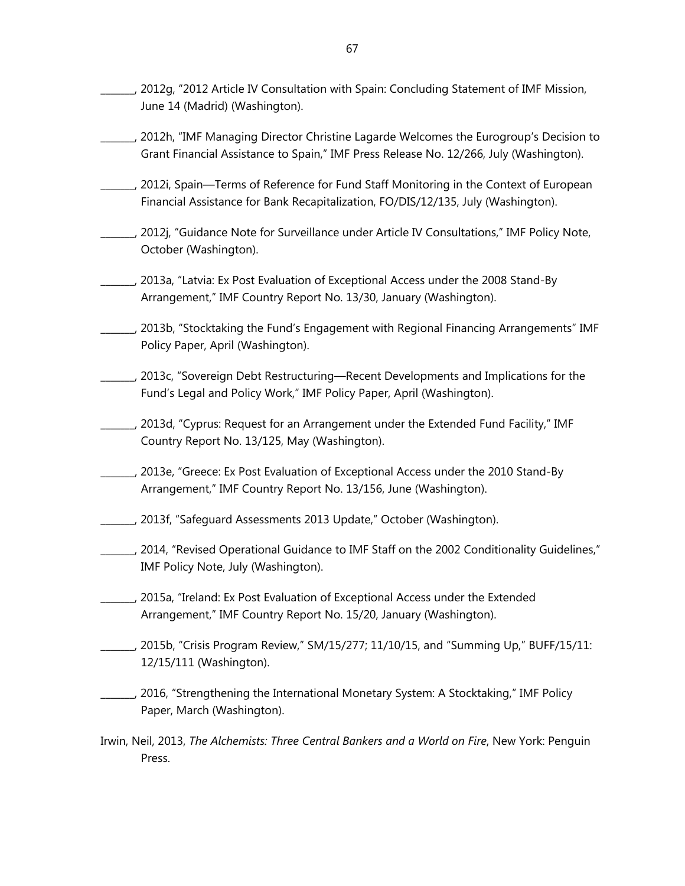_______, 2012g, “2012 Article IV Consultation with Spain: Concluding Statement of IMF Mission, June 14 (Madrid) (Washington).

_______, 2012h, “IMF Managing Director Christine Lagarde Welcomes the Eurogroup’s Decision to Grant Financial Assistance to Spain,” IMF Press Release No. 12/266, July (Washington).

_______, 2012i, Spain—Terms of Reference for Fund Staff Monitoring in the Context of European Financial Assistance for Bank Recapitalization, FO/DIS/12/135, July (Washington).

_______, 2012j, “Guidance Note for Surveillance under Article IV Consultations,” IMF Policy Note, October (Washington).

_______, 2013a, “Latvia: Ex Post Evaluation of Exceptional Access under the 2008 Stand-By Arrangement,” IMF Country Report No. 13/30, January (Washington).

_______, 2013b, “Stocktaking the Fund’s Engagement with Regional Financing Arrangements” IMF Policy Paper, April (Washington).

_______, 2013c, “Sovereign Debt Restructuring—Recent Developments and Implications for the Fund’s Legal and Policy Work,” IMF Policy Paper, April (Washington).

_______, 2013d, “Cyprus: Request for an Arrangement under the Extended Fund Facility,” IMF Country Report No. 13/125, May (Washington).

_______, 2013e, “Greece: Ex Post Evaluation of Exceptional Access under the 2010 Stand-By Arrangement,” IMF Country Report No. 13/156, June (Washington).

_______, 2013f, “Safeguard Assessments 2013 Update,” October (Washington).

_______, 2014, “Revised Operational Guidance to IMF Staff on the 2002 Conditionality Guidelines,” IMF Policy Note, July (Washington).

_______, 2015a, “Ireland: Ex Post Evaluation of Exceptional Access under the Extended Arrangement,” IMF Country Report No. 15/20, January (Washington).

_______, 2015b, “Crisis Program Review,” SM/15/277; 11/10/15, and “Summing Up,” BUFF/15/11: 12/15/111 (Washington).

_______, 2016, “Strengthening the International Monetary System: A Stocktaking,” IMF Policy Paper, March (Washington).

Irwin, Neil, 2013, *The Alchemists: Three Central Bankers and a World on Fire*, New York: Penguin Press.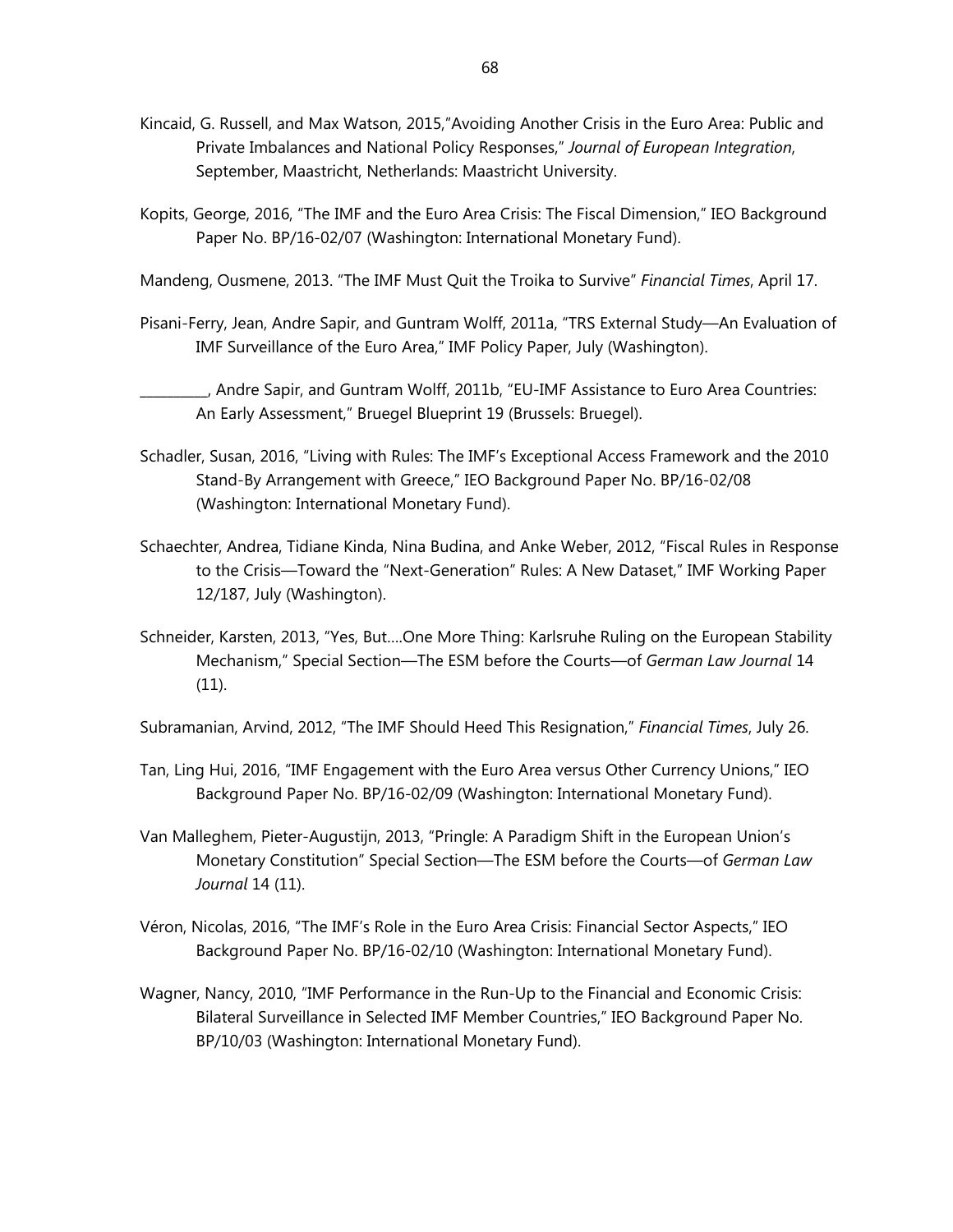Kincaid, G. Russell, and Max Watson, 2015,"Avoiding Another Crisis in the Euro Area: Public and Private Imbalances and National Policy Responses," *Journal of European Integration*, September, Maastricht, Netherlands: Maastricht University.

Kopits, George, 2016, "The IMF and the Euro Area Crisis: The Fiscal Dimension," IEO Background Paper No. BP/16-02/07 (Washington: International Monetary Fund).

Mandeng, Ousmene, 2013. "The IMF Must Quit the Troika to Survive" *Financial Times*, April 17.

Pisani-Ferry, Jean, Andre Sapir, and Guntram Wolff, 2011a, "TRS External Study—An Evaluation of IMF Surveillance of the Euro Area," IMF Policy Paper, July (Washington).

__________, Andre Sapir, and Guntram Wolff, 2011b, "EU-IMF Assistance to Euro Area Countries: An Early Assessment," Bruegel Blueprint 19 (Brussels: Bruegel).

Schadler, Susan, 2016, "Living with Rules: The IMF's Exceptional Access Framework and the 2010 Stand-By Arrangement with Greece," IEO Background Paper No. BP/16-02/08 (Washington: International Monetary Fund).

Schaechter, Andrea, Tidiane Kinda, Nina Budina, and Anke Weber, 2012, "Fiscal Rules in Response to the Crisis—Toward the "Next-Generation" Rules: A New Dataset," IMF Working Paper 12/187, July (Washington).

Schneider, Karsten, 2013, "Yes, But....One More Thing: Karlsruhe Ruling on the European Stability Mechanism," Special Section—The ESM before the Courts—of *German Law Journal* 14 (11).

Subramanian, Arvind, 2012, "The IMF Should Heed This Resignation," *Financial Times*, July 26.

Tan, Ling Hui, 2016, "IMF Engagement with the Euro Area versus Other Currency Unions," IEO Background Paper No. BP/16-02/09 (Washington: International Monetary Fund).

Van Malleghem, Pieter-Augustijn, 2013, "Pringle: A Paradigm Shift in the European Union's Monetary Constitution" Special Section—The ESM before the Courts—of *German Law Journal* 14 (11).

Véron, Nicolas, 2016, "The IMF's Role in the Euro Area Crisis: Financial Sector Aspects," IEO Background Paper No. BP/16-02/10 (Washington: International Monetary Fund).

Wagner, Nancy, 2010, "IMF Performance in the Run-Up to the Financial and Economic Crisis: Bilateral Surveillance in Selected IMF Member Countries," IEO Background Paper No. BP/10/03 (Washington: International Monetary Fund).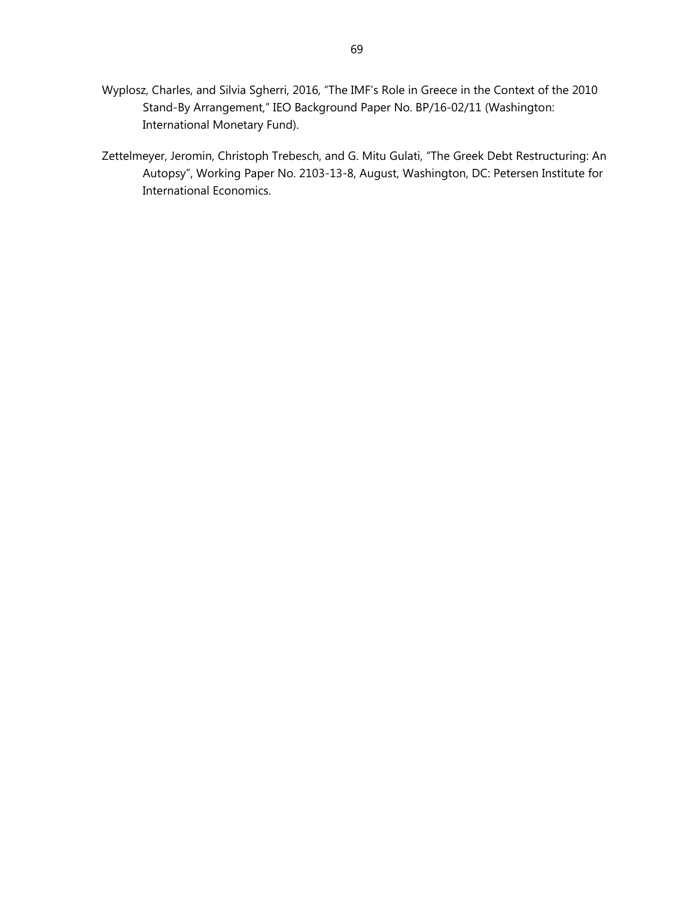Wyplosz, Charles, and Silvia Sgherri, 2016, "The IMF's Role in Greece in the Context of the 2010 Stand-By Arrangement," IEO Background Paper No. BP/16-02/11 (Washington: International Monetary Fund).

Zettelmeyer, Jeromin, Christoph Trebesch, and G. Mitu Gulati, "The Greek Debt Restructuring: An Autopsy", Working Paper No. 2103-13-8, August, Washington, DC: Petersen Institute for International Economics.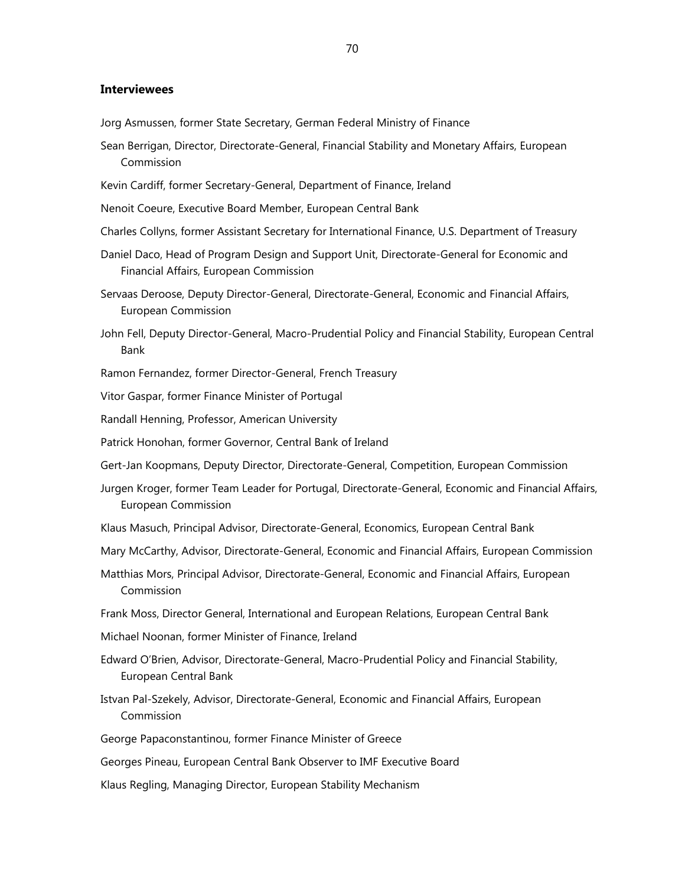### Interviewees

Jorg Asmussen, former State Secretary, German Federal Ministry of Finance

Sean Berrigan, Director, Directorate-General, Financial Stability and Monetary Affairs, European Commission

Kevin Cardiff, former Secretary-General, Department of Finance, Ireland

Nenoit Coeure, Executive Board Member, European Central Bank

Charles Collyns, former Assistant Secretary for International Finance, U.S. Department of Treasury

Daniel Daco, Head of Program Design and Support Unit, Directorate-General for Economic and Financial Affairs, European Commission

Servaas Deroose, Deputy Director-General, Directorate-General, Economic and Financial Affairs, European Commission

John Fell, Deputy Director-General, Macro-Prudential Policy and Financial Stability, European Central Bank

Ramon Fernandez, former Director-General, French Treasury

Vitor Gaspar, former Finance Minister of Portugal

Randall Henning, Professor, American University

Patrick Honohan, former Governor, Central Bank of Ireland

Gert-Jan Koopmans, Deputy Director, Directorate-General, Competition, European Commission

Jurgen Kroger, former Team Leader for Portugal, Directorate-General, Economic and Financial Affairs, European Commission

Klaus Masuch, Principal Advisor, Directorate-General, Economics, European Central Bank

Mary McCarthy, Advisor, Directorate-General, Economic and Financial Affairs, European Commission

Matthias Mors, Principal Advisor, Directorate-General, Economic and Financial Affairs, European Commission

Frank Moss, Director General, International and European Relations, European Central Bank

Michael Noonan, former Minister of Finance, Ireland

Edward O'Brien, Advisor, Directorate-General, Macro-Prudential Policy and Financial Stability, European Central Bank

Istvan Pal-Szekely, Advisor, Directorate-General, Economic and Financial Affairs, European Commission

George Papaconstantinou, former Finance Minister of Greece

Georges Pineau, European Central Bank Observer to IMF Executive Board

Klaus Regling, Managing Director, European Stability Mechanism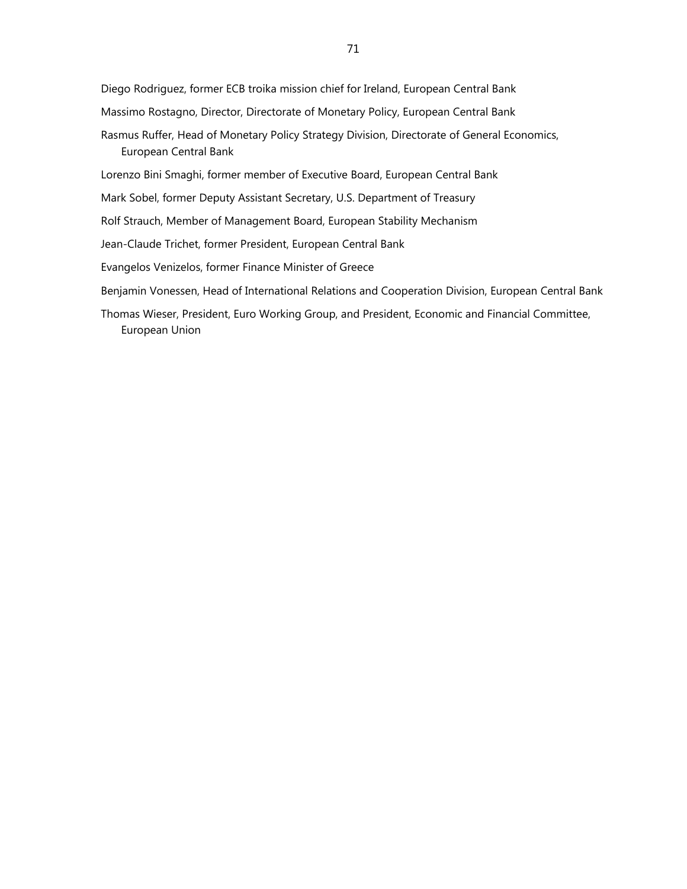Diego Rodriguez, former ECB troika mission chief for Ireland, European Central Bank

Massimo Rostagno, Director, Directorate of Monetary Policy, European Central Bank

Rasmus Ruffer, Head of Monetary Policy Strategy Division, Directorate of General Economics, European Central Bank

Lorenzo Bini Smaghi, former member of Executive Board, European Central Bank

Mark Sobel, former Deputy Assistant Secretary, U.S. Department of Treasury

Rolf Strauch, Member of Management Board, European Stability Mechanism

Jean-Claude Trichet, former President, European Central Bank

Evangelos Venizelos, former Finance Minister of Greece

Benjamin Vonessen, Head of International Relations and Cooperation Division, European Central Bank

Thomas Wieser, President, Euro Working Group, and President, Economic and Financial Committee, European Union